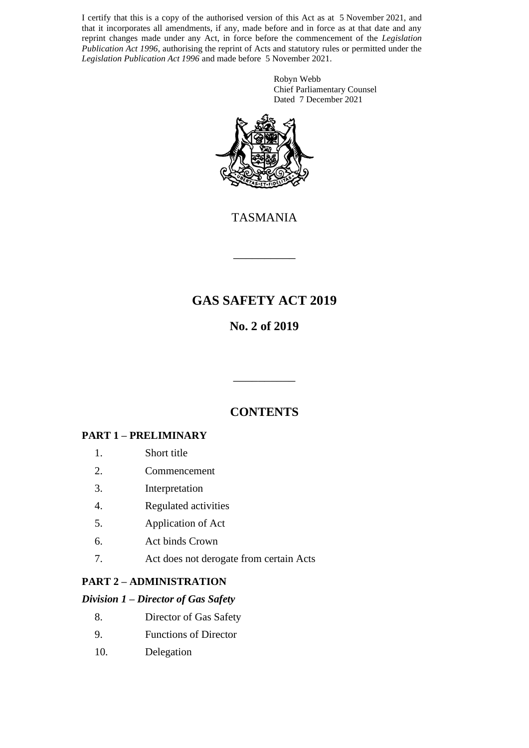I certify that this is a copy of the authorised version of this Act as at 5 November 2021, and that it incorporates all amendments, if any, made before and in force as at that date and any reprint changes made under any Act, in force before the commencement of the *Legislation Publication Act 1996*, authorising the reprint of Acts and statutory rules or permitted under the *Legislation Publication Act 1996* and made before 5 November 2021.

Robyn Webb
Chief Parliamentary Counsel
Dated 7 December 2021

TASMANIA

# GAS SAFETY ACT 2019

## No. 2 of 2019

## CONTENTS

### PART 1 – PRELIMINARY

1. Short title
2. Commencement
3. Interpretation
4. Regulated activities
5. Application of Act
6. Act binds Crown
7. Act does not derogate from certain Acts

### PART 2 – ADMINISTRATION

#### *Division 1 – Director of Gas Safety*

8. Director of Gas Safety
9. Functions of Director
10. Delegation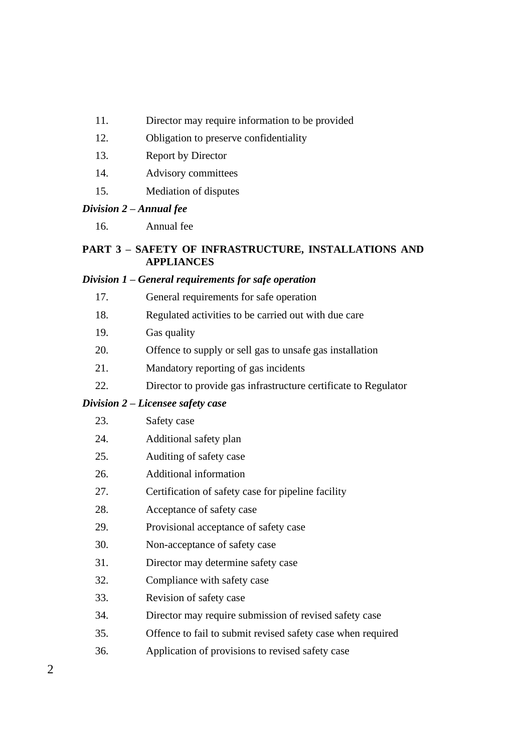11. Director may require information to be provided
12. Obligation to preserve confidentiality
13. Report by Director
14. Advisory committees
15. Mediation of disputes

*Division 2 – Annual fee*

16. Annual fee

**PART 3 – SAFETY OF INFRASTRUCTURE, INSTALLATIONS AND APPLIANCES**

*Division 1 – General requirements for safe operation*

17. General requirements for safe operation
18. Regulated activities to be carried out with due care
19. Gas quality
20. Offence to supply or sell gas to unsafe gas installation
21. Mandatory reporting of gas incidents
22. Director to provide gas infrastructure certificate to Regulator

*Division 2 – Licensee safety case*

23. Safety case
24. Additional safety plan
25. Auditing of safety case
26. Additional information
27. Certification of safety case for pipeline facility
28. Acceptance of safety case
29. Provisional acceptance of safety case
30. Non-acceptance of safety case
31. Director may determine safety case
32. Compliance with safety case
33. Revision of safety case
34. Director may require submission of revised safety case
35. Offence to fail to submit revised safety case when required
36. Application of provisions to revised safety case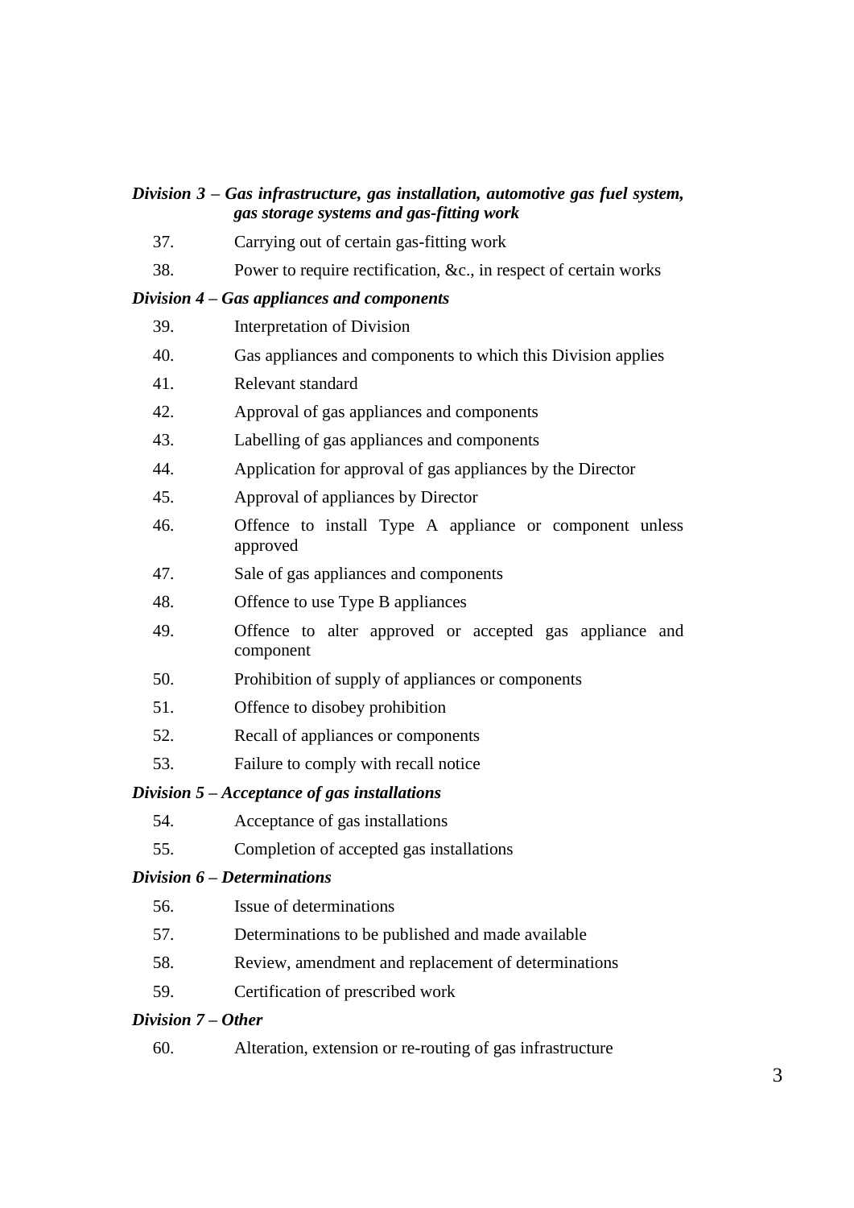*Division 3 – Gas infrastructure, gas installation, automotive gas fuel system, gas storage systems and gas-fitting work*

37. Carrying out of certain gas-fitting work

38. Power to require rectification, &c., in respect of certain works

*Division 4 – Gas appliances and components*

39. Interpretation of Division

40. Gas appliances and components to which this Division applies

41. Relevant standard

42. Approval of gas appliances and components

43. Labelling of gas appliances and components

44. Application for approval of gas appliances by the Director

45. Approval of appliances by Director

46. Offence to install Type A appliance or component unless approved

47. Sale of gas appliances and components

48. Offence to use Type B appliances

49. Offence to alter approved or accepted gas appliance and component

50. Prohibition of supply of appliances or components

51. Offence to disobey prohibition

52. Recall of appliances or components

53. Failure to comply with recall notice

*Division 5 – Acceptance of gas installations*

54. Acceptance of gas installations

55. Completion of accepted gas installations

*Division 6 – Determinations*

56. Issue of determinations

57. Determinations to be published and made available

58. Review, amendment and replacement of determinations

59. Certification of prescribed work

*Division 7 – Other*

60. Alteration, extension or re-routing of gas infrastructure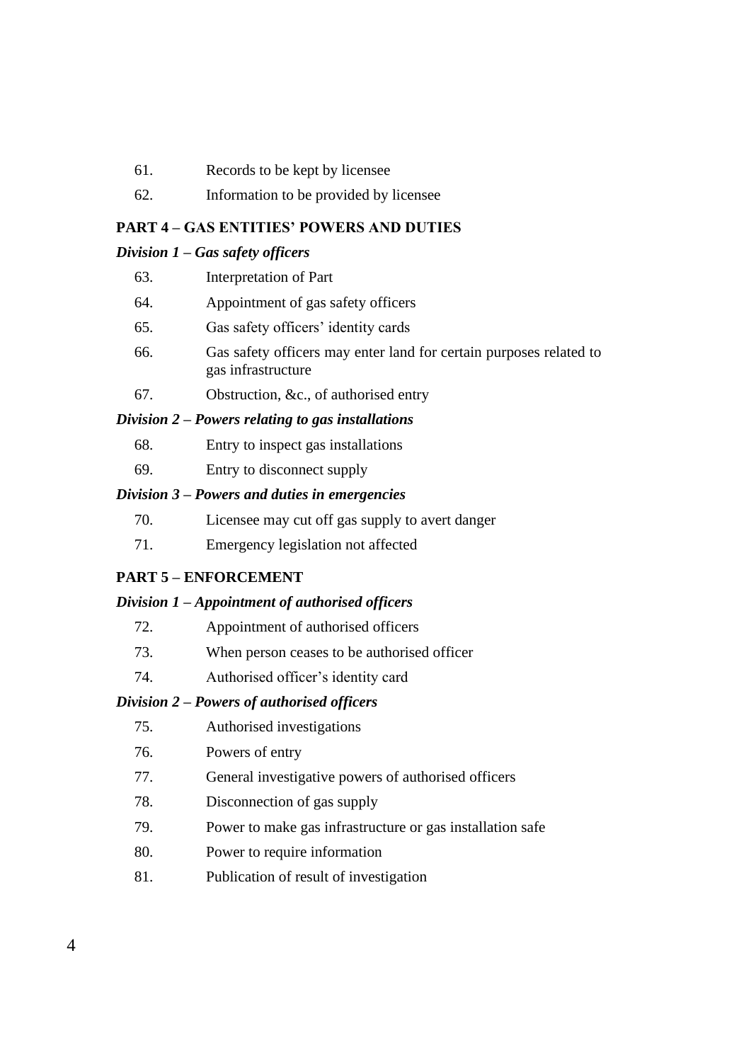61. Records to be kept by licensee

62. Information to be provided by licensee

**PART 4 – GAS ENTITIES' POWERS AND DUTIES**

***Division 1 – Gas safety officers***

63. Interpretation of Part

64. Appointment of gas safety officers

65. Gas safety officers' identity cards

66. Gas safety officers may enter land for certain purposes related to gas infrastructure

67. Obstruction, &c., of authorised entry

***Division 2 – Powers relating to gas installations***

68. Entry to inspect gas installations

69. Entry to disconnect supply

***Division 3 – Powers and duties in emergencies***

70. Licensee may cut off gas supply to avert danger

71. Emergency legislation not affected

**PART 5 – ENFORCEMENT**

***Division 1 – Appointment of authorised officers***

72. Appointment of authorised officers

73. When person ceases to be authorised officer

74. Authorised officer's identity card

***Division 2 – Powers of authorised officers***

75. Authorised investigations

76. Powers of entry

77. General investigative powers of authorised officers

78. Disconnection of gas supply

79. Power to make gas infrastructure or gas installation safe

80. Power to require information

81. Publication of result of investigation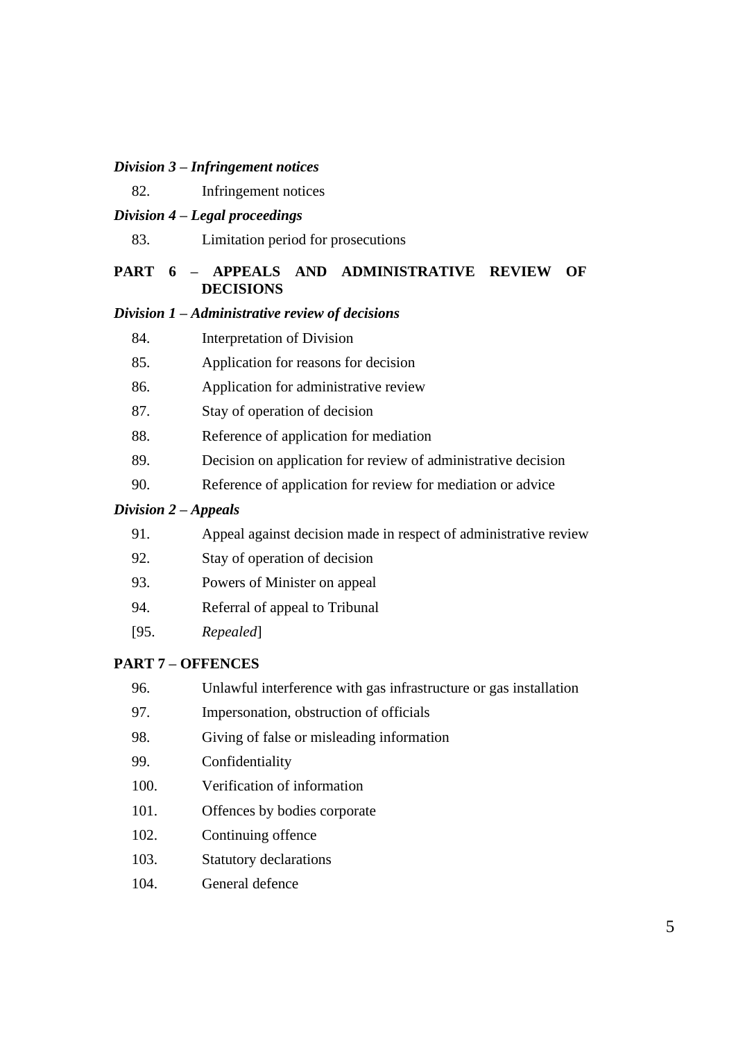*Division 3 – Infringement notices*

82. Infringement notices

*Division 4 – Legal proceedings*

83. Limitation period for prosecutions

**PART 6 – APPEALS AND ADMINISTRATIVE REVIEW OF DECISIONS**

*Division 1 – Administrative review of decisions*

84. Interpretation of Division

85. Application for reasons for decision

86. Application for administrative review

87. Stay of operation of decision

88. Reference of application for mediation

89. Decision on application for review of administrative decision

90. Reference of application for review for mediation or advice

*Division 2 – Appeals*

91. Appeal against decision made in respect of administrative review

92. Stay of operation of decision

93. Powers of Minister on appeal

94. Referral of appeal to Tribunal

[95. *Repealed*]

**PART 7 – OFFENCES**

96. Unlawful interference with gas infrastructure or gas installation

97. Impersonation, obstruction of officials

98. Giving of false or misleading information

99. Confidentiality

100. Verification of information

101. Offences by bodies corporate

102. Continuing offence

103. Statutory declarations

104. General defence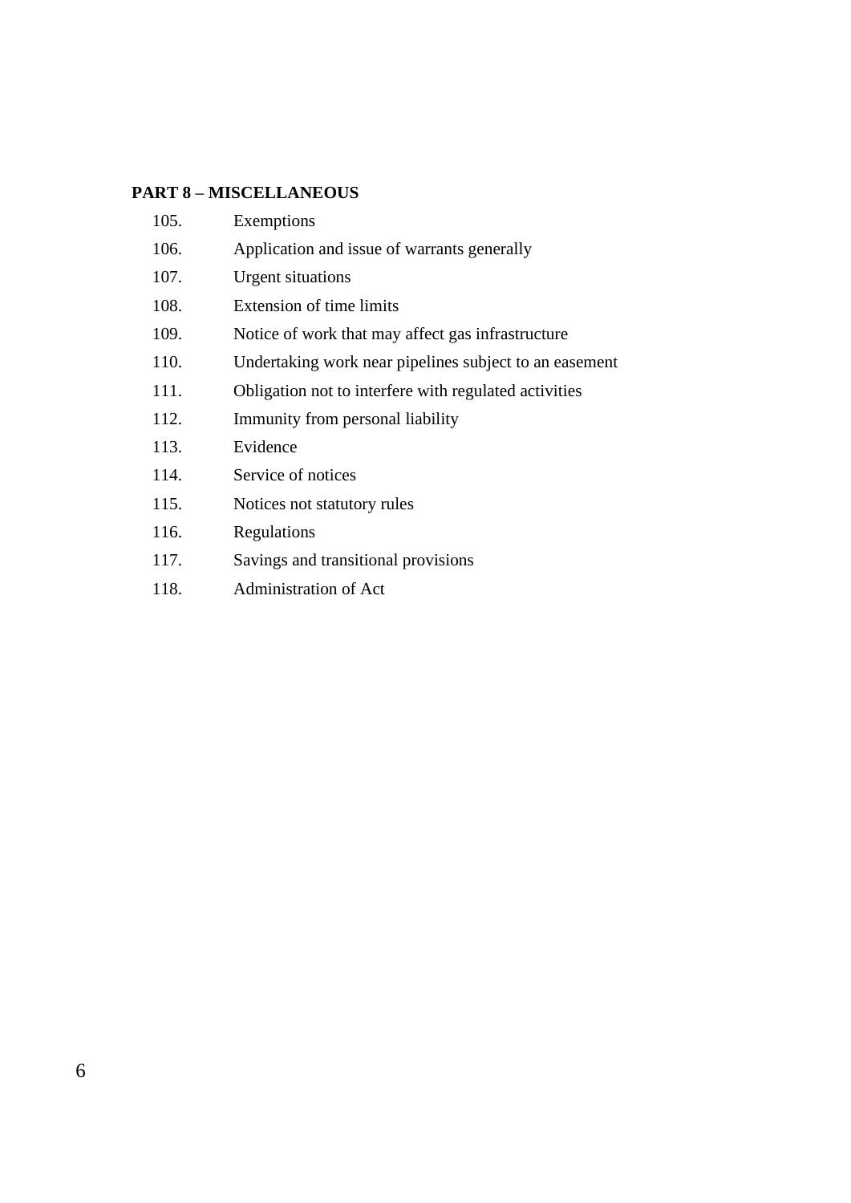**PART 8 – MISCELLANEOUS**

105. Exemptions

106. Application and issue of warrants generally

107. Urgent situations

108. Extension of time limits

109. Notice of work that may affect gas infrastructure

110. Undertaking work near pipelines subject to an easement

111. Obligation not to interfere with regulated activities

112. Immunity from personal liability

113. Evidence

114. Service of notices

115. Notices not statutory rules

116. Regulations

117. Savings and transitional provisions

118. Administration of Act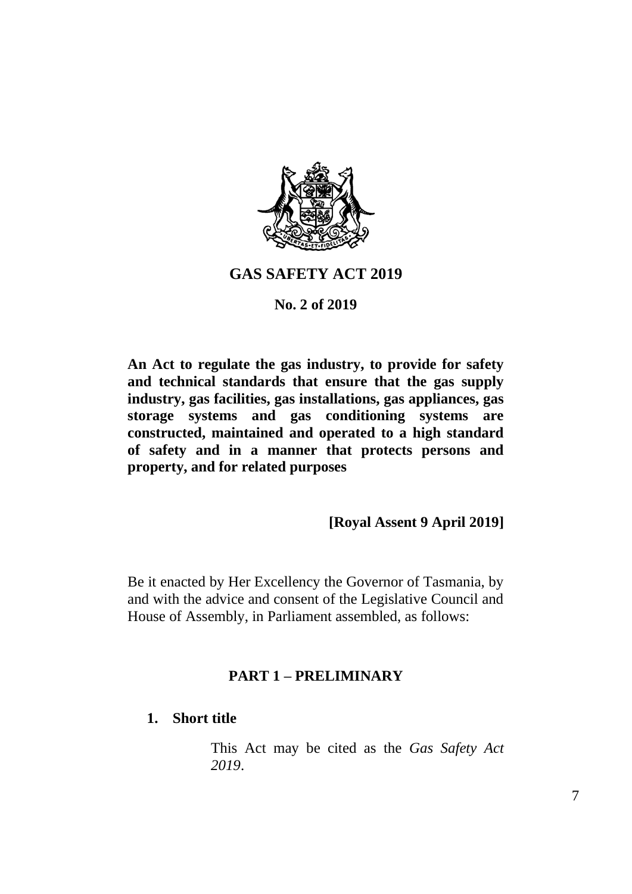# GAS SAFETY ACT 2019

**No. 2 of 2019**

**An Act to regulate the gas industry, to provide for safety and technical standards that ensure that the gas supply industry, gas facilities, gas installations, gas appliances, gas storage systems and gas conditioning systems are constructed, maintained and operated to a high standard of safety and in a manner that protects persons and property, and for related purposes**

**[Royal Assent 9 April 2019]**

Be it enacted by Her Excellency the Governor of Tasmania, by and with the advice and consent of the Legislative Council and House of Assembly, in Parliament assembled, as follows:

## PART 1 – PRELIMINARY

### 1. Short title

This Act may be cited as the *Gas Safety Act 2019*.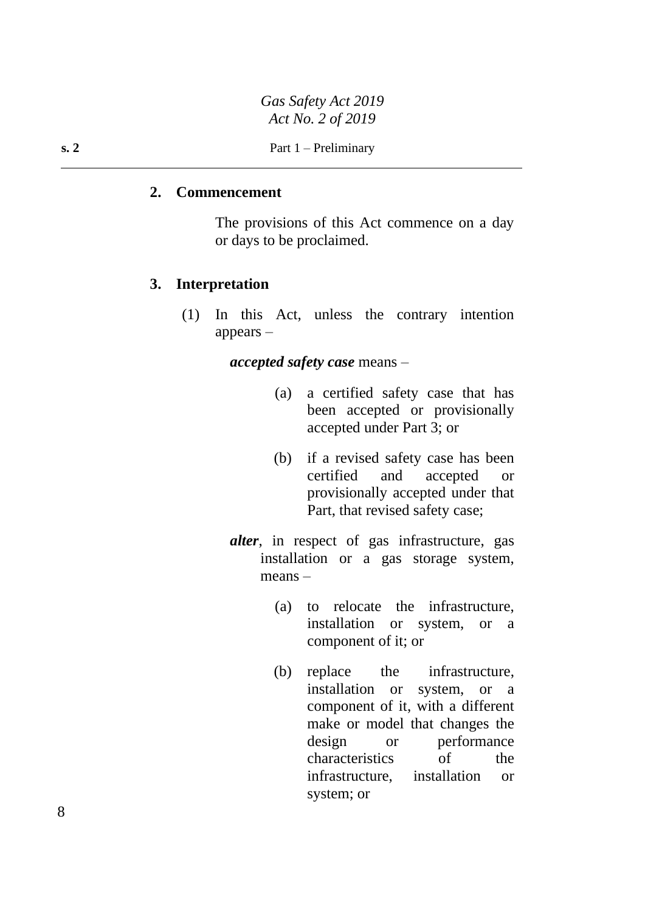## 2. Commencement

The provisions of this Act commence on a day or days to be proclaimed.

## 3. Interpretation

(1) In this Act, unless the contrary intention appears –

***accepted safety case*** means –

(a) a certified safety case that has been accepted or provisionally accepted under Part 3; or

(b) if a revised safety case has been certified and accepted or provisionally accepted under that Part, that revised safety case;

***alter***, in respect of gas infrastructure, gas installation or a gas storage system, means –

(a) to relocate the infrastructure, installation or system, or a component of it; or

(b) replace the infrastructure, installation or system, or a component of it, with a different make or model that changes the design or performance characteristics of the infrastructure, installation or system; or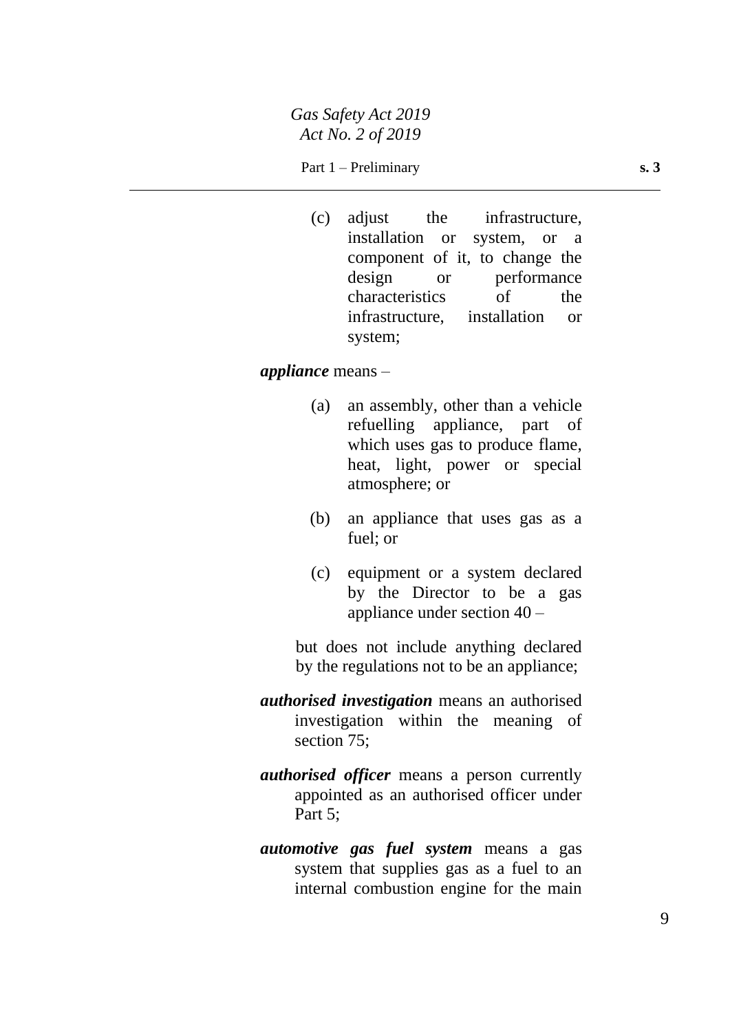(c) adjust the infrastructure, installation or system, or a component of it, to change the design or performance characteristics of the infrastructure, installation or system;

***appliance*** means –

(a) an assembly, other than a vehicle refuelling appliance, part of which uses gas to produce flame, heat, light, power or special atmosphere; or

(b) an appliance that uses gas as a fuel; or

(c) equipment or a system declared by the Director to be a gas appliance under section 40 –

but does not include anything declared by the regulations not to be an appliance;

***authorised investigation*** means an authorised investigation within the meaning of section 75;

***authorised officer*** means a person currently appointed as an authorised officer under Part 5;

***automotive gas fuel system*** means a gas system that supplies gas as a fuel to an internal combustion engine for the main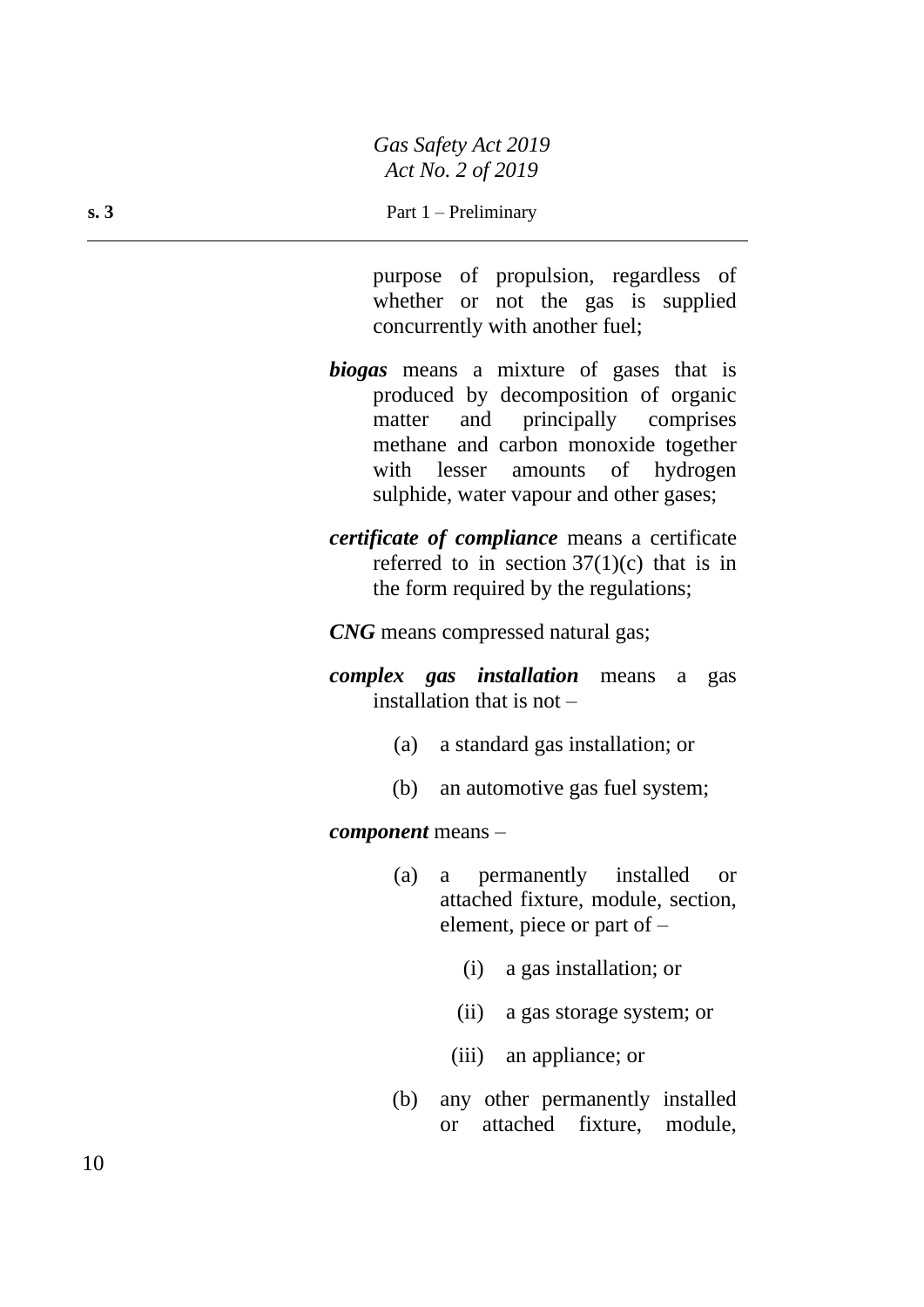purpose of propulsion, regardless of whether or not the gas is supplied concurrently with another fuel;

***biogas*** means a mixture of gases that is produced by decomposition of organic matter and principally comprises methane and carbon monoxide together with lesser amounts of hydrogen sulphide, water vapour and other gases;

***certificate of compliance*** means a certificate referred to in section 37(1)(c) that is in the form required by the regulations;

***CNG*** means compressed natural gas;

***complex gas installation*** means a gas installation that is not –

(a) a standard gas installation; or

(b) an automotive gas fuel system;

***component*** means –

(a) a permanently installed or attached fixture, module, section, element, piece or part of –

(i) a gas installation; or

(ii) a gas storage system; or

(iii) an appliance; or

(b) any other permanently installed or attached fixture, module,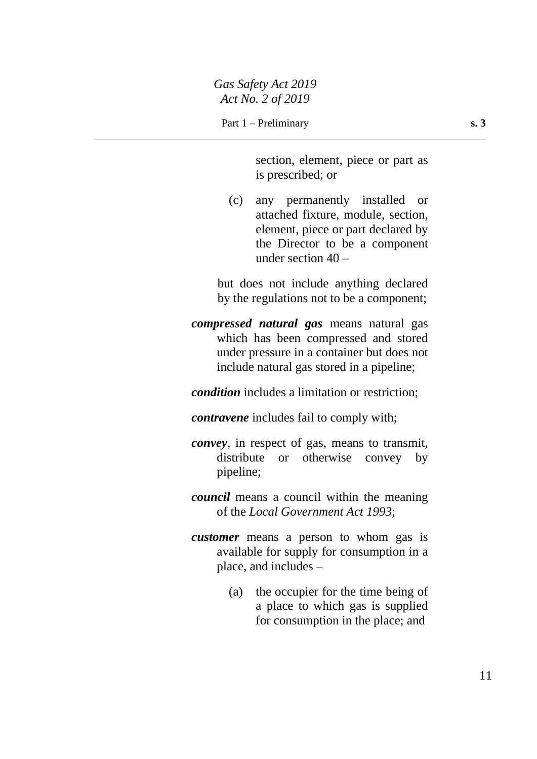section, element, piece or part as is prescribed; or

(c) any permanently installed or attached fixture, module, section, element, piece or part declared by the Director to be a component under section 40 –

but does not include anything declared by the regulations not to be a component;

***compressed natural gas*** means natural gas which has been compressed and stored under pressure in a container but does not include natural gas stored in a pipeline;

***condition*** includes a limitation or restriction;

***contravene*** includes fail to comply with;

***convey***, in respect of gas, means to transmit, distribute or otherwise convey by pipeline;

***council*** means a council within the meaning of the *Local Government Act 1993*;

***customer*** means a person to whom gas is available for supply for consumption in a place, and includes –

(a) the occupier for the time being of a place to which gas is supplied for consumption in the place; and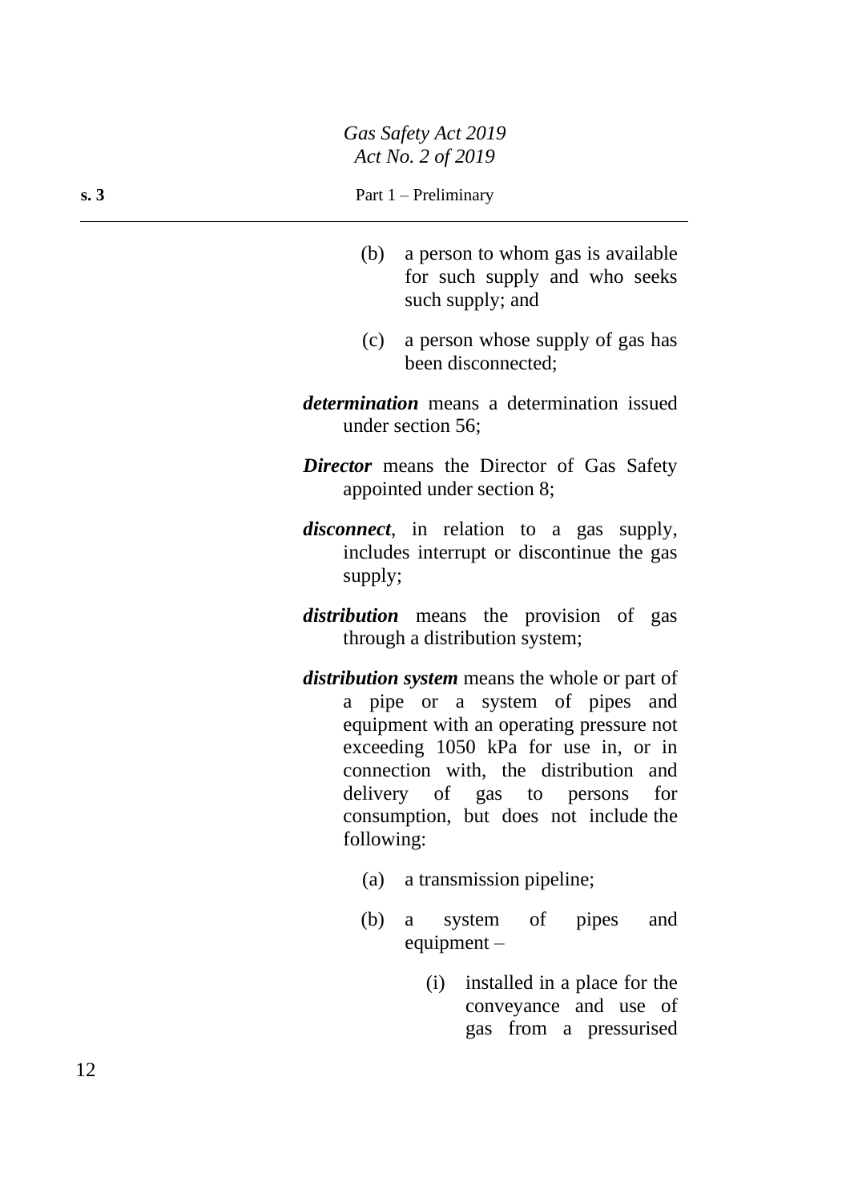(b) a person to whom gas is available for such supply and who seeks such supply; and

(c) a person whose supply of gas has been disconnected;

***determination*** means a determination issued under section 56;

***Director*** means the Director of Gas Safety appointed under section 8;

***disconnect***, in relation to a gas supply, includes interrupt or discontinue the gas supply;

***distribution*** means the provision of gas through a distribution system;

***distribution system*** means the whole or part of a pipe or a system of pipes and equipment with an operating pressure not exceeding 1050 kPa for use in, or in connection with, the distribution and delivery of gas to persons for consumption, but does not include the following:

(a) a transmission pipeline;

(b) a system of pipes and equipment –

(i) installed in a place for the conveyance and use of gas from a pressurised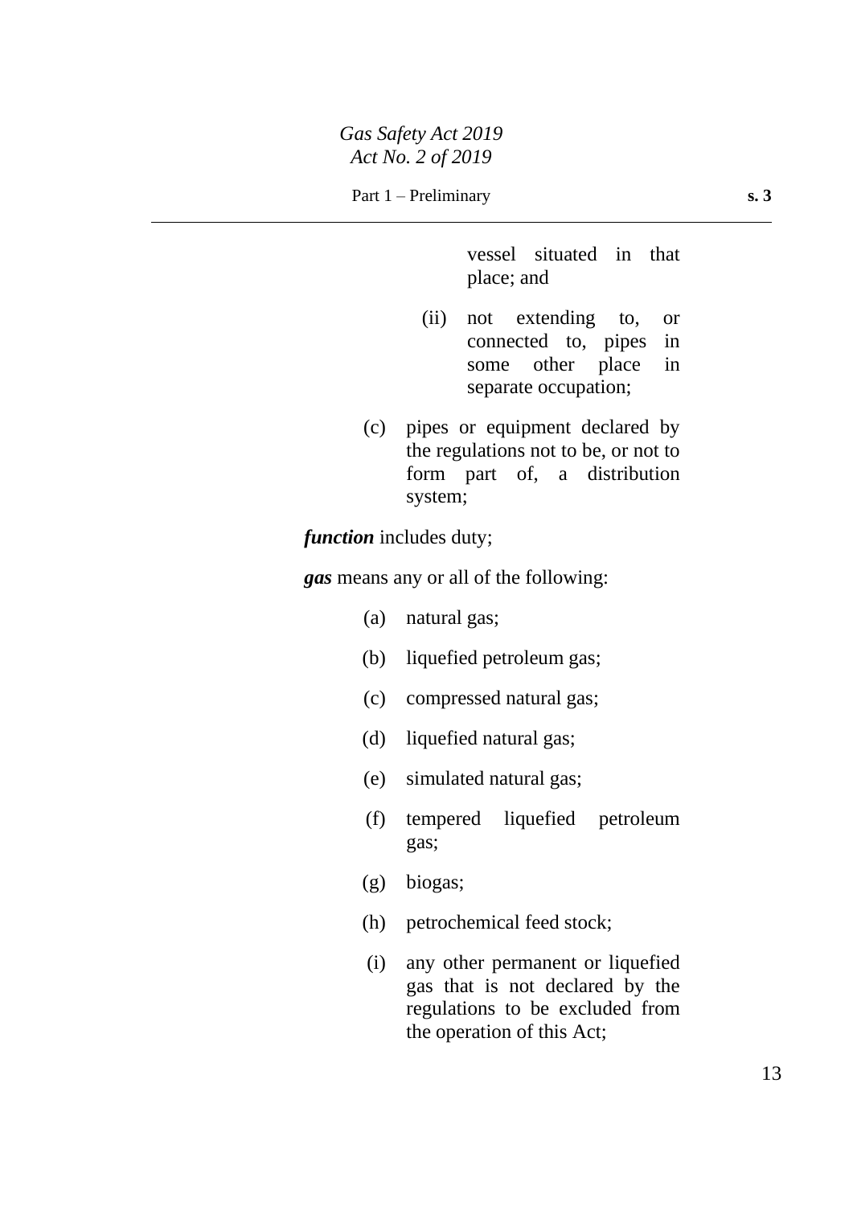vessel situated in that place; and

(ii) not extending to, or connected to, pipes in some other place in separate occupation;

(c) pipes or equipment declared by the regulations not to be, or not to form part of, a distribution system;

***function*** includes duty;

***gas*** means any or all of the following:

(a) natural gas;

(b) liquefied petroleum gas;

(c) compressed natural gas;

(d) liquefied natural gas;

(e) simulated natural gas;

(f) tempered liquefied petroleum gas;

(g) biogas;

(h) petrochemical feed stock;

(i) any other permanent or liquefied gas that is not declared by the regulations to be excluded from the operation of this Act;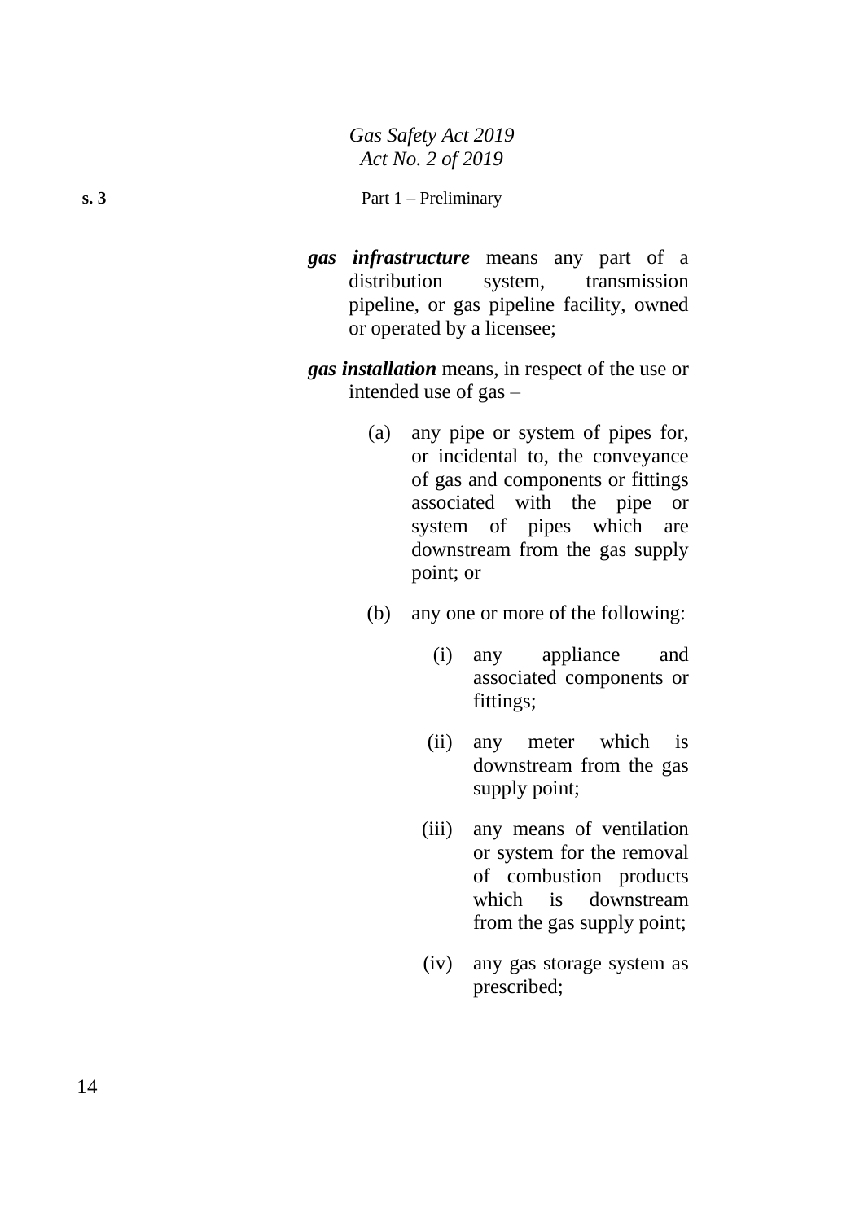***gas infrastructure*** means any part of a distribution system, transmission pipeline, or gas pipeline facility, owned or operated by a licensee;

***gas installation*** means, in respect of the use or intended use of gas –

(a) any pipe or system of pipes for, or incidental to, the conveyance of gas and components or fittings associated with the pipe or system of pipes which are downstream from the gas supply point; or

(b) any one or more of the following:

(i) any appliance and associated components or fittings;

(ii) any meter which is downstream from the gas supply point;

(iii) any means of ventilation or system for the removal of combustion products which is downstream from the gas supply point;

(iv) any gas storage system as prescribed;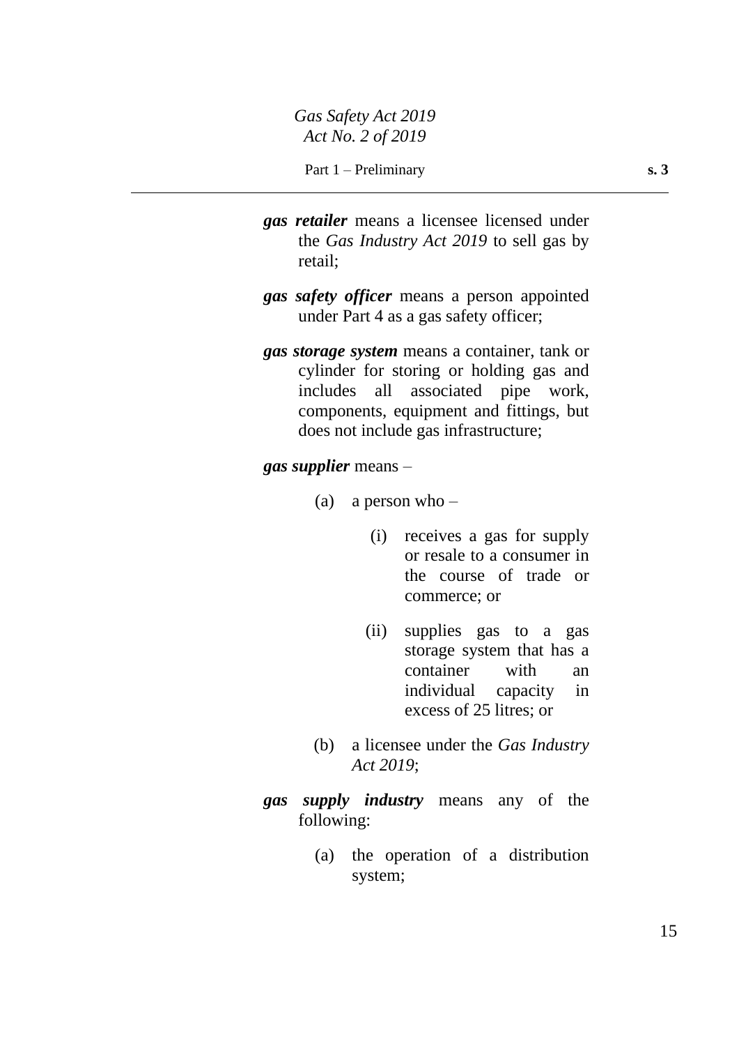***gas retailer*** means a licensee licensed under the *Gas Industry Act 2019* to sell gas by retail;

***gas safety officer*** means a person appointed under Part 4 as a gas safety officer;

***gas storage system*** means a container, tank or cylinder for storing or holding gas and includes all associated pipe work, components, equipment and fittings, but does not include gas infrastructure;

***gas supplier*** means –

(a) a person who –

(i) receives a gas for supply or resale to a consumer in the course of trade or commerce; or

(ii) supplies gas to a gas storage system that has a container with an individual capacity in excess of 25 litres; or

(b) a licensee under the *Gas Industry Act 2019*;

***gas supply industry*** means any of the following:

(a) the operation of a distribution system;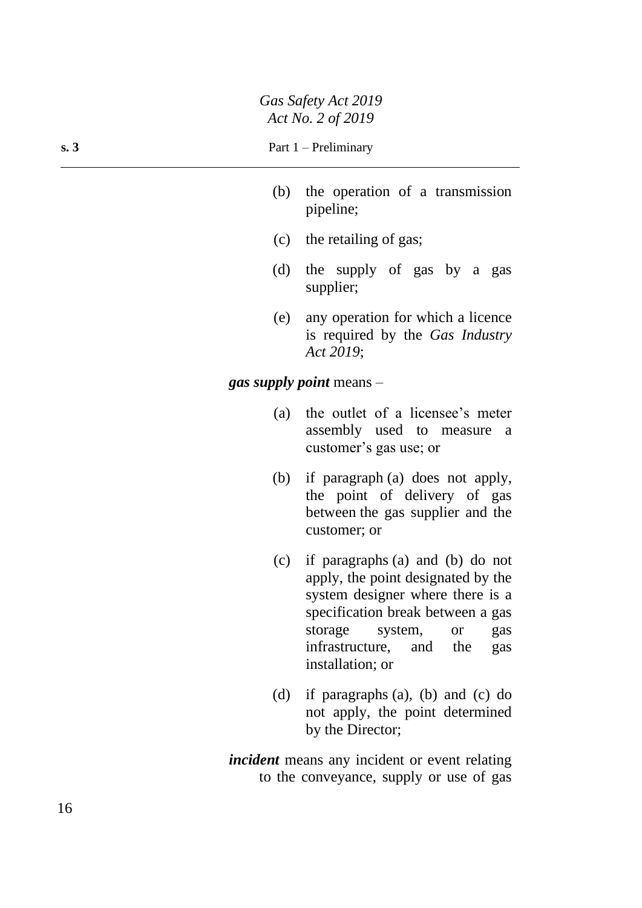(b) the operation of a transmission pipeline;

(c) the retailing of gas;

(d) the supply of gas by a gas supplier;

(e) any operation for which a licence is required by the *Gas Industry Act 2019*;

***gas supply point*** means –

(a) the outlet of a licensee's meter assembly used to measure a customer's gas use; or

(b) if paragraph (a) does not apply, the point of delivery of gas between the gas supplier and the customer; or

(c) if paragraphs (a) and (b) do not apply, the point designated by the system designer where there is a specification break between a gas storage system, or gas infrastructure, and the gas installation; or

(d) if paragraphs (a), (b) and (c) do not apply, the point determined by the Director;

***incident*** means any incident or event relating to the conveyance, supply or use of gas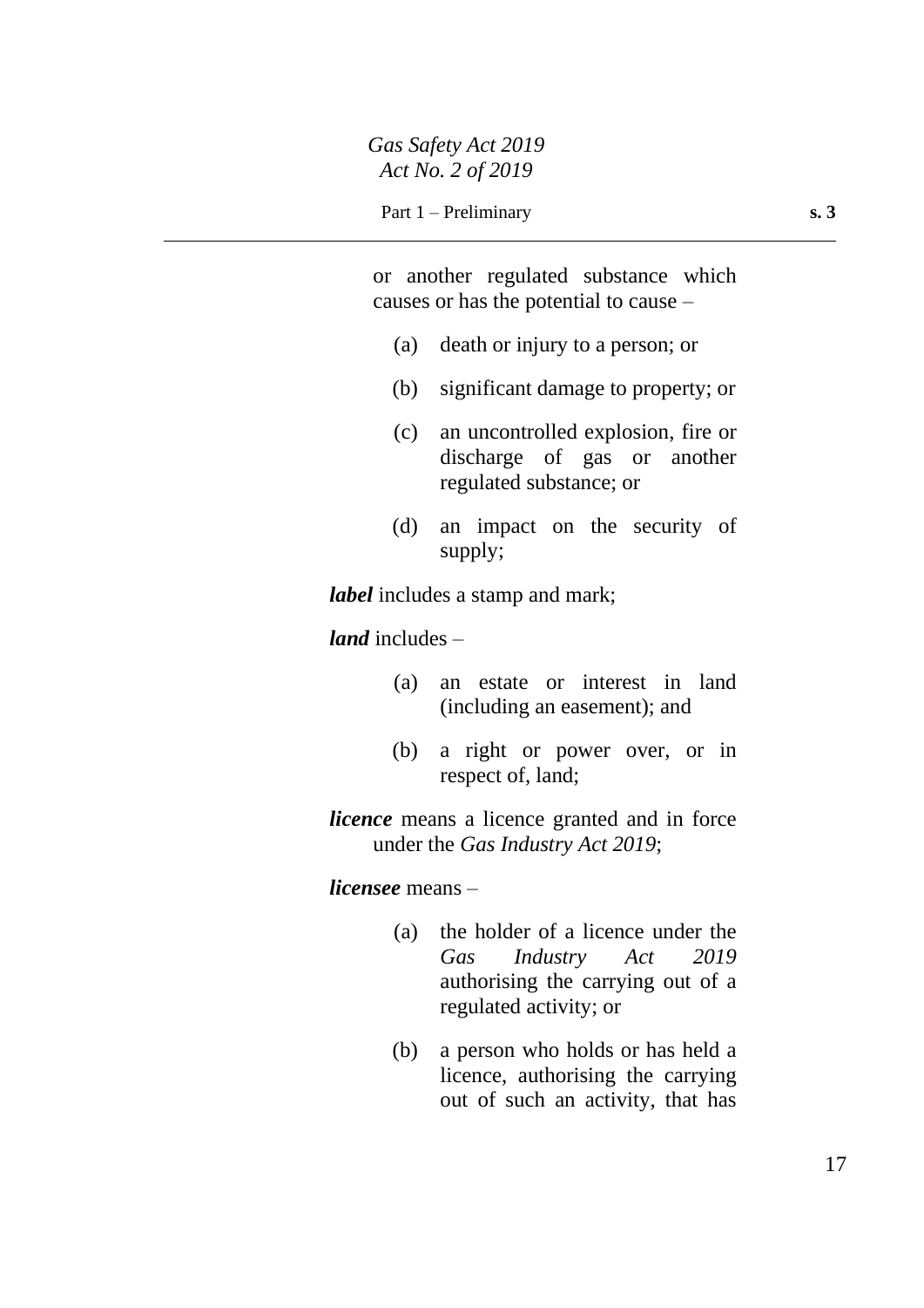or another regulated substance which causes or has the potential to cause –

(a) death or injury to a person; or

(b) significant damage to property; or

(c) an uncontrolled explosion, fire or discharge of gas or another regulated substance; or

(d) an impact on the security of supply;

***label*** includes a stamp and mark;

***land*** includes –

(a) an estate or interest in land (including an easement); and

(b) a right or power over, or in respect of, land;

***licence*** means a licence granted and in force under the *Gas Industry Act 2019*;

***licensee*** means –

(a) the holder of a licence under the *Gas Industry Act 2019* authorising the carrying out of a regulated activity; or

(b) a person who holds or has held a licence, authorising the carrying out of such an activity, that has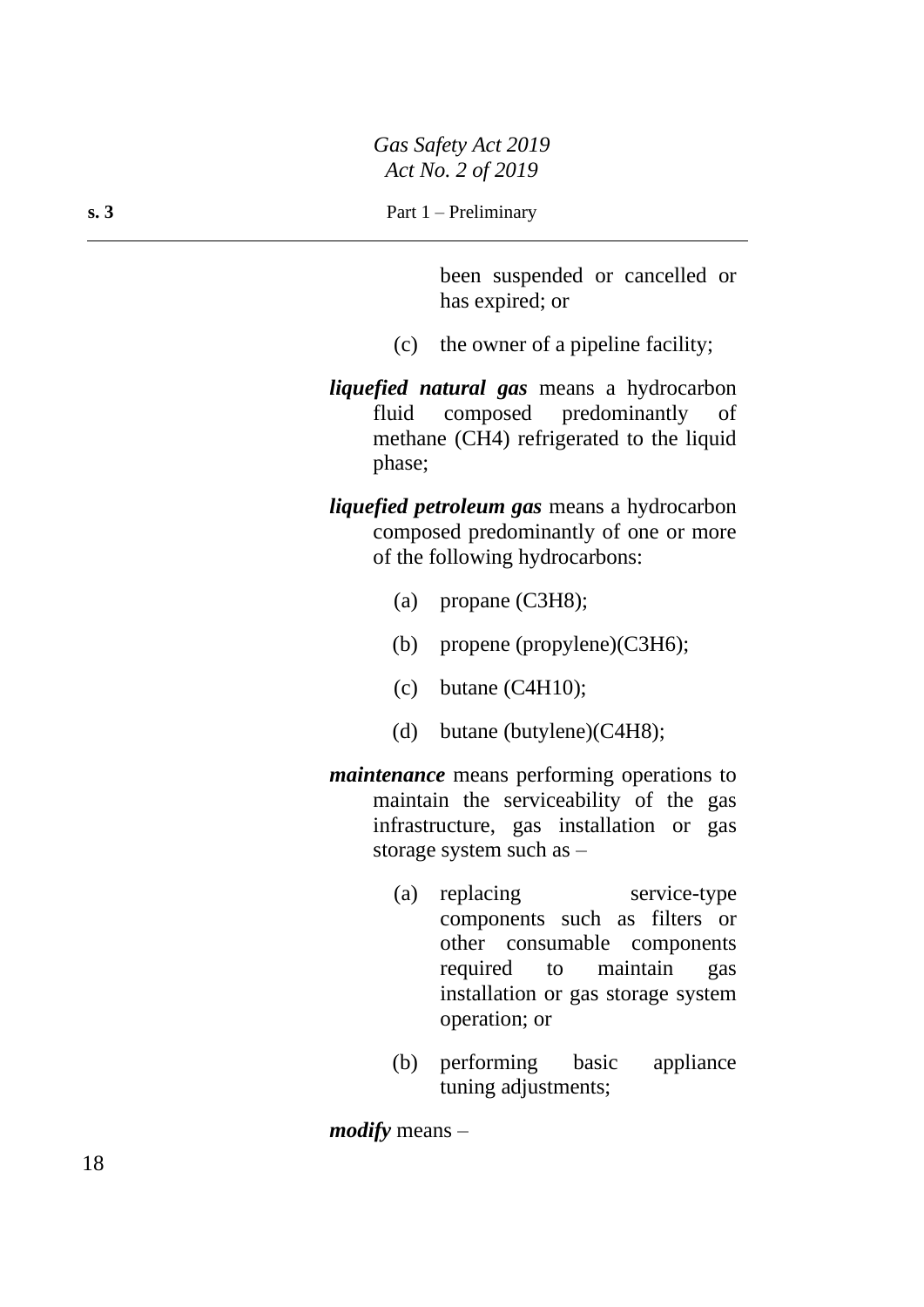been suspended or cancelled or has expired; or

(c) the owner of a pipeline facility;

***liquefied natural gas*** means a hydrocarbon fluid composed predominantly of methane ($CH_4$) refrigerated to the liquid phase;

***liquefied petroleum gas*** means a hydrocarbon composed predominantly of one or more of the following hydrocarbons:

(a) propane ($C_3H_8$);

(b) propene (propylene)($C_3H_6$);

(c) butane ($C_4H_{10}$);

(d) butane (butylene)($C_4H_8$);

***maintenance*** means performing operations to maintain the serviceability of the gas infrastructure, gas installation or gas storage system such as –

(a) replacing service-type components such as filters or other consumable components required to maintain gas installation or gas storage system operation; or

(b) performing basic appliance tuning adjustments;

***modify*** means –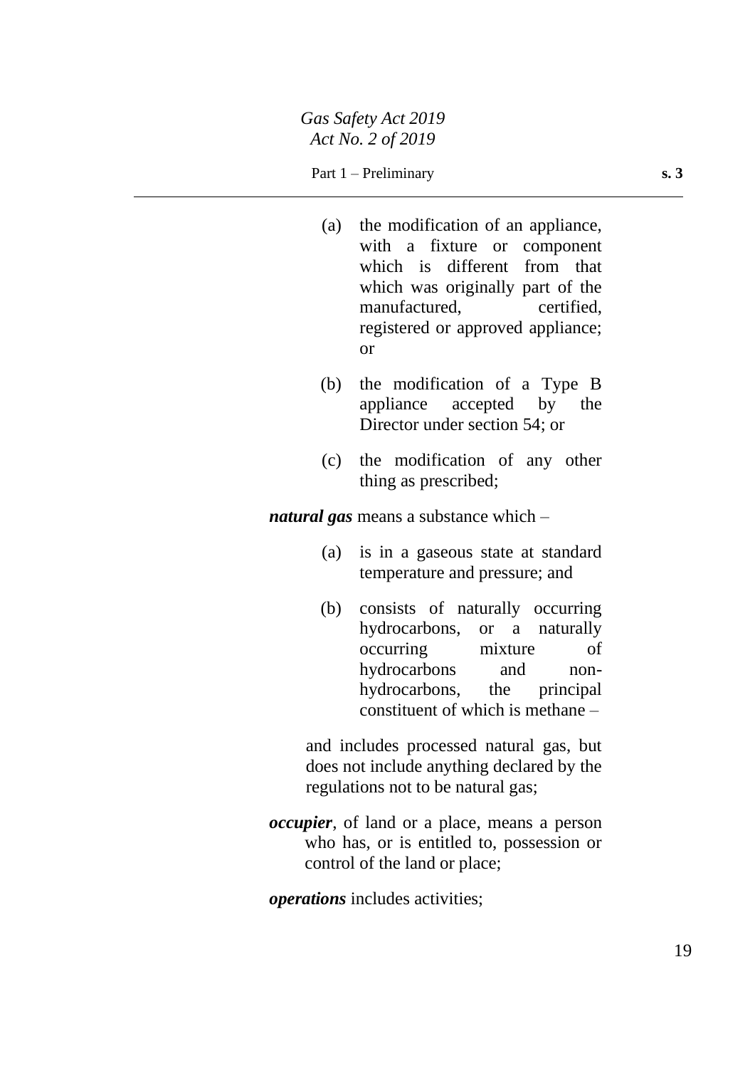(a) the modification of an appliance, with a fixture or component which is different from that which was originally part of the manufactured, certified, registered or approved appliance; or

(b) the modification of a Type B appliance accepted by the Director under section 54; or

(c) the modification of any other thing as prescribed;

***natural gas*** means a substance which –

(a) is in a gaseous state at standard temperature and pressure; and

(b) consists of naturally occurring hydrocarbons, or a naturally occurring mixture of hydrocarbons and non-hydrocarbons, the principal constituent of which is methane –

and includes processed natural gas, but does not include anything declared by the regulations not to be natural gas;

***occupier***, of land or a place, means a person who has, or is entitled to, possession or control of the land or place;

***operations*** includes activities;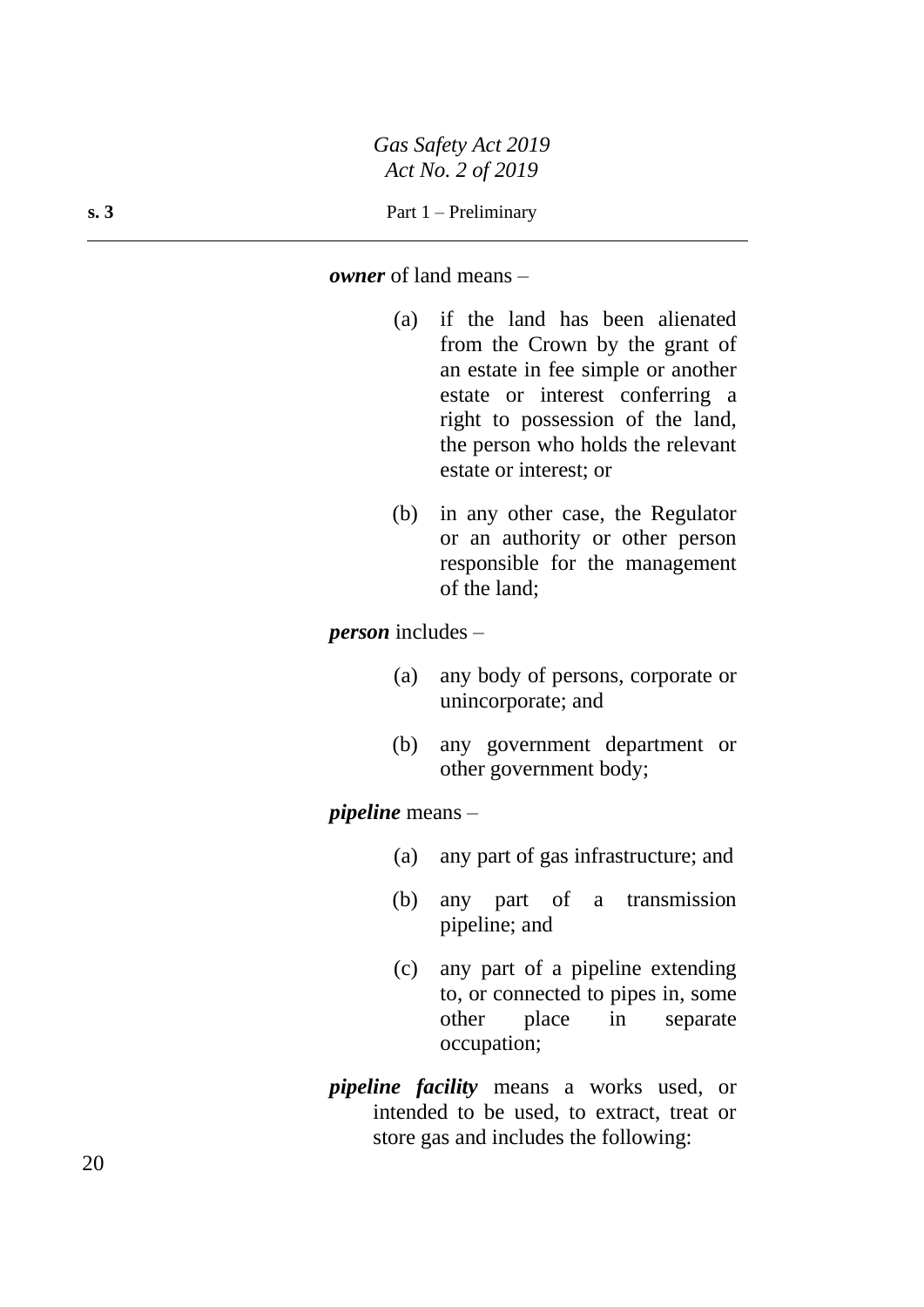***owner*** of land means –

(a) if the land has been alienated from the Crown by the grant of an estate in fee simple or another estate or interest conferring a right to possession of the land, the person who holds the relevant estate or interest; or

(b) in any other case, the Regulator or an authority or other person responsible for the management of the land;

***person*** includes –

(a) any body of persons, corporate or unincorporate; and

(b) any government department or other government body;

***pipeline*** means –

(a) any part of gas infrastructure; and

(b) any part of a transmission pipeline; and

(c) any part of a pipeline extending to, or connected to pipes in, some other place in separate occupation;

***pipeline facility*** means a works used, or intended to be used, to extract, treat or store gas and includes the following: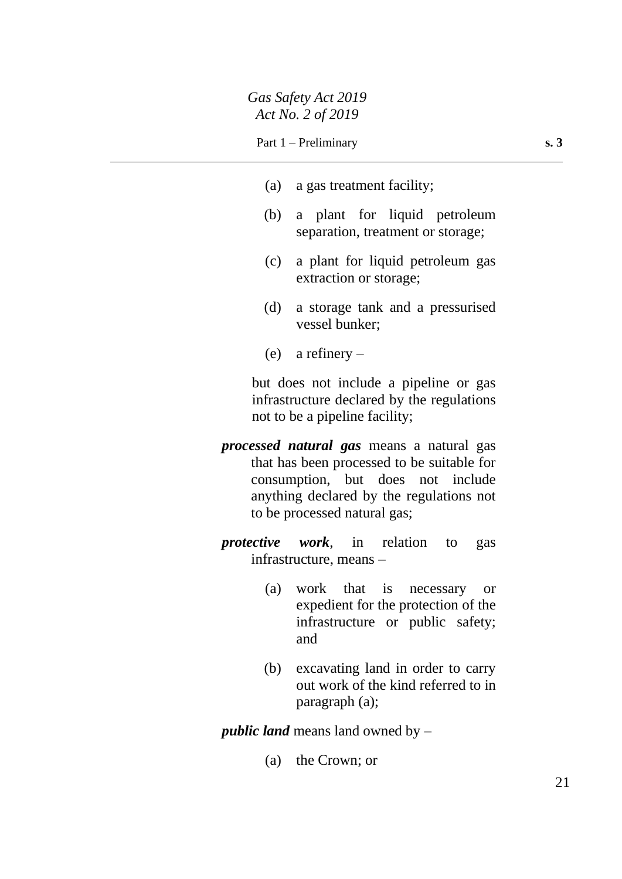(a) a gas treatment facility;

(b) a plant for liquid petroleum separation, treatment or storage;

(c) a plant for liquid petroleum gas extraction or storage;

(d) a storage tank and a pressurised vessel bunker;

(e) a refinery –

but does not include a pipeline or gas infrastructure declared by the regulations not to be a pipeline facility;

***processed natural gas*** means a natural gas that has been processed to be suitable for consumption, but does not include anything declared by the regulations not to be processed natural gas;

***protective work***, in relation to gas infrastructure, means –

(a) work that is necessary or expedient for the protection of the infrastructure or public safety; and

(b) excavating land in order to carry out work of the kind referred to in paragraph (a);

***public land*** means land owned by –

(a) the Crown; or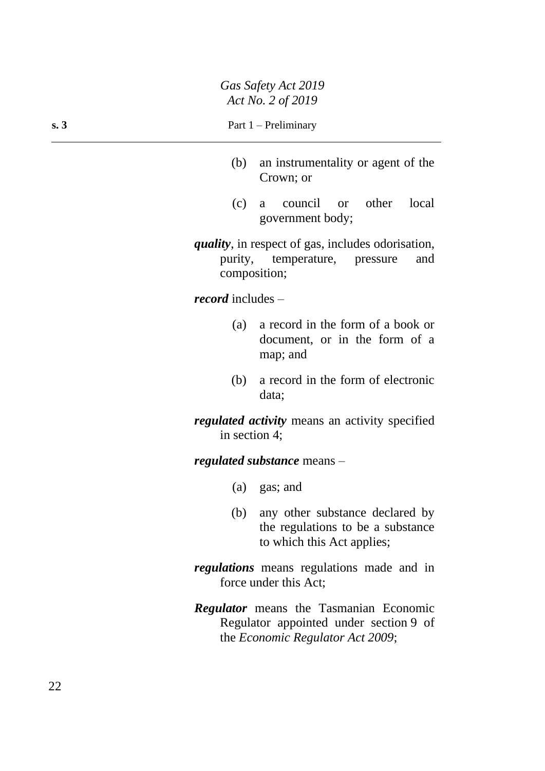(b) an instrumentality or agent of the Crown; or

(c) a council or other local government body;

***quality***, in respect of gas, includes odorisation, purity, temperature, pressure and composition;

***record*** includes –

(a) a record in the form of a book or document, or in the form of a map; and

(b) a record in the form of electronic data;

***regulated activity*** means an activity specified in section 4;

***regulated substance*** means –

(a) gas; and

(b) any other substance declared by the regulations to be a substance to which this Act applies;

***regulations*** means regulations made and in force under this Act;

***Regulator*** means the Tasmanian Economic Regulator appointed under section 9 of the *Economic Regulator Act 2009*;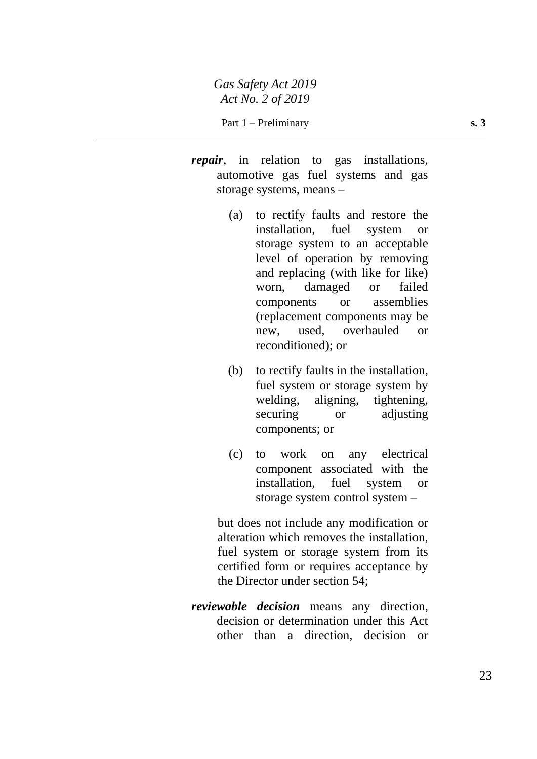***repair***, in relation to gas installations, automotive gas fuel systems and gas storage systems, means –

(a) to rectify faults and restore the installation, fuel system or storage system to an acceptable level of operation by removing and replacing (with like for like) worn, damaged or failed components or assemblies (replacement components may be new, used, overhauled or reconditioned); or

(b) to rectify faults in the installation, fuel system or storage system by welding, aligning, tightening, securing or adjusting components; or

(c) to work on any electrical component associated with the installation, fuel system or storage system control system –

but does not include any modification or alteration which removes the installation, fuel system or storage system from its certified form or requires acceptance by the Director under section 54;

***reviewable decision*** means any direction, decision or determination under this Act other than a direction, decision or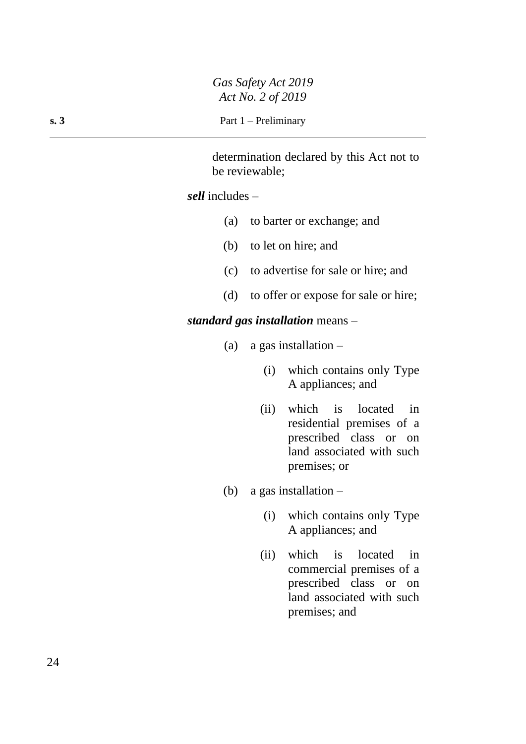determination declared by this Act not to be reviewable;

***sell*** includes –

(a) to barter or exchange; and

(b) to let on hire; and

(c) to advertise for sale or hire; and

(d) to offer or expose for sale or hire;

***standard gas installation*** means –

(a) a gas installation –

(i) which contains only Type A appliances; and

(ii) which is located in residential premises of a prescribed class or on land associated with such premises; or

(b) a gas installation –

(i) which contains only Type A appliances; and

(ii) which is located in commercial premises of a prescribed class or on land associated with such premises; and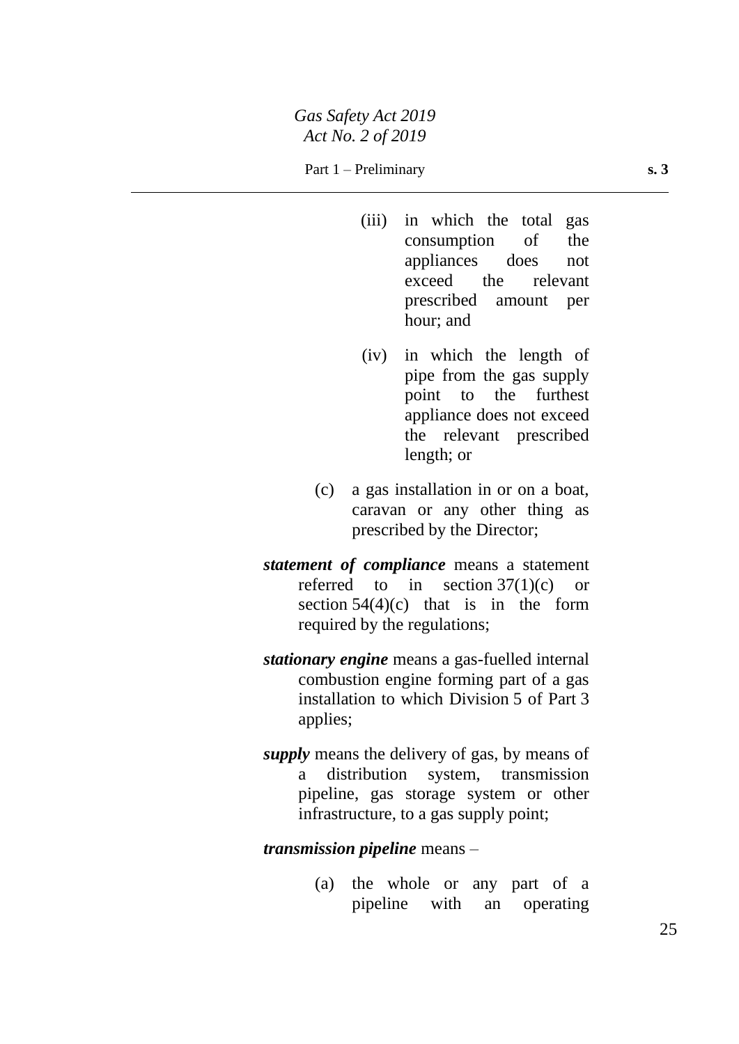(iii) in which the total gas consumption of the appliances does not exceed the relevant prescribed amount per hour; and

(iv) in which the length of pipe from the gas supply point to the furthest appliance does not exceed the relevant prescribed length; or

(c) a gas installation in or on a boat, caravan or any other thing as prescribed by the Director;

***statement of compliance*** means a statement referred to in section 37(1)(c) or section 54(4)(c) that is in the form required by the regulations;

***stationary engine*** means a gas-fuelled internal combustion engine forming part of a gas installation to which Division 5 of Part 3 applies;

***supply*** means the delivery of gas, by means of a distribution system, transmission pipeline, gas storage system or other infrastructure, to a gas supply point;

***transmission pipeline*** means –

(a) the whole or any part of a pipeline with an operating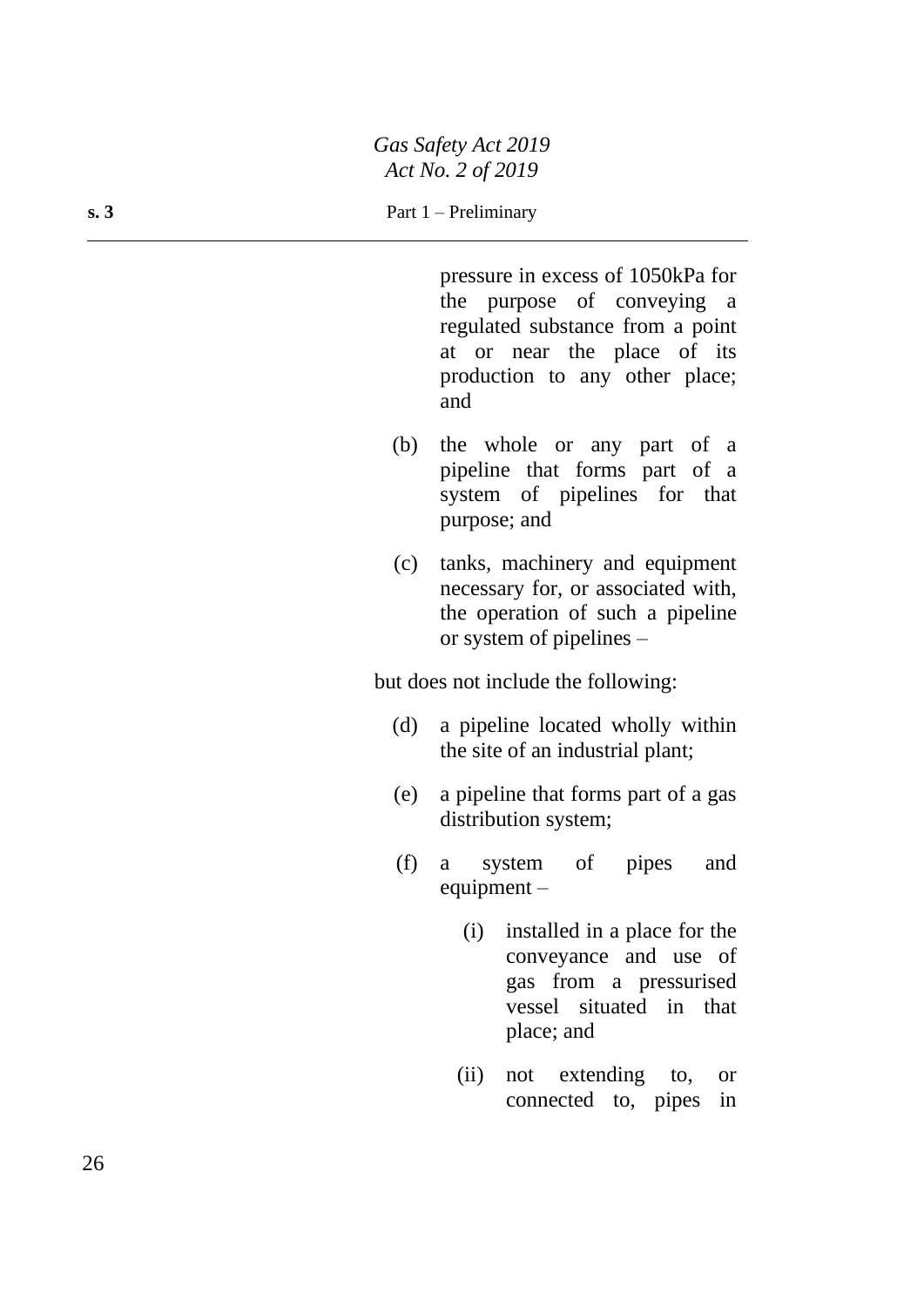pressure in excess of 1050kPa for the purpose of conveying a regulated substance from a point at or near the place of its production to any other place; and

(b) the whole or any part of a pipeline that forms part of a system of pipelines for that purpose; and

(c) tanks, machinery and equipment necessary for, or associated with, the operation of such a pipeline or system of pipelines –

but does not include the following:

(d) a pipeline located wholly within the site of an industrial plant;

(e) a pipeline that forms part of a gas distribution system;

(f) a system of pipes and equipment –

(i) installed in a place for the conveyance and use of gas from a pressurised vessel situated in that place; and

(ii) not extending to, or connected to, pipes in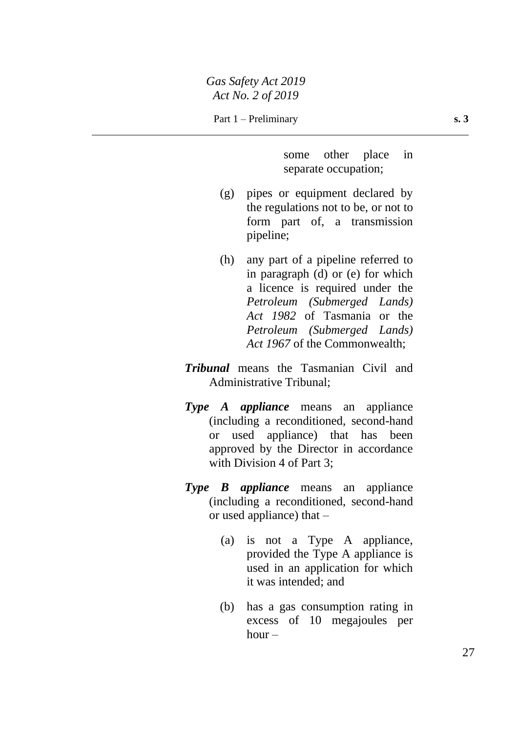some other place in separate occupation;

(g) pipes or equipment declared by the regulations not to be, or not to form part of, a transmission pipeline;

(h) any part of a pipeline referred to in paragraph (d) or (e) for which a licence is required under the *Petroleum (Submerged Lands) Act 1982* of Tasmania or the *Petroleum (Submerged Lands) Act 1967* of the Commonwealth;

***Tribunal*** means the Tasmanian Civil and Administrative Tribunal;

***Type A appliance*** means an appliance (including a reconditioned, second-hand or used appliance) that has been approved by the Director in accordance with Division 4 of Part 3;

***Type B appliance*** means an appliance (including a reconditioned, second-hand or used appliance) that –

(a) is not a Type A appliance, provided the Type A appliance is used in an application for which it was intended; and

(b) has a gas consumption rating in excess of 10 megajoules per hour –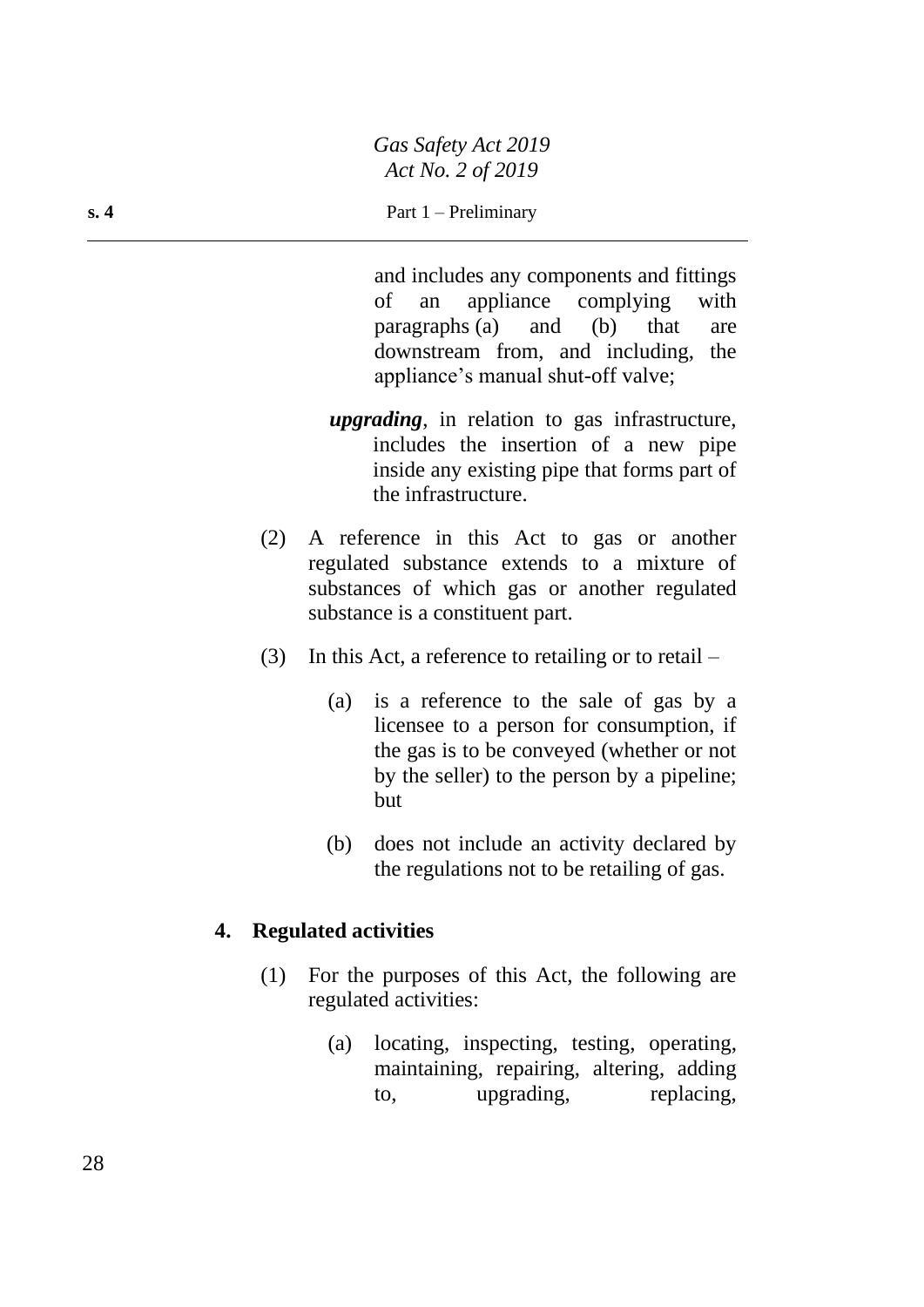and includes any components and fittings of an appliance complying with paragraphs (a) and (b) that are downstream from, and including, the appliance's manual shut-off valve;

***upgrading***, in relation to gas infrastructure, includes the insertion of a new pipe inside any existing pipe that forms part of the infrastructure.

(2) A reference in this Act to gas or another regulated substance extends to a mixture of substances of which gas or another regulated substance is a constituent part.

(3) In this Act, a reference to retailing or to retail –

(a) is a reference to the sale of gas by a licensee to a person for consumption, if the gas is to be conveyed (whether or not by the seller) to the person by a pipeline; but

(b) does not include an activity declared by the regulations not to be retailing of gas.

### 4. Regulated activities

(1) For the purposes of this Act, the following are regulated activities:

(a) locating, inspecting, testing, operating, maintaining, repairing, altering, adding to, upgrading, replacing,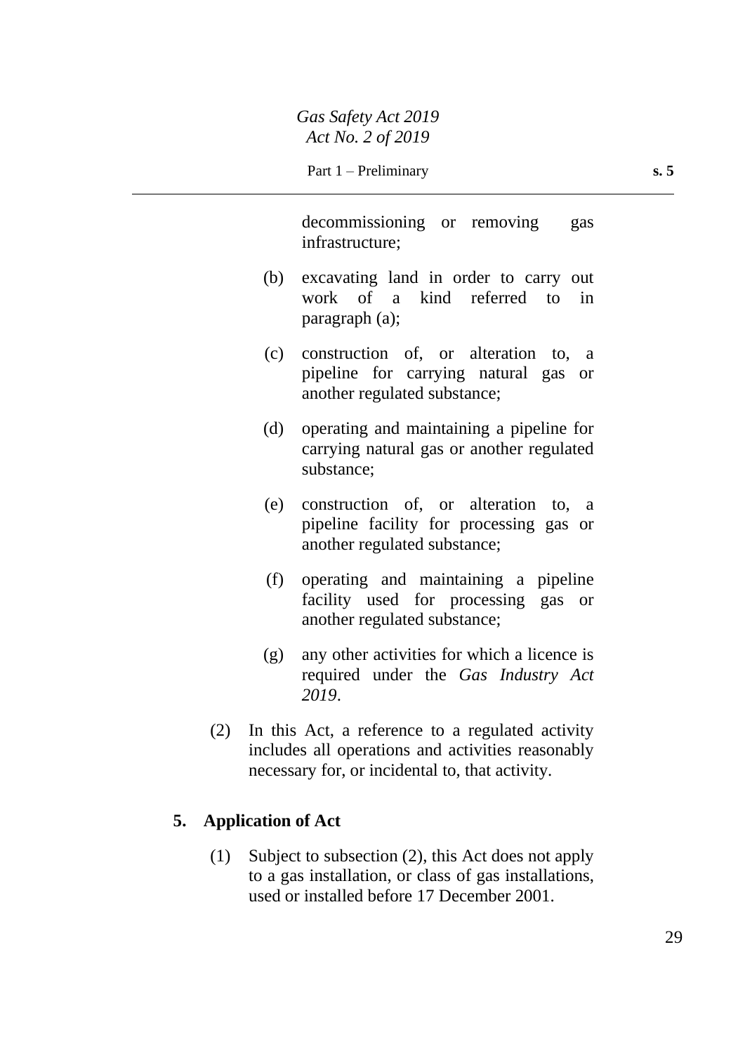decommissioning or removing gas infrastructure;

(b) excavating land in order to carry out work of a kind referred to in paragraph (a);

(c) construction of, or alteration to, a pipeline for carrying natural gas or another regulated substance;

(d) operating and maintaining a pipeline for carrying natural gas or another regulated substance;

(e) construction of, or alteration to, a pipeline facility for processing gas or another regulated substance;

(f) operating and maintaining a pipeline facility used for processing gas or another regulated substance;

(g) any other activities for which a licence is required under the *Gas Industry Act 2019*.

(2) In this Act, a reference to a regulated activity includes all operations and activities reasonably necessary for, or incidental to, that activity.

## 5. Application of Act

(1) Subject to subsection (2), this Act does not apply to a gas installation, or class of gas installations, used or installed before 17 December 2001.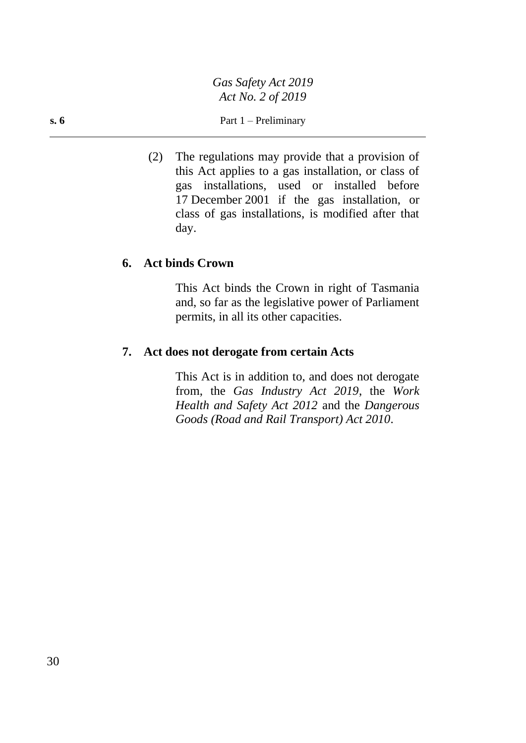(2) The regulations may provide that a provision of this Act applies to a gas installation, or class of gas installations, used or installed before 17 December 2001 if the gas installation, or class of gas installations, is modified after that day.

**6. Act binds Crown**

This Act binds the Crown in right of Tasmania and, so far as the legislative power of Parliament permits, in all its other capacities.

**7. Act does not derogate from certain Acts**

This Act is in addition to, and does not derogate from, the *Gas Industry Act 2019*, the *Work Health and Safety Act 2012* and the *Dangerous Goods (Road and Rail Transport) Act 2010*.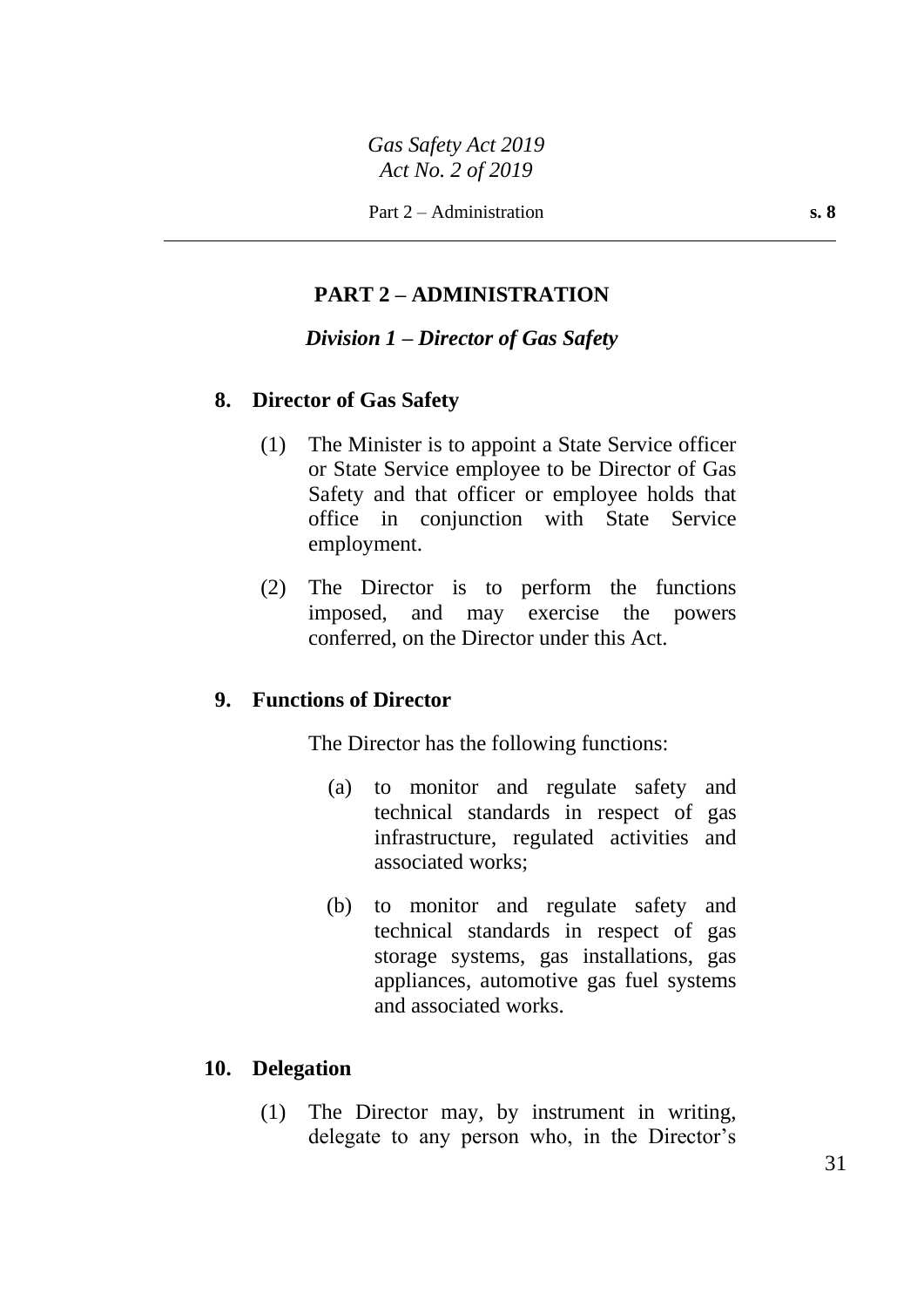## PART 2 – ADMINISTRATION

### *Division 1 – Director of Gas Safety*

**8. Director of Gas Safety**

(1) The Minister is to appoint a State Service officer or State Service employee to be Director of Gas Safety and that officer or employee holds that office in conjunction with State Service employment.

(2) The Director is to perform the functions imposed, and may exercise the powers conferred, on the Director under this Act.

**9. Functions of Director**

The Director has the following functions:

(a) to monitor and regulate safety and technical standards in respect of gas infrastructure, regulated activities and associated works;

(b) to monitor and regulate safety and technical standards in respect of gas storage systems, gas installations, gas appliances, automotive gas fuel systems and associated works.

**10. Delegation**

(1) The Director may, by instrument in writing, delegate to any person who, in the Director's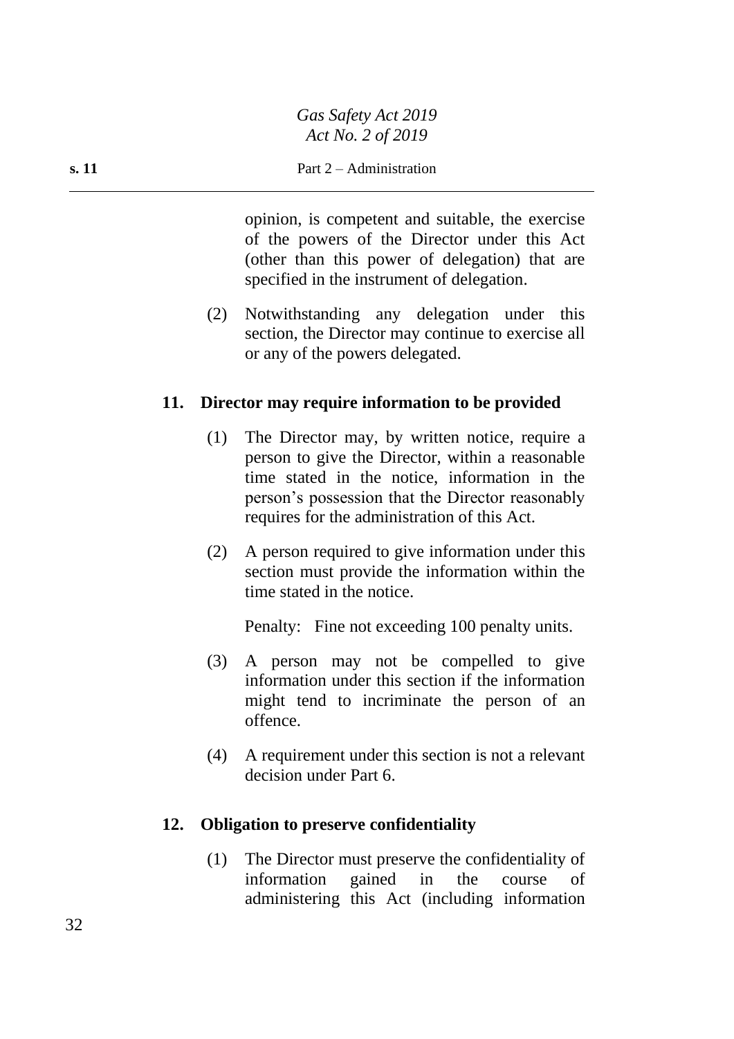opinion, is competent and suitable, the exercise of the powers of the Director under this Act (other than this power of delegation) that are specified in the instrument of delegation.

(2) Notwithstanding any delegation under this section, the Director may continue to exercise all or any of the powers delegated.

### 11. Director may require information to be provided

(1) The Director may, by written notice, require a person to give the Director, within a reasonable time stated in the notice, information in the person's possession that the Director reasonably requires for the administration of this Act.

(2) A person required to give information under this section must provide the information within the time stated in the notice.

Penalty: Fine not exceeding 100 penalty units.

(3) A person may not be compelled to give information under this section if the information might tend to incriminate the person of an offence.

(4) A requirement under this section is not a relevant decision under Part 6.

### 12. Obligation to preserve confidentiality

(1) The Director must preserve the confidentiality of information gained in the course of administering this Act (including information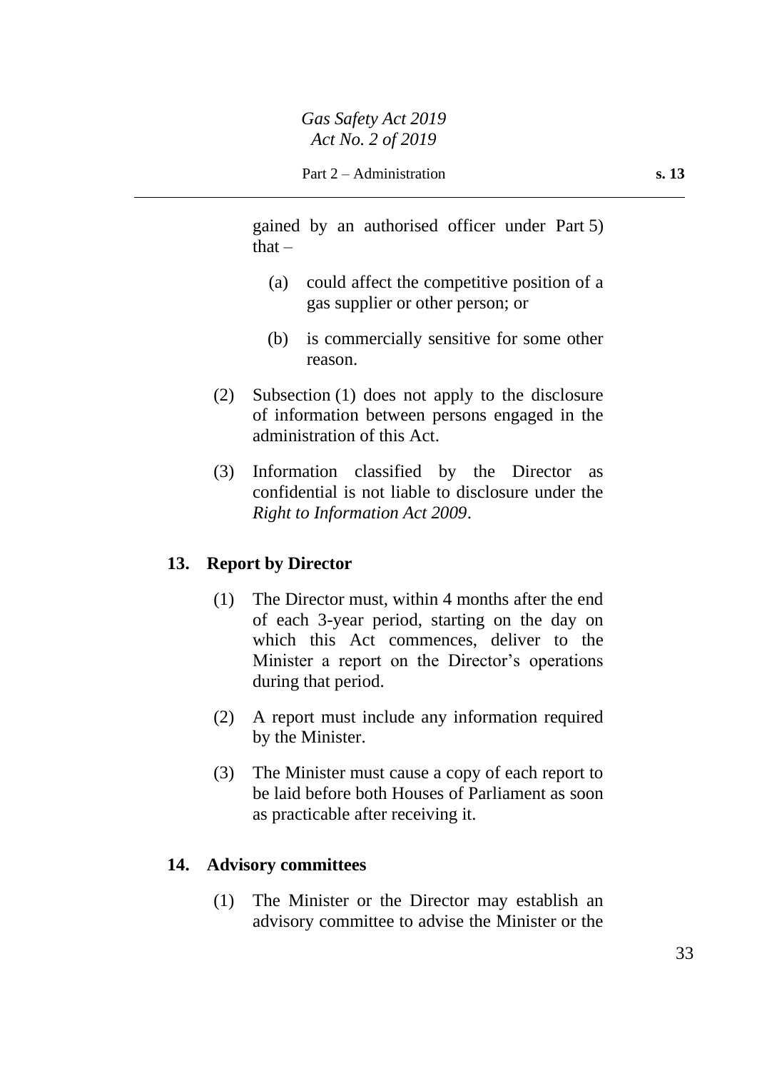gained by an authorised officer under Part 5) that –

(a) could affect the competitive position of a gas supplier or other person; or

(b) is commercially sensitive for some other reason.

(2) Subsection (1) does not apply to the disclosure of information between persons engaged in the administration of this Act.

(3) Information classified by the Director as confidential is not liable to disclosure under the *Right to Information Act 2009*.

## 13. Report by Director

(1) The Director must, within 4 months after the end of each 3-year period, starting on the day on which this Act commences, deliver to the Minister a report on the Director's operations during that period.

(2) A report must include any information required by the Minister.

(3) The Minister must cause a copy of each report to be laid before both Houses of Parliament as soon as practicable after receiving it.

## 14. Advisory committees

(1) The Minister or the Director may establish an advisory committee to advise the Minister or the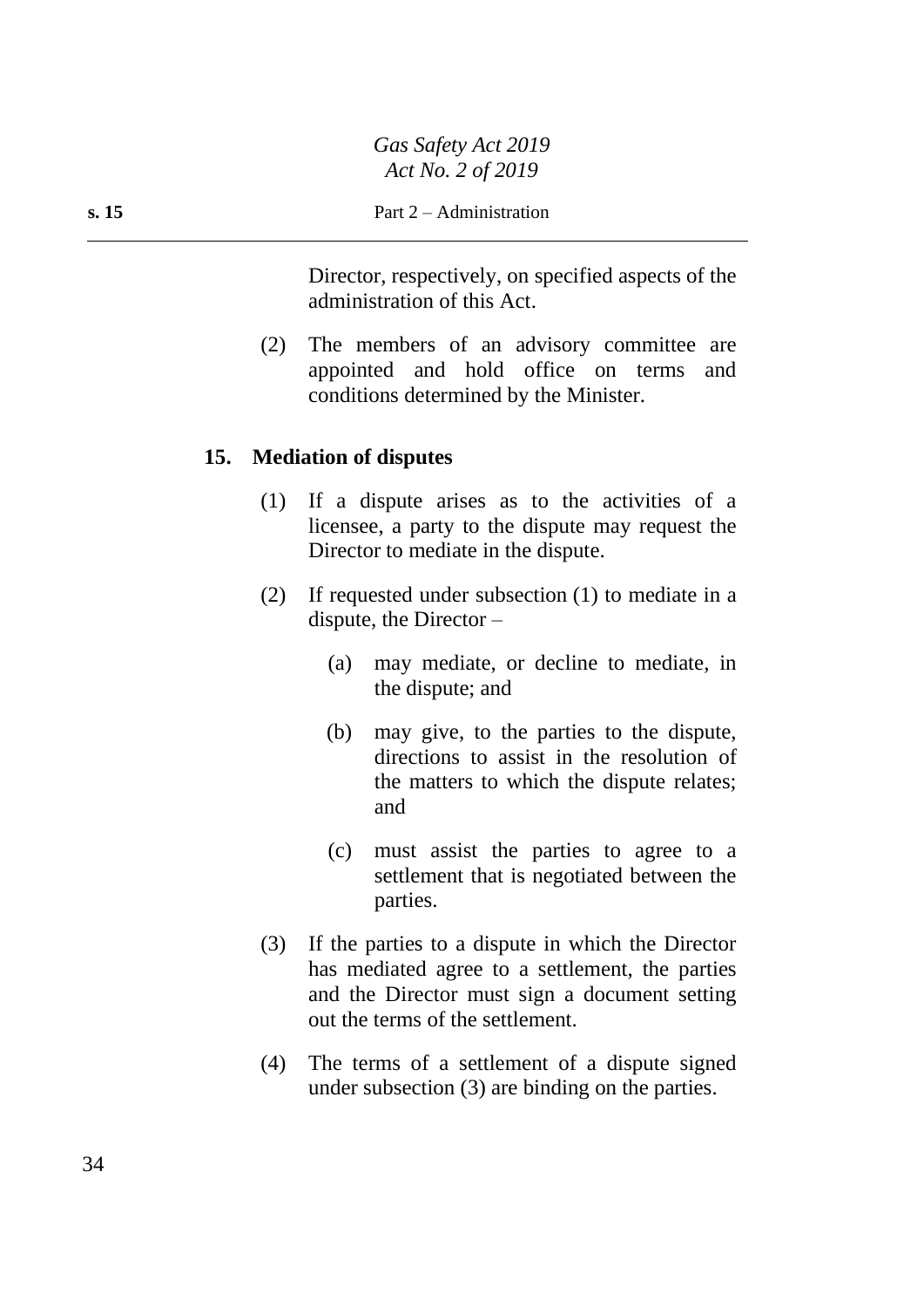Director, respectively, on specified aspects of the administration of this Act.

(2) The members of an advisory committee are appointed and hold office on terms and conditions determined by the Minister.

### 15. Mediation of disputes

(1) If a dispute arises as to the activities of a licensee, a party to the dispute may request the Director to mediate in the dispute.

(2) If requested under subsection (1) to mediate in a dispute, the Director –

(a) may mediate, or decline to mediate, in the dispute; and

(b) may give, to the parties to the dispute, directions to assist in the resolution of the matters to which the dispute relates; and

(c) must assist the parties to agree to a settlement that is negotiated between the parties.

(3) If the parties to a dispute in which the Director has mediated agree to a settlement, the parties and the Director must sign a document setting out the terms of the settlement.

(4) The terms of a settlement of a dispute signed under subsection (3) are binding on the parties.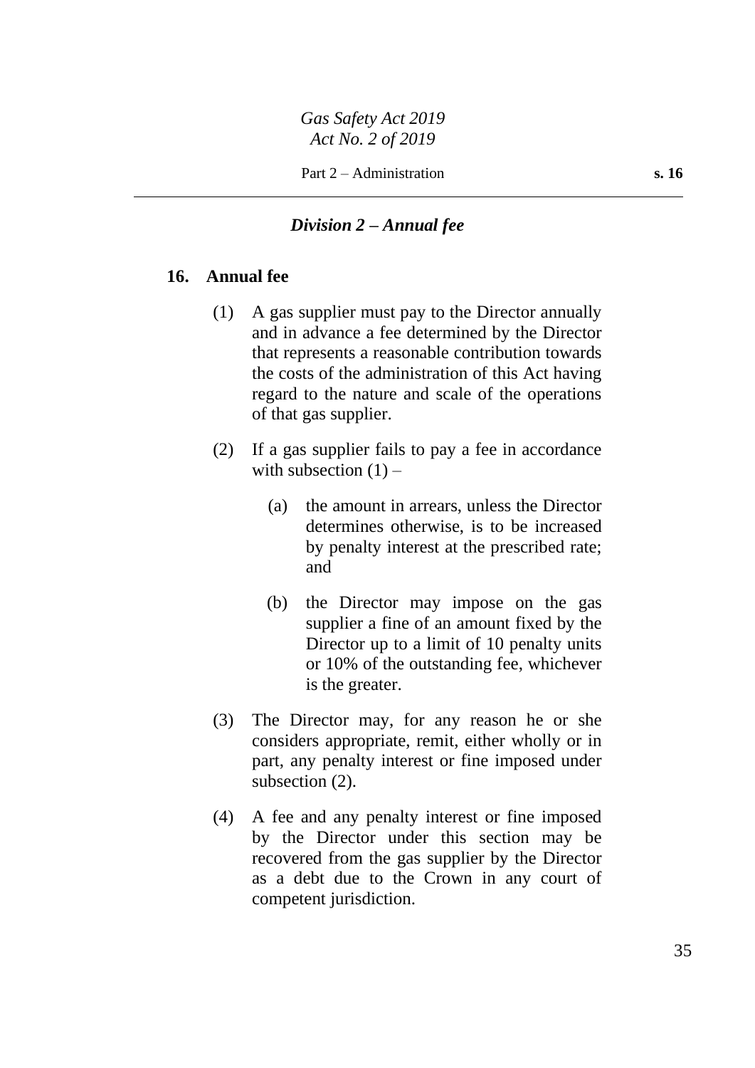## *Division 2 – Annual fee*

### 16. Annual fee

(1) A gas supplier must pay to the Director annually and in advance a fee determined by the Director that represents a reasonable contribution towards the costs of the administration of this Act having regard to the nature and scale of the operations of that gas supplier.

(2) If a gas supplier fails to pay a fee in accordance with subsection (1) –

- (a) the amount in arrears, unless the Director determines otherwise, is to be increased by penalty interest at the prescribed rate; and
- (b) the Director may impose on the gas supplier a fine of an amount fixed by the Director up to a limit of 10 penalty units or 10% of the outstanding fee, whichever is the greater.

(3) The Director may, for any reason he or she considers appropriate, remit, either wholly or in part, any penalty interest or fine imposed under subsection (2).

(4) A fee and any penalty interest or fine imposed by the Director under this section may be recovered from the gas supplier by the Director as a debt due to the Crown in any court of competent jurisdiction.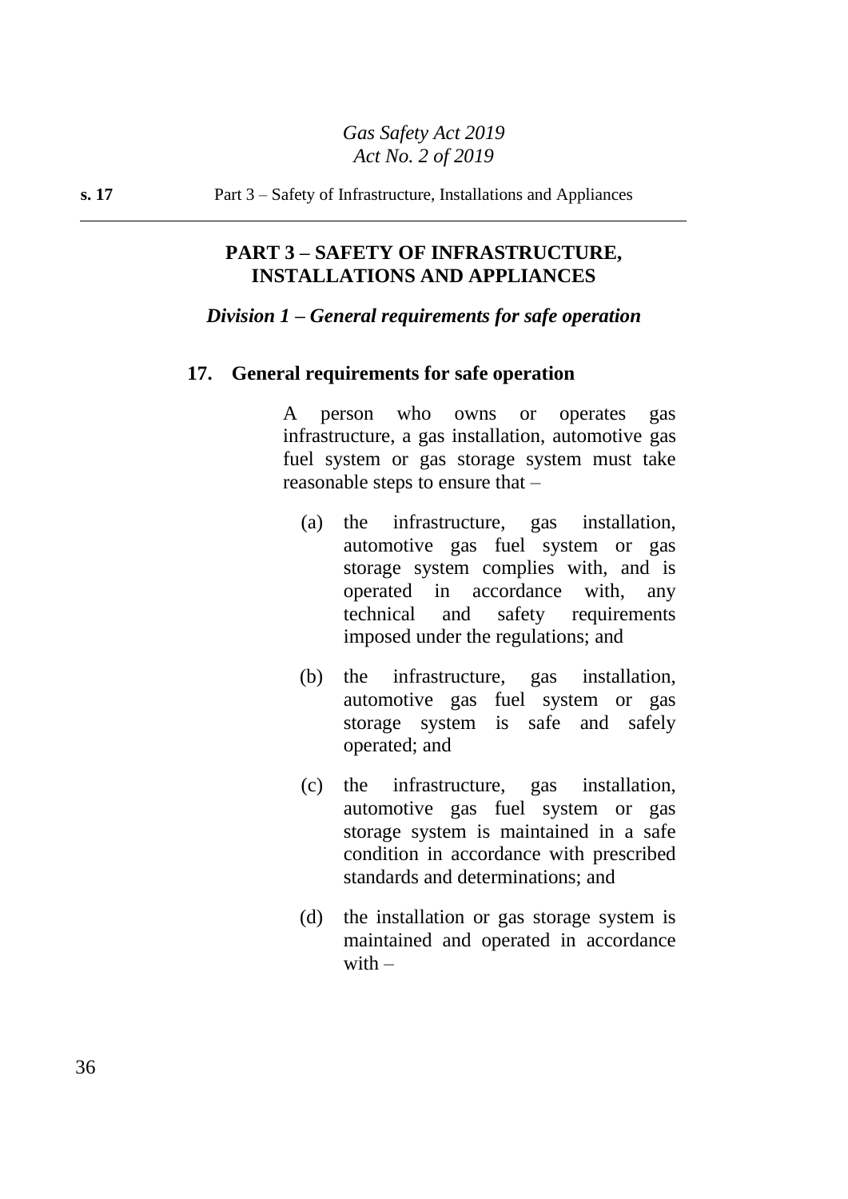## PART 3 – SAFETY OF INFRASTRUCTURE, INSTALLATIONS AND APPLIANCES

### *Division 1 – General requirements for safe operation*

#### 17. General requirements for safe operation

A person who owns or operates gas infrastructure, a gas installation, automotive gas fuel system or gas storage system must take reasonable steps to ensure that –

(a) the infrastructure, gas installation, automotive gas fuel system or gas storage system complies with, and is operated in accordance with, any technical and safety requirements imposed under the regulations; and

(b) the infrastructure, gas installation, automotive gas fuel system or gas storage system is safe and safely operated; and

(c) the infrastructure, gas installation, automotive gas fuel system or gas storage system is maintained in a safe condition in accordance with prescribed standards and determinations; and

(d) the installation or gas storage system is maintained and operated in accordance with –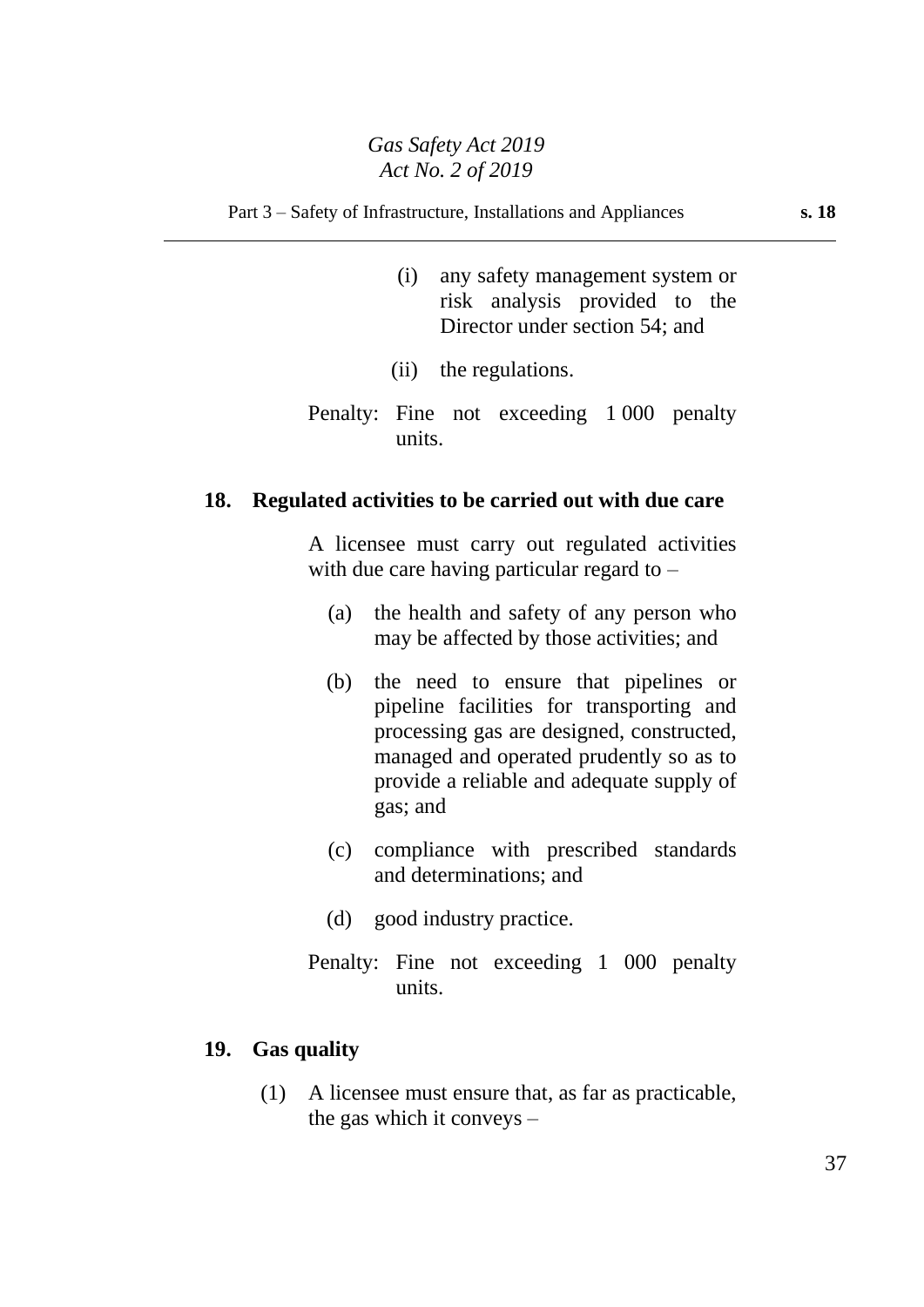(i) any safety management system or risk analysis provided to the Director under section 54; and

(ii) the regulations.

Penalty: Fine not exceeding 1 000 penalty units.

**18. Regulated activities to be carried out with due care**

A licensee must carry out regulated activities with due care having particular regard to –

(a) the health and safety of any person who may be affected by those activities; and

(b) the need to ensure that pipelines or pipeline facilities for transporting and processing gas are designed, constructed, managed and operated prudently so as to provide a reliable and adequate supply of gas; and

(c) compliance with prescribed standards and determinations; and

(d) good industry practice.

Penalty: Fine not exceeding 1 000 penalty units.

**19. Gas quality**

(1) A licensee must ensure that, as far as practicable, the gas which it conveys –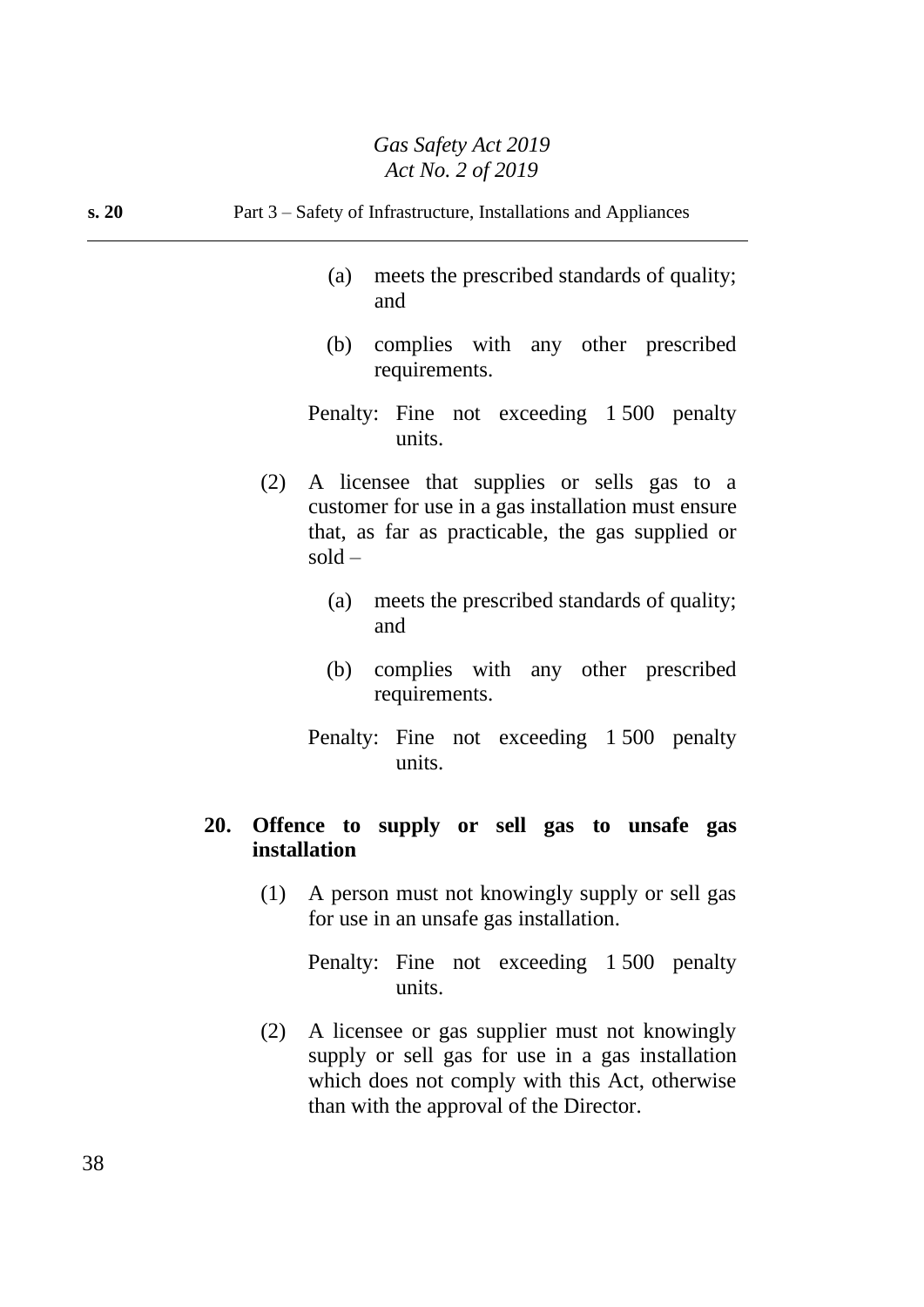(a) meets the prescribed standards of quality; and

(b) complies with any other prescribed requirements.

Penalty: Fine not exceeding 1 500 penalty units.

(2) A licensee that supplies or sells gas to a customer for use in a gas installation must ensure that, as far as practicable, the gas supplied or sold –

(a) meets the prescribed standards of quality; and

(b) complies with any other prescribed requirements.

Penalty: Fine not exceeding 1 500 penalty units.

**20. Offence to supply or sell gas to unsafe gas installation**

(1) A person must not knowingly supply or sell gas for use in an unsafe gas installation.

Penalty: Fine not exceeding 1 500 penalty units.

(2) A licensee or gas supplier must not knowingly supply or sell gas for use in a gas installation which does not comply with this Act, otherwise than with the approval of the Director.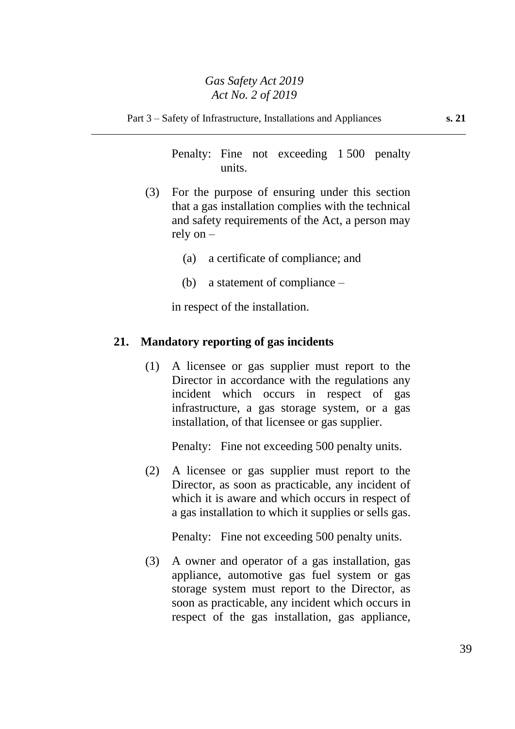Penalty: Fine not exceeding 1 500 penalty units.

(3) For the purpose of ensuring under this section that a gas installation complies with the technical and safety requirements of the Act, a person may rely on –

(a) a certificate of compliance; and

(b) a statement of compliance –

in respect of the installation.

## 21. Mandatory reporting of gas incidents

(1) A licensee or gas supplier must report to the Director in accordance with the regulations any incident which occurs in respect of gas infrastructure, a gas storage system, or a gas installation, of that licensee or gas supplier.

Penalty: Fine not exceeding 500 penalty units.

(2) A licensee or gas supplier must report to the Director, as soon as practicable, any incident of which it is aware and which occurs in respect of a gas installation to which it supplies or sells gas.

Penalty: Fine not exceeding 500 penalty units.

(3) A owner and operator of a gas installation, gas appliance, automotive gas fuel system or gas storage system must report to the Director, as soon as practicable, any incident which occurs in respect of the gas installation, gas appliance,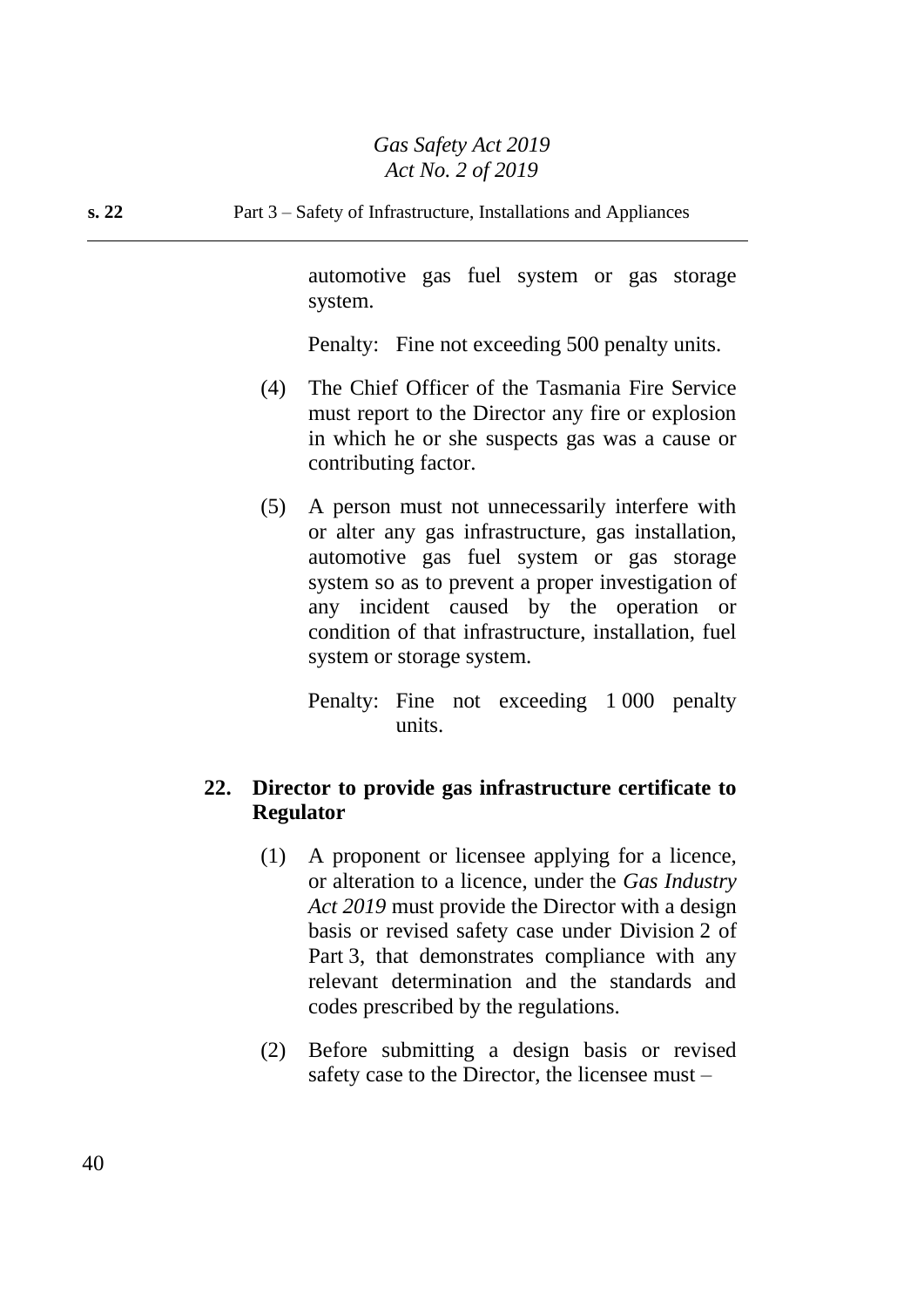automotive gas fuel system or gas storage system.

Penalty: Fine not exceeding 500 penalty units.

(4) The Chief Officer of the Tasmania Fire Service must report to the Director any fire or explosion in which he or she suspects gas was a cause or contributing factor.

(5) A person must not unnecessarily interfere with or alter any gas infrastructure, gas installation, automotive gas fuel system or gas storage system so as to prevent a proper investigation of any incident caused by the operation or condition of that infrastructure, installation, fuel system or storage system.

Penalty: Fine not exceeding 1 000 penalty units.

## 22. Director to provide gas infrastructure certificate to Regulator

(1) A proponent or licensee applying for a licence, or alteration to a licence, under the *Gas Industry Act 2019* must provide the Director with a design basis or revised safety case under Division 2 of Part 3, that demonstrates compliance with any relevant determination and the standards and codes prescribed by the regulations.

(2) Before submitting a design basis or revised safety case to the Director, the licensee must –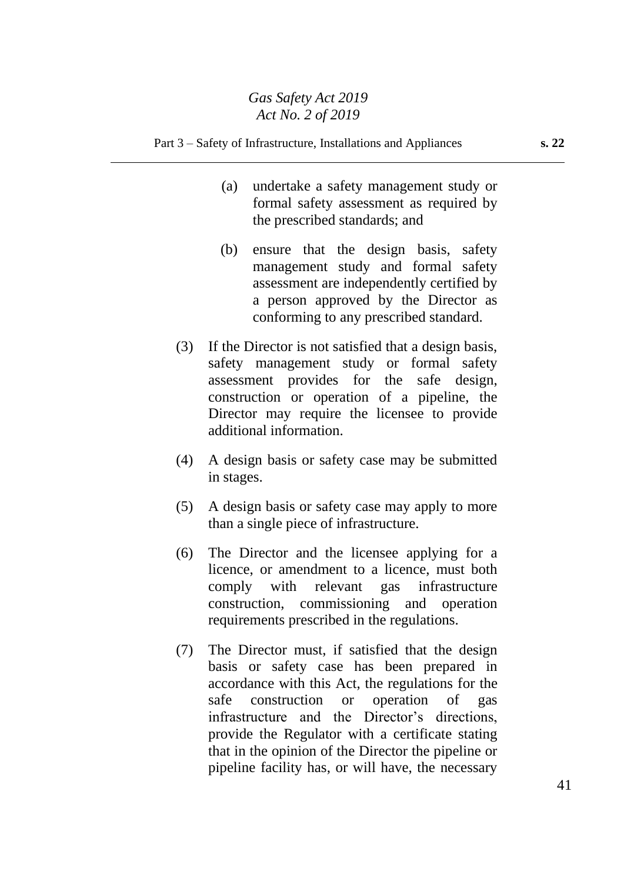(a) undertake a safety management study or formal safety assessment as required by the prescribed standards; and

(b) ensure that the design basis, safety management study and formal safety assessment are independently certified by a person approved by the Director as conforming to any prescribed standard.

(3) If the Director is not satisfied that a design basis, safety management study or formal safety assessment provides for the safe design, construction or operation of a pipeline, the Director may require the licensee to provide additional information.

(4) A design basis or safety case may be submitted in stages.

(5) A design basis or safety case may apply to more than a single piece of infrastructure.

(6) The Director and the licensee applying for a licence, or amendment to a licence, must both comply with relevant gas infrastructure construction, commissioning and operation requirements prescribed in the regulations.

(7) The Director must, if satisfied that the design basis or safety case has been prepared in accordance with this Act, the regulations for the safe construction or operation of gas infrastructure and the Director's directions, provide the Regulator with a certificate stating that in the opinion of the Director the pipeline or pipeline facility has, or will have, the necessary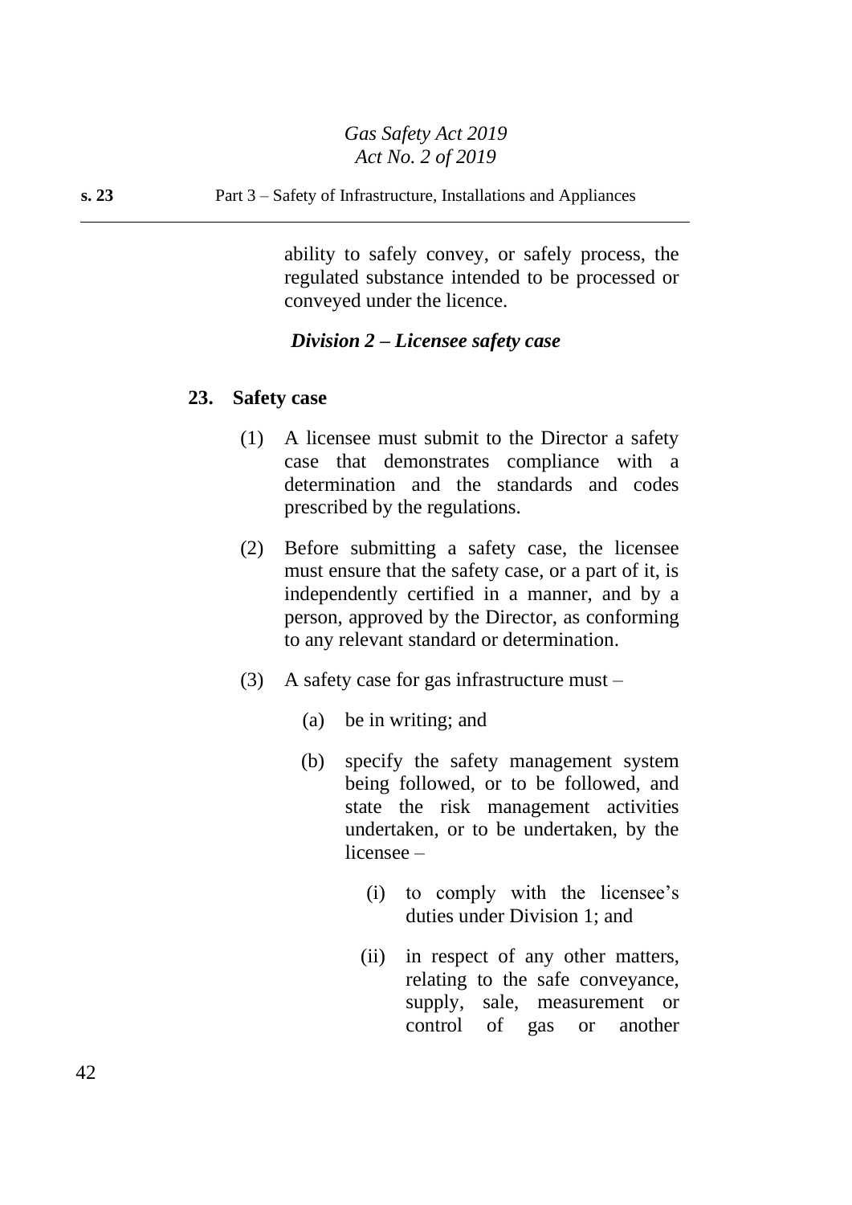ability to safely convey, or safely process, the regulated substance intended to be processed or conveyed under the licence.

### *Division 2 – Licensee safety case*

**23. Safety case**

(1) A licensee must submit to the Director a safety case that demonstrates compliance with a determination and the standards and codes prescribed by the regulations.

(2) Before submitting a safety case, the licensee must ensure that the safety case, or a part of it, is independently certified in a manner, and by a person, approved by the Director, as conforming to any relevant standard or determination.

(3) A safety case for gas infrastructure must –

(a) be in writing; and

(b) specify the safety management system being followed, or to be followed, and state the risk management activities undertaken, or to be undertaken, by the licensee –

(i) to comply with the licensee's duties under Division 1; and

(ii) in respect of any other matters, relating to the safe conveyance, supply, sale, measurement or control of gas or another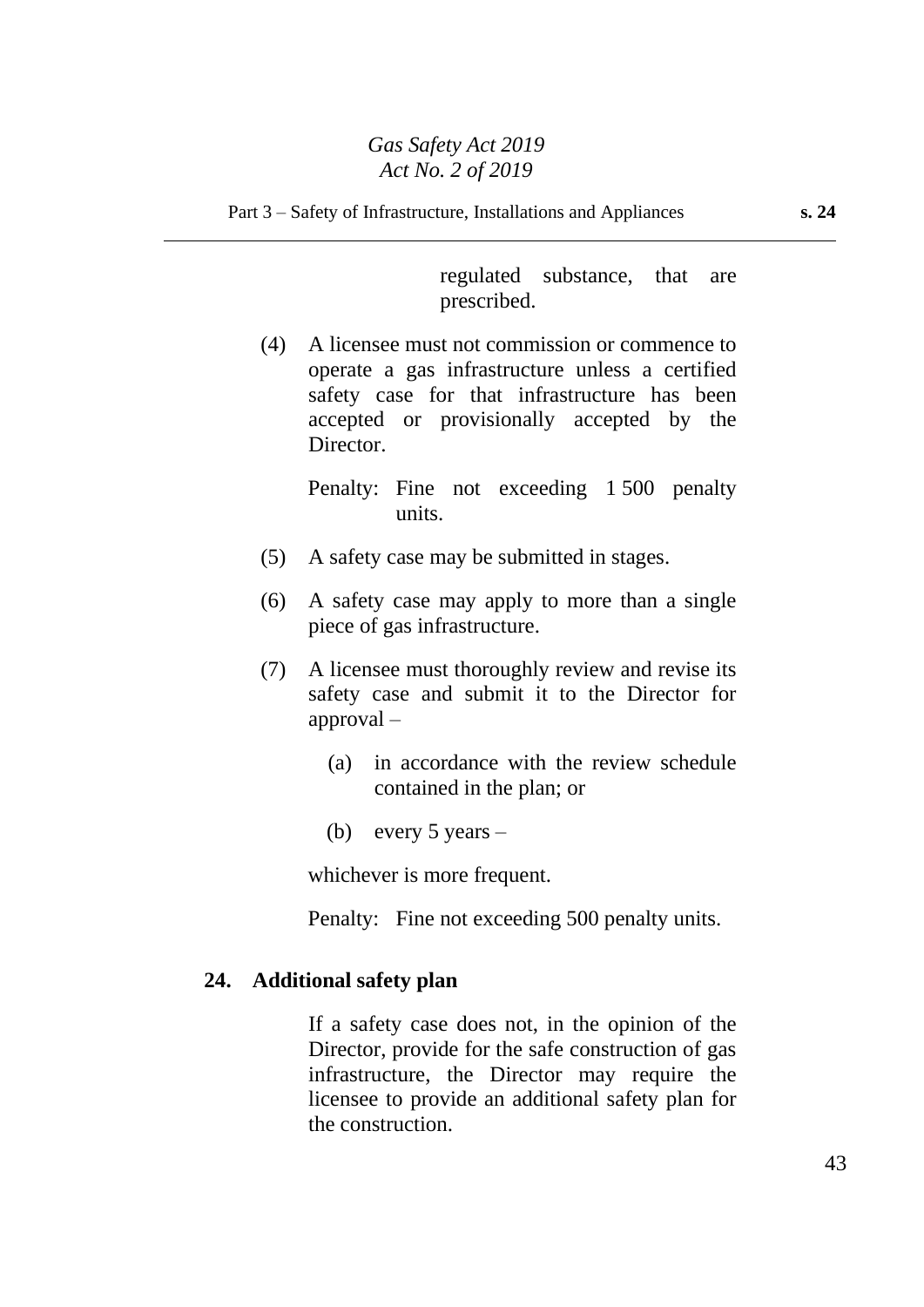regulated substance, that are prescribed.

(4) A licensee must not commission or commence to operate a gas infrastructure unless a certified safety case for that infrastructure has been accepted or provisionally accepted by the Director.

Penalty: Fine not exceeding 1 500 penalty units.

(5) A safety case may be submitted in stages.

(6) A safety case may apply to more than a single piece of gas infrastructure.

(7) A licensee must thoroughly review and revise its safety case and submit it to the Director for approval –

(a) in accordance with the review schedule contained in the plan; or

(b) every 5 years –

whichever is more frequent.

Penalty: Fine not exceeding 500 penalty units.

### 24. Additional safety plan

If a safety case does not, in the opinion of the Director, provide for the safe construction of gas infrastructure, the Director may require the licensee to provide an additional safety plan for the construction.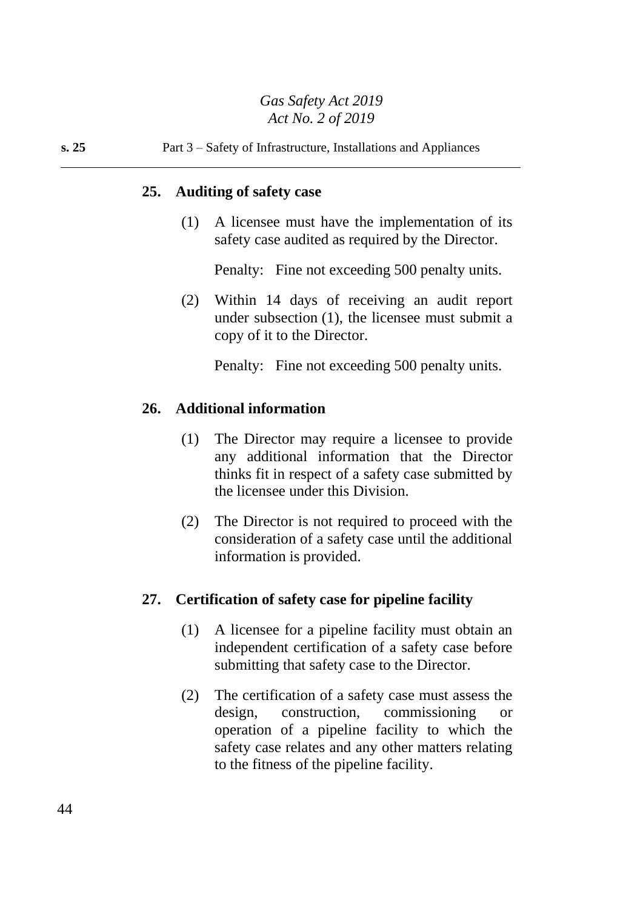### 25. Auditing of safety case

(1) A licensee must have the implementation of its safety case audited as required by the Director.

Penalty: Fine not exceeding 500 penalty units.

(2) Within 14 days of receiving an audit report under subsection (1), the licensee must submit a copy of it to the Director.

Penalty: Fine not exceeding 500 penalty units.

### 26. Additional information

(1) The Director may require a licensee to provide any additional information that the Director thinks fit in respect of a safety case submitted by the licensee under this Division.

(2) The Director is not required to proceed with the consideration of a safety case until the additional information is provided.

### 27. Certification of safety case for pipeline facility

(1) A licensee for a pipeline facility must obtain an independent certification of a safety case before submitting that safety case to the Director.

(2) The certification of a safety case must assess the design, construction, commissioning or operation of a pipeline facility to which the safety case relates and any other matters relating to the fitness of the pipeline facility.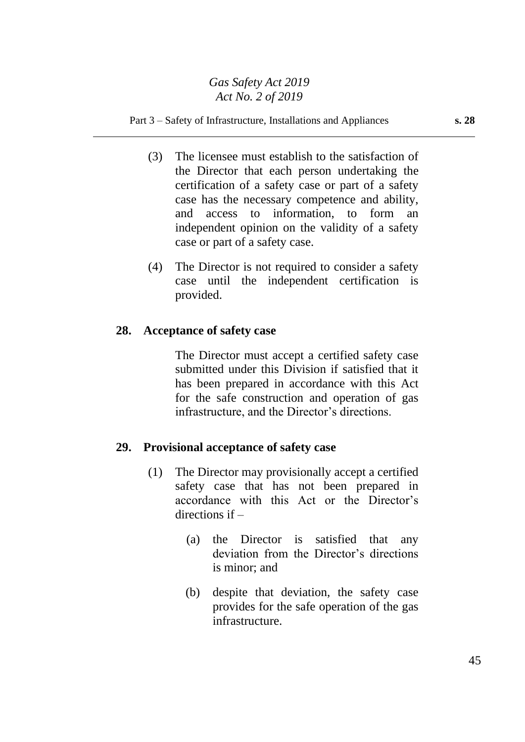(3) The licensee must establish to the satisfaction of the Director that each person undertaking the certification of a safety case or part of a safety case has the necessary competence and ability, and access to information, to form an independent opinion on the validity of a safety case or part of a safety case.

(4) The Director is not required to consider a safety case until the independent certification is provided.

## 28. Acceptance of safety case

The Director must accept a certified safety case submitted under this Division if satisfied that it has been prepared in accordance with this Act for the safe construction and operation of gas infrastructure, and the Director's directions.

## 29. Provisional acceptance of safety case

(1) The Director may provisionally accept a certified safety case that has not been prepared in accordance with this Act or the Director's directions if –

(a) the Director is satisfied that any deviation from the Director's directions is minor; and

(b) despite that deviation, the safety case provides for the safe operation of the gas infrastructure.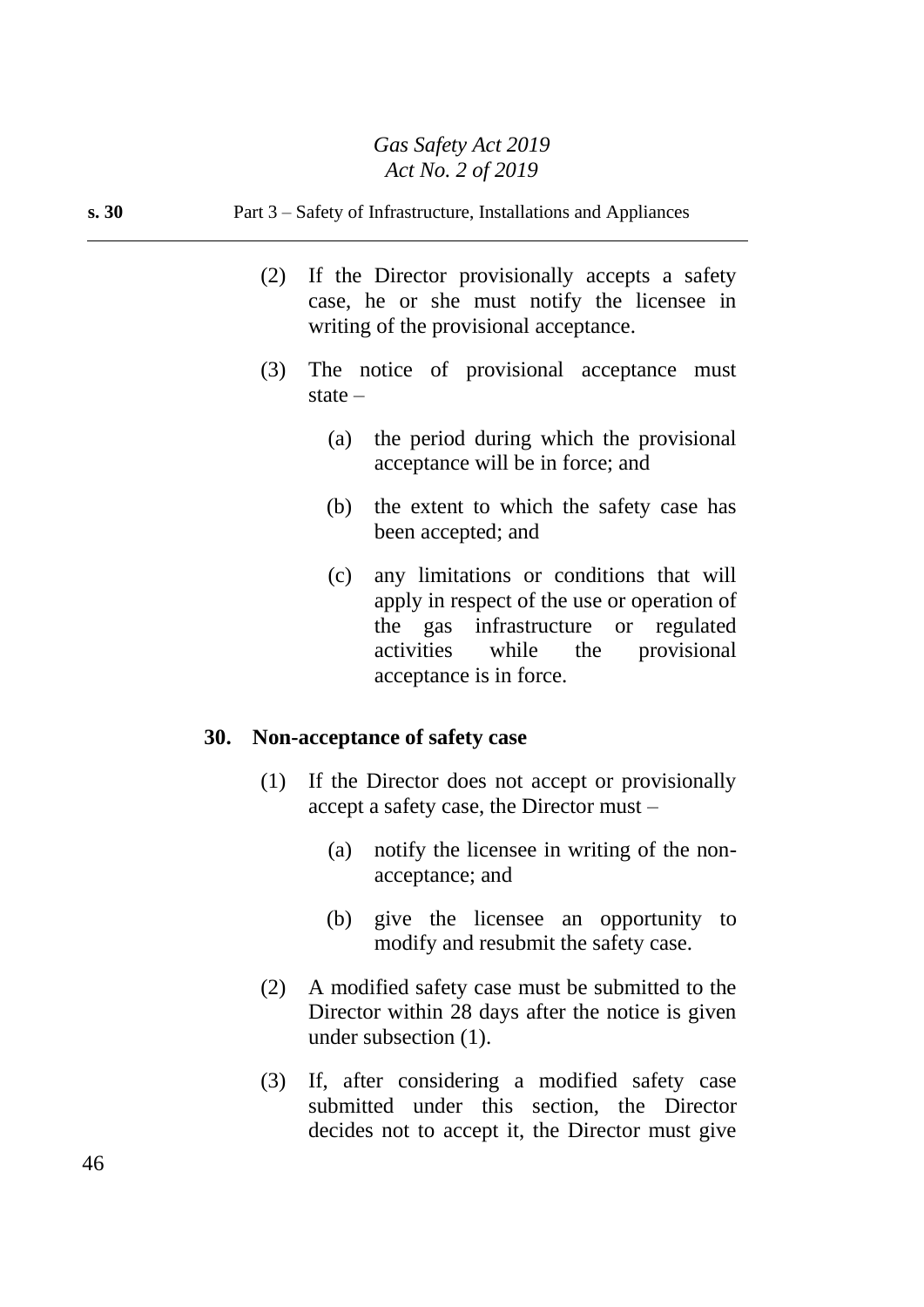(2) If the Director provisionally accepts a safety case, he or she must notify the licensee in writing of the provisional acceptance.

(3) The notice of provisional acceptance must state –

(a) the period during which the provisional acceptance will be in force; and

(b) the extent to which the safety case has been accepted; and

(c) any limitations or conditions that will apply in respect of the use or operation of the gas infrastructure or regulated activities while the provisional acceptance is in force.

### 30. Non-acceptance of safety case

(1) If the Director does not accept or provisionally accept a safety case, the Director must –

(a) notify the licensee in writing of the non-acceptance; and

(b) give the licensee an opportunity to modify and resubmit the safety case.

(2) A modified safety case must be submitted to the Director within 28 days after the notice is given under subsection (1).

(3) If, after considering a modified safety case submitted under this section, the Director decides not to accept it, the Director must give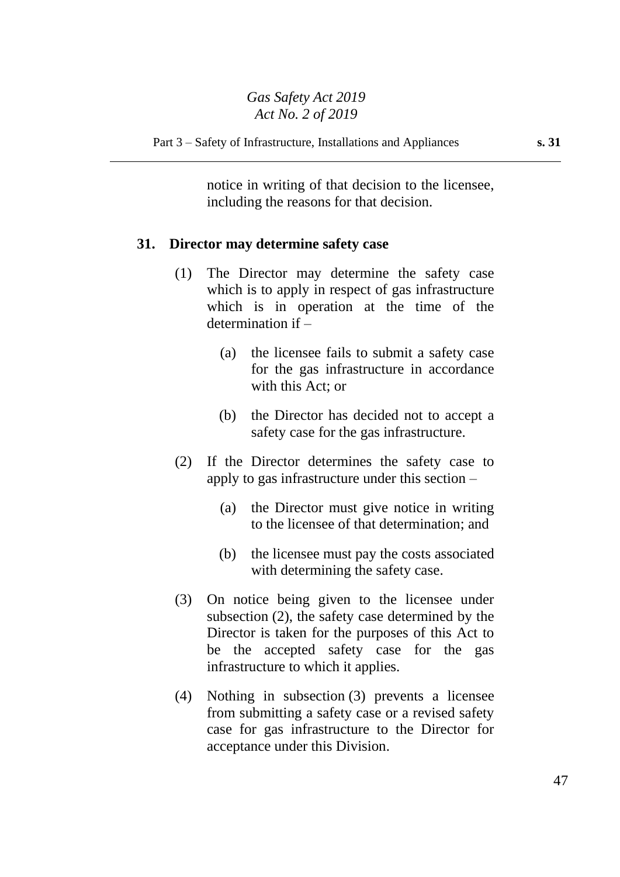notice in writing of that decision to the licensee, including the reasons for that decision.

**31. Director may determine safety case**

(1) The Director may determine the safety case which is to apply in respect of gas infrastructure which is in operation at the time of the determination if –

(a) the licensee fails to submit a safety case for the gas infrastructure in accordance with this Act; or

(b) the Director has decided not to accept a safety case for the gas infrastructure.

(2) If the Director determines the safety case to apply to gas infrastructure under this section –

(a) the Director must give notice in writing to the licensee of that determination; and

(b) the licensee must pay the costs associated with determining the safety case.

(3) On notice being given to the licensee under subsection (2), the safety case determined by the Director is taken for the purposes of this Act to be the accepted safety case for the gas infrastructure to which it applies.

(4) Nothing in subsection (3) prevents a licensee from submitting a safety case or a revised safety case for gas infrastructure to the Director for acceptance under this Division.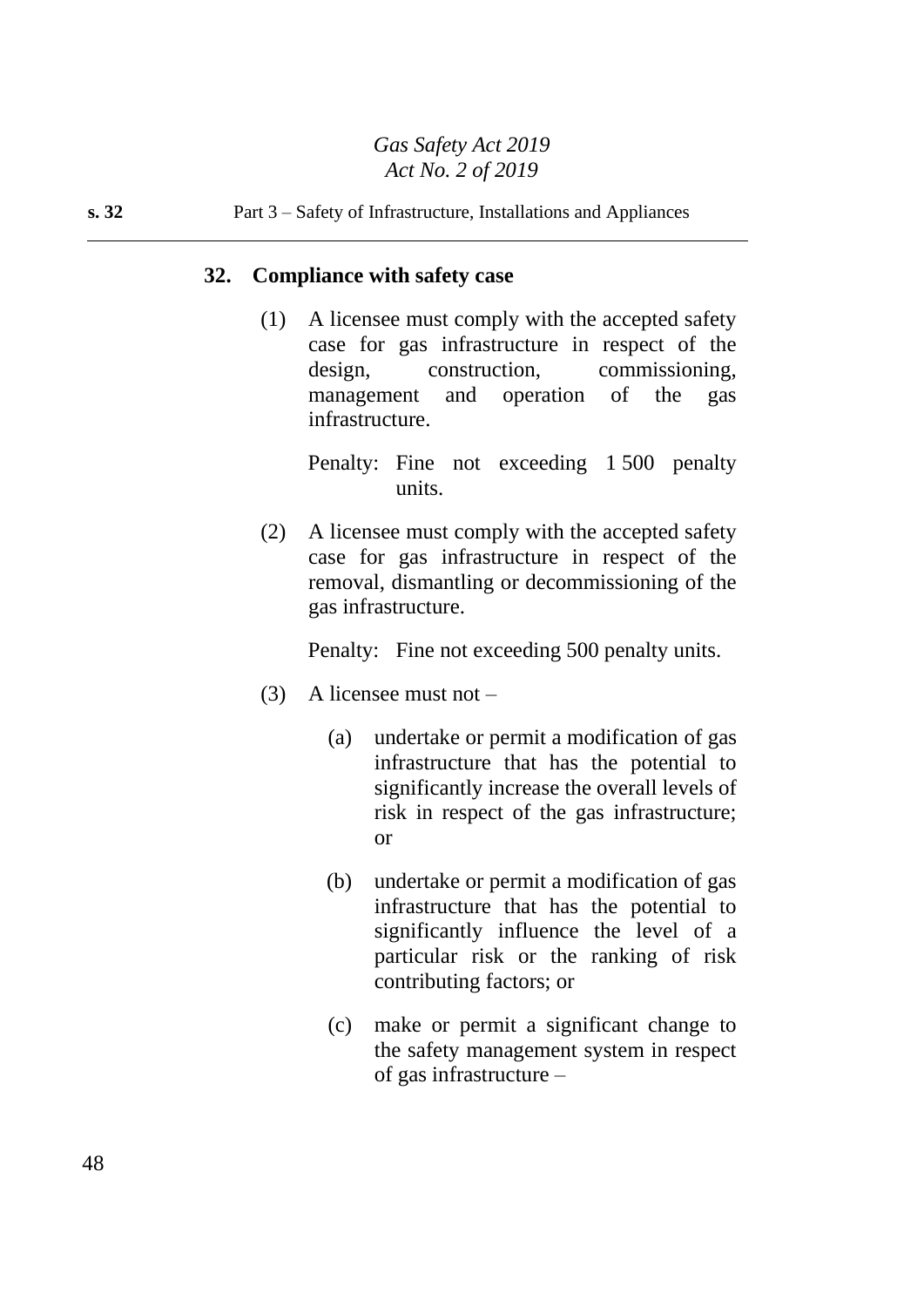## 32. Compliance with safety case

(1) A licensee must comply with the accepted safety case for gas infrastructure in respect of the design, construction, commissioning, management and operation of the gas infrastructure.

Penalty: Fine not exceeding 1 500 penalty units.

(2) A licensee must comply with the accepted safety case for gas infrastructure in respect of the removal, dismantling or decommissioning of the gas infrastructure.

Penalty: Fine not exceeding 500 penalty units.

(3) A licensee must not –

(a) undertake or permit a modification of gas infrastructure that has the potential to significantly increase the overall levels of risk in respect of the gas infrastructure; or

(b) undertake or permit a modification of gas infrastructure that has the potential to significantly influence the level of a particular risk or the ranking of risk contributing factors; or

(c) make or permit a significant change to the safety management system in respect of gas infrastructure –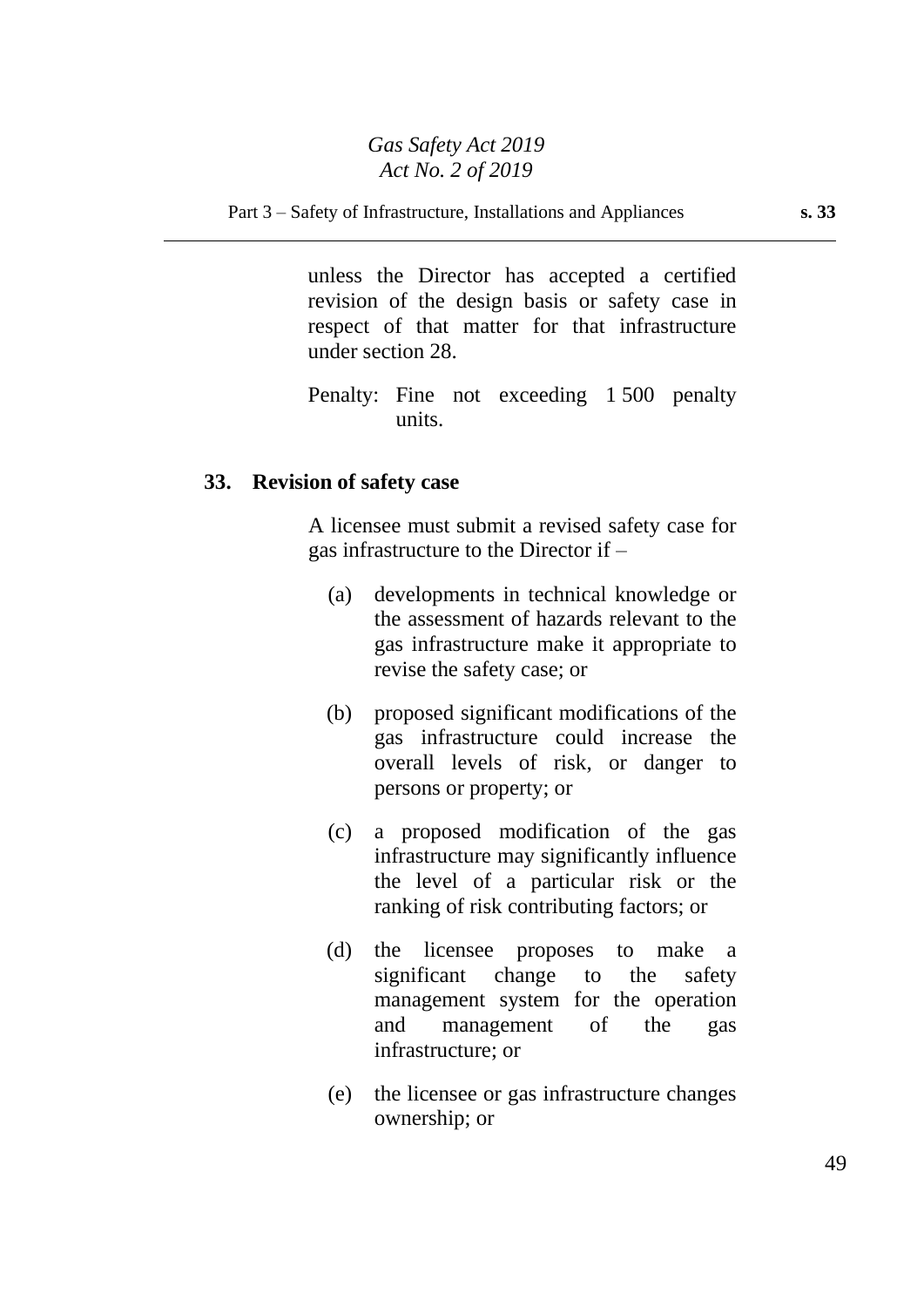unless the Director has accepted a certified revision of the design basis or safety case in respect of that matter for that infrastructure under section 28.

Penalty: Fine not exceeding 1 500 penalty units.

**33. Revision of safety case**

A licensee must submit a revised safety case for gas infrastructure to the Director if –

(a) developments in technical knowledge or the assessment of hazards relevant to the gas infrastructure make it appropriate to revise the safety case; or

(b) proposed significant modifications of the gas infrastructure could increase the overall levels of risk, or danger to persons or property; or

(c) a proposed modification of the gas infrastructure may significantly influence the level of a particular risk or the ranking of risk contributing factors; or

(d) the licensee proposes to make a significant change to the safety management system for the operation and management of the gas infrastructure; or

(e) the licensee or gas infrastructure changes ownership; or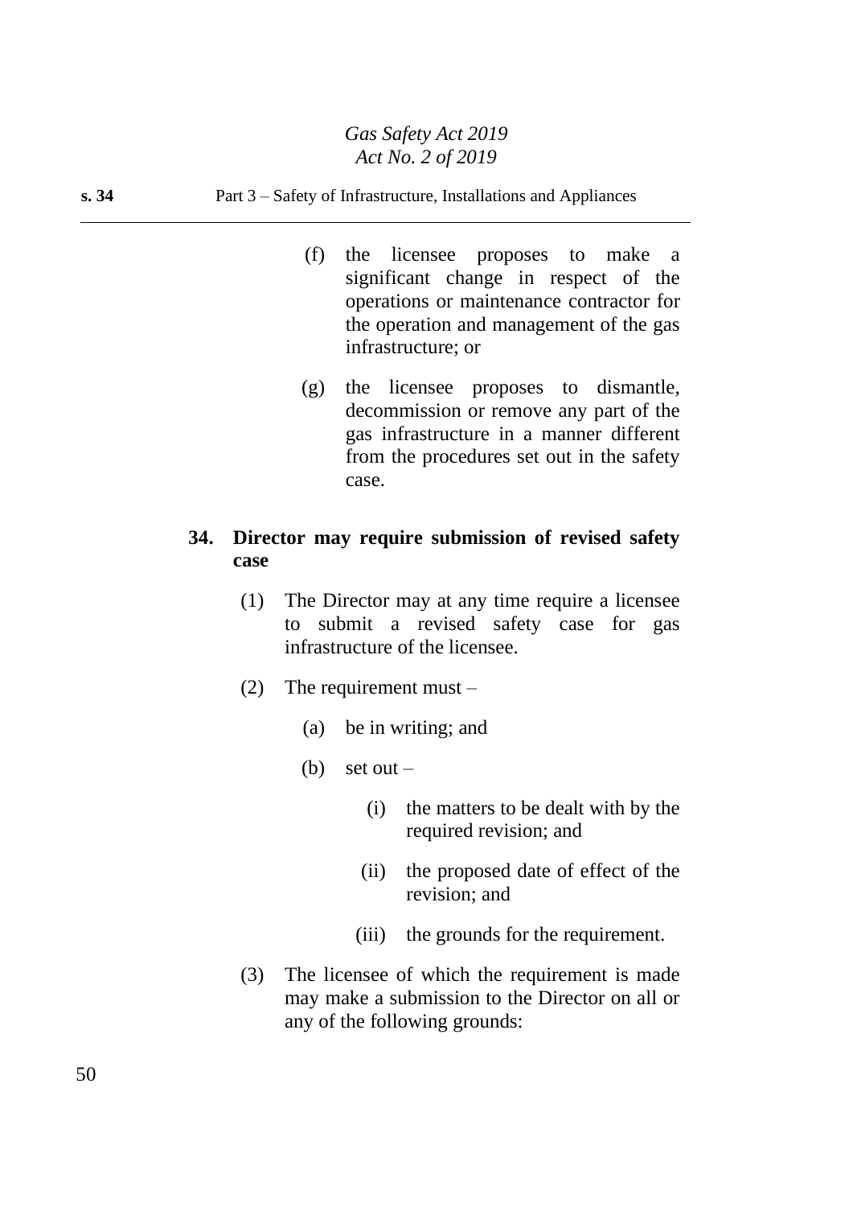(f) the licensee proposes to make a significant change in respect of the operations or maintenance contractor for the operation and management of the gas infrastructure; or

(g) the licensee proposes to dismantle, decommission or remove any part of the gas infrastructure in a manner different from the procedures set out in the safety case.

**34. Director may require submission of revised safety case**

(1) The Director may at any time require a licensee to submit a revised safety case for gas infrastructure of the licensee.

(2) The requirement must –

(a) be in writing; and

(b) set out –

(i) the matters to be dealt with by the required revision; and

(ii) the proposed date of effect of the revision; and

(iii) the grounds for the requirement.

(3) The licensee of which the requirement is made may make a submission to the Director on all or any of the following grounds: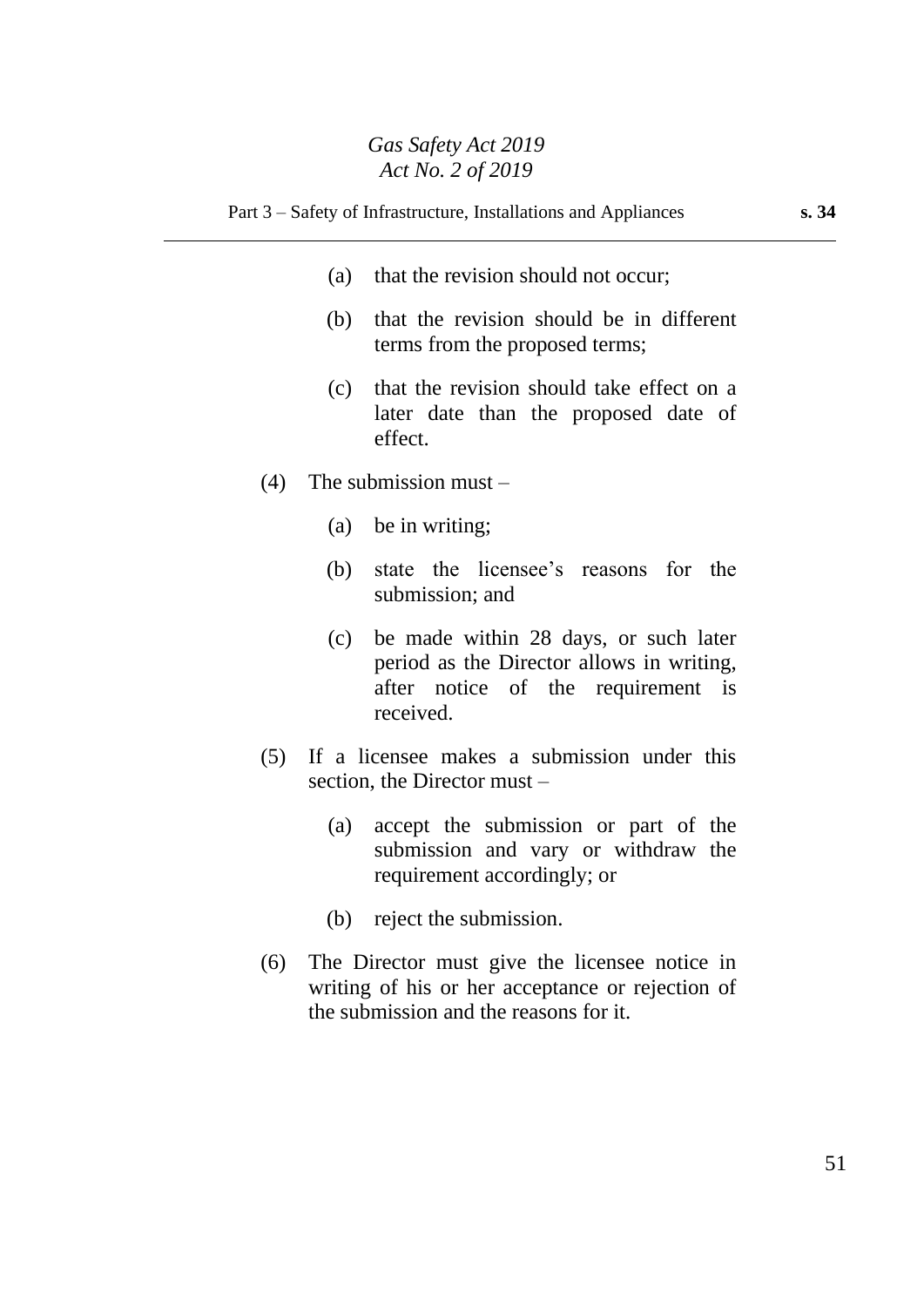(a) that the revision should not occur;

(b) that the revision should be in different terms from the proposed terms;

(c) that the revision should take effect on a later date than the proposed date of effect.

(4) The submission must –

(a) be in writing;

(b) state the licensee's reasons for the submission; and

(c) be made within 28 days, or such later period as the Director allows in writing, after notice of the requirement is received.

(5) If a licensee makes a submission under this section, the Director must –

(a) accept the submission or part of the submission and vary or withdraw the requirement accordingly; or

(b) reject the submission.

(6) The Director must give the licensee notice in writing of his or her acceptance or rejection of the submission and the reasons for it.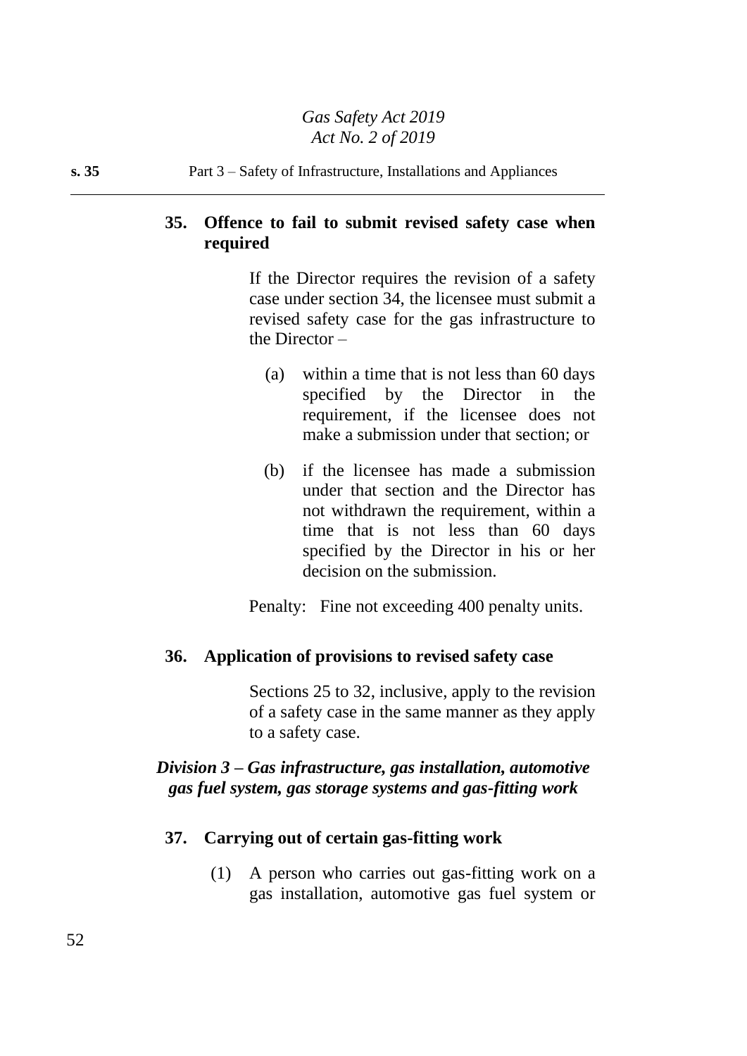**35. Offence to fail to submit revised safety case when required**

If the Director requires the revision of a safety case under section 34, the licensee must submit a revised safety case for the gas infrastructure to the Director –

(a) within a time that is not less than 60 days specified by the Director in the requirement, if the licensee does not make a submission under that section; or

(b) if the licensee has made a submission under that section and the Director has not withdrawn the requirement, within a time that is not less than 60 days specified by the Director in his or her decision on the submission.

Penalty: Fine not exceeding 400 penalty units.

**36. Application of provisions to revised safety case**

Sections 25 to 32, inclusive, apply to the revision of a safety case in the same manner as they apply to a safety case.

***Division 3 – Gas infrastructure, gas installation, automotive gas fuel system, gas storage systems and gas-fitting work***

**37. Carrying out of certain gas-fitting work**

(1) A person who carries out gas-fitting work on a gas installation, automotive gas fuel system or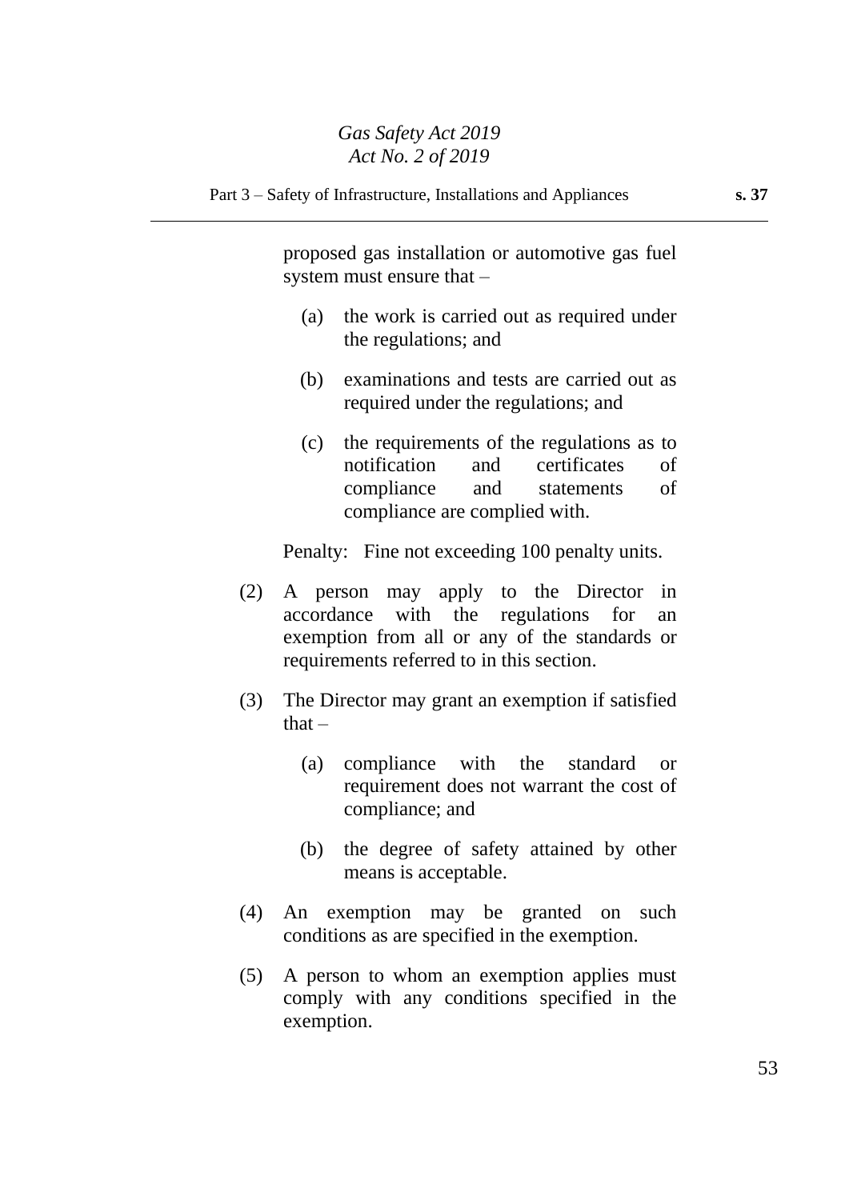proposed gas installation or automotive gas fuel system must ensure that –

(a) the work is carried out as required under the regulations; and

(b) examinations and tests are carried out as required under the regulations; and

(c) the requirements of the regulations as to notification and certificates of compliance and statements of compliance are complied with.

Penalty: Fine not exceeding 100 penalty units.

(2) A person may apply to the Director in accordance with the regulations for an exemption from all or any of the standards or requirements referred to in this section.

(3) The Director may grant an exemption if satisfied that –

(a) compliance with the standard or requirement does not warrant the cost of compliance; and

(b) the degree of safety attained by other means is acceptable.

(4) An exemption may be granted on such conditions as are specified in the exemption.

(5) A person to whom an exemption applies must comply with any conditions specified in the exemption.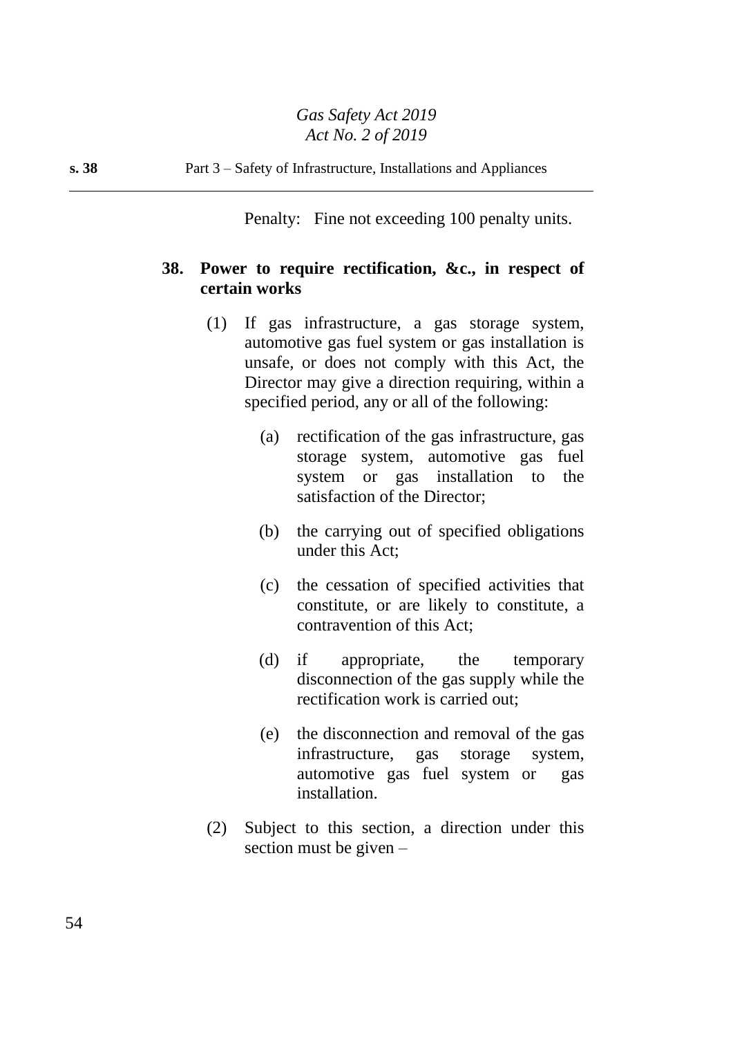Penalty: Fine not exceeding 100 penalty units.

### 38. Power to require rectification, &c., in respect of certain works

(1) If gas infrastructure, a gas storage system, automotive gas fuel system or gas installation is unsafe, or does not comply with this Act, the Director may give a direction requiring, within a specified period, any or all of the following:

(a) rectification of the gas infrastructure, gas storage system, automotive gas fuel system or gas installation to the satisfaction of the Director;

(b) the carrying out of specified obligations under this Act;

(c) the cessation of specified activities that constitute, or are likely to constitute, a contravention of this Act;

(d) if appropriate, the temporary disconnection of the gas supply while the rectification work is carried out;

(e) the disconnection and removal of the gas infrastructure, gas storage system, automotive gas fuel system or gas installation.

(2) Subject to this section, a direction under this section must be given –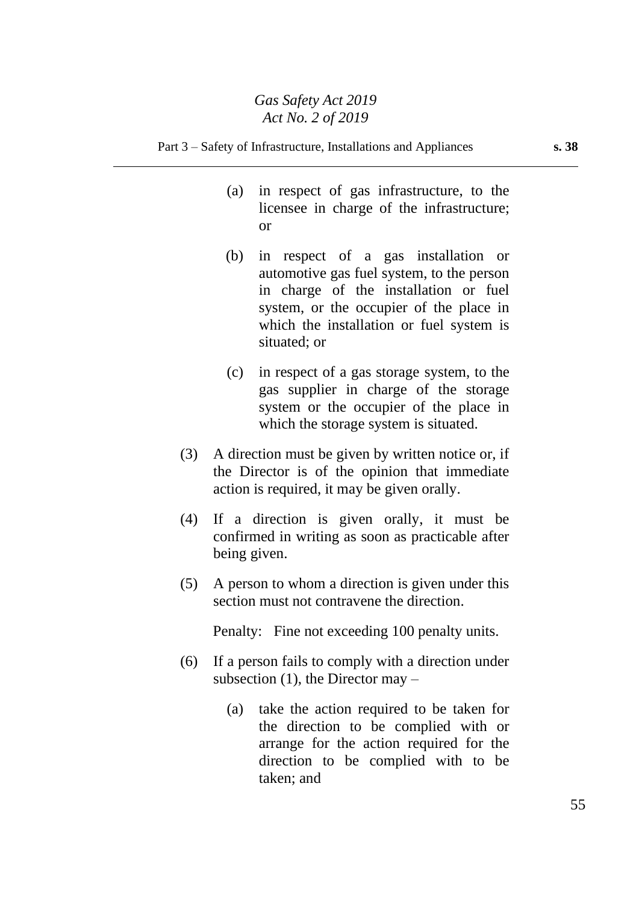(a) in respect of gas infrastructure, to the licensee in charge of the infrastructure; or

(b) in respect of a gas installation or automotive gas fuel system, to the person in charge of the installation or fuel system, or the occupier of the place in which the installation or fuel system is situated; or

(c) in respect of a gas storage system, to the gas supplier in charge of the storage system or the occupier of the place in which the storage system is situated.

(3) A direction must be given by written notice or, if the Director is of the opinion that immediate action is required, it may be given orally.

(4) If a direction is given orally, it must be confirmed in writing as soon as practicable after being given.

(5) A person to whom a direction is given under this section must not contravene the direction.

Penalty: Fine not exceeding 100 penalty units.

(6) If a person fails to comply with a direction under subsection (1), the Director may –

(a) take the action required to be taken for the direction to be complied with or arrange for the action required for the direction to be complied with to be taken; and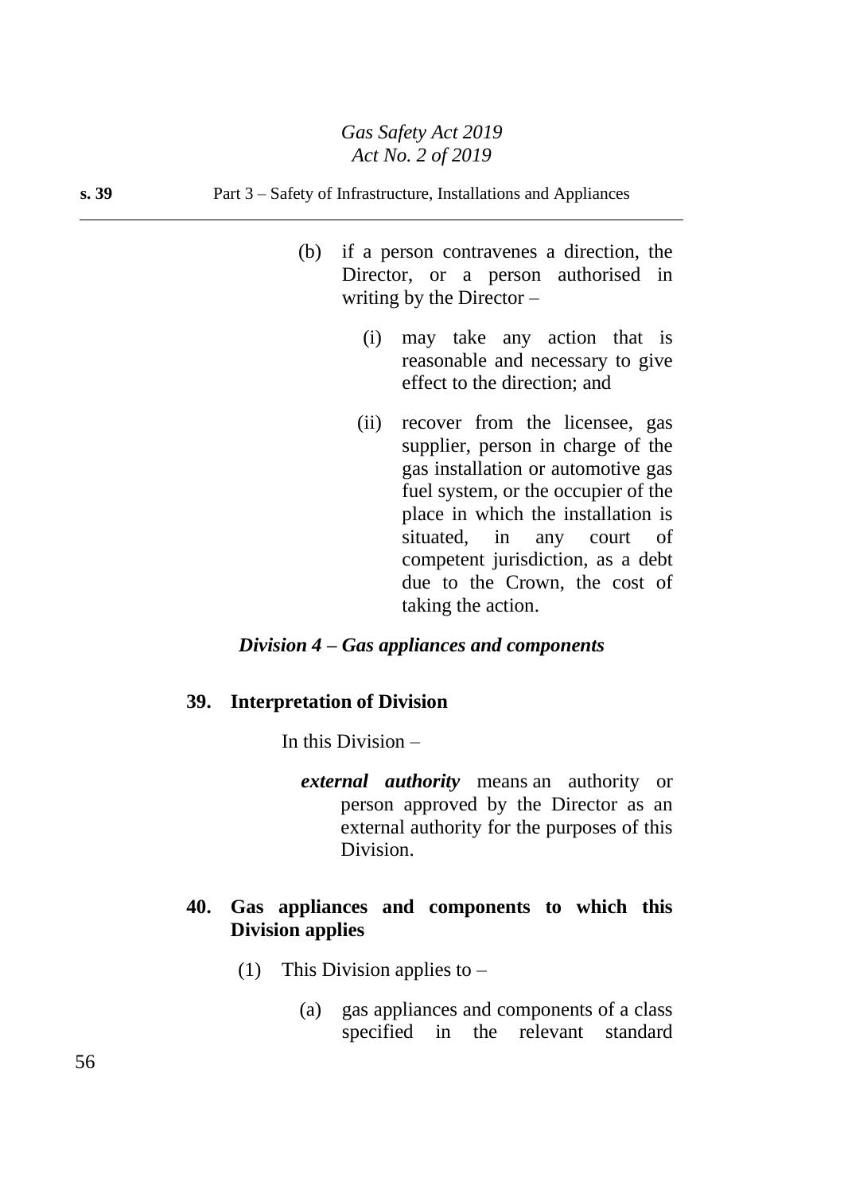(b) if a person contravenes a direction, the Director, or a person authorised in writing by the Director –

(i) may take any action that is reasonable and necessary to give effect to the direction; and

(ii) recover from the licensee, gas supplier, person in charge of the gas installation or automotive gas fuel system, or the occupier of the place in which the installation is situated, in any court of competent jurisdiction, as a debt due to the Crown, the cost of taking the action.

### *Division 4 – Gas appliances and components*

#### 39. Interpretation of Division

In this Division –

***external authority*** means an authority or person approved by the Director as an external authority for the purposes of this Division.

#### 40. Gas appliances and components to which this Division applies

(1) This Division applies to –

(a) gas appliances and components of a class specified in the relevant standard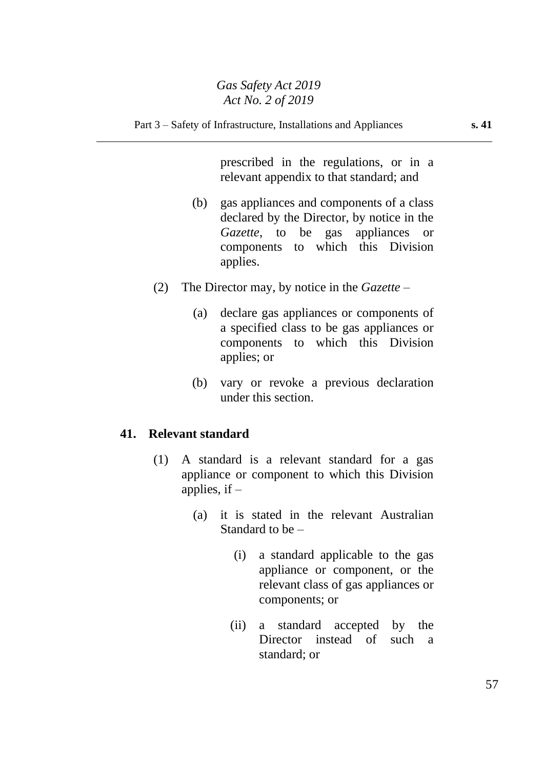prescribed in the regulations, or in a relevant appendix to that standard; and

(b) gas appliances and components of a class declared by the Director, by notice in the *Gazette*, to be gas appliances or components to which this Division applies.

(2) The Director may, by notice in the *Gazette* –

(a) declare gas appliances or components of a specified class to be gas appliances or components to which this Division applies; or

(b) vary or revoke a previous declaration under this section.

## 41. Relevant standard

(1) A standard is a relevant standard for a gas appliance or component to which this Division applies, if –

(a) it is stated in the relevant Australian Standard to be –

(i) a standard applicable to the gas appliance or component, or the relevant class of gas appliances or components; or

(ii) a standard accepted by the Director instead of such a standard; or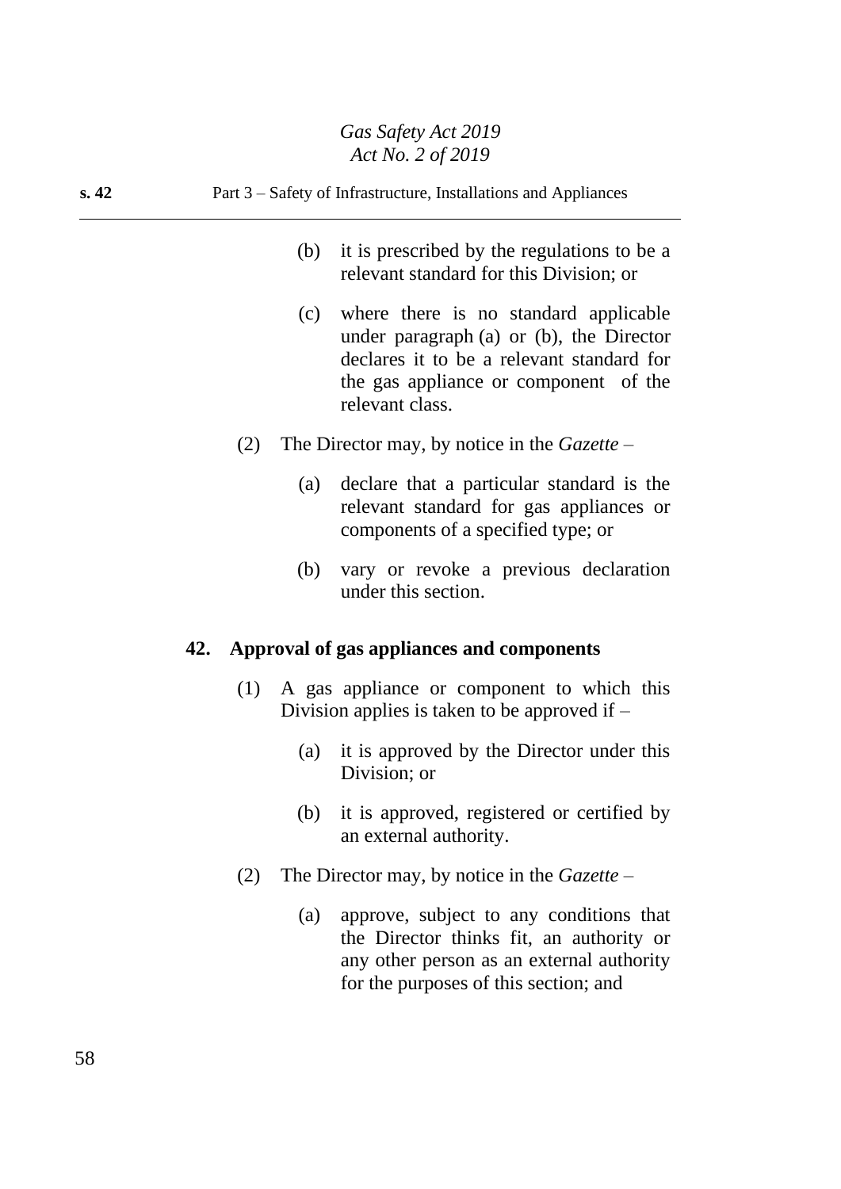(b) it is prescribed by the regulations to be a relevant standard for this Division; or

(c) where there is no standard applicable under paragraph (a) or (b), the Director declares it to be a relevant standard for the gas appliance or component of the relevant class.

(2) The Director may, by notice in the *Gazette* –

(a) declare that a particular standard is the relevant standard for gas appliances or components of a specified type; or

(b) vary or revoke a previous declaration under this section.

## 42. Approval of gas appliances and components

(1) A gas appliance or component to which this Division applies is taken to be approved if –

(a) it is approved by the Director under this Division; or

(b) it is approved, registered or certified by an external authority.

(2) The Director may, by notice in the *Gazette* –

(a) approve, subject to any conditions that the Director thinks fit, an authority or any other person as an external authority for the purposes of this section; and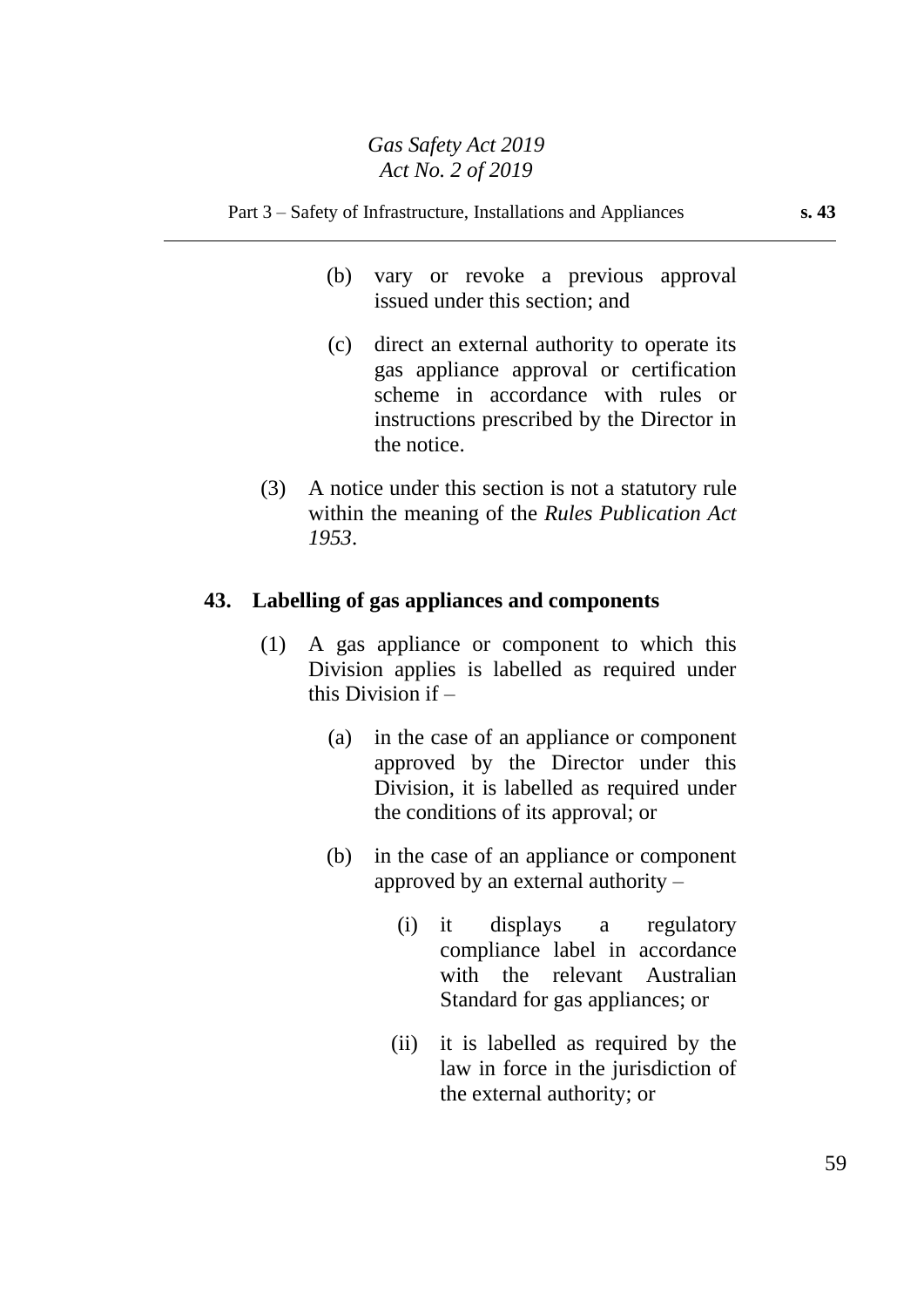(b) vary or revoke a previous approval issued under this section; and

(c) direct an external authority to operate its gas appliance approval or certification scheme in accordance with rules or instructions prescribed by the Director in the notice.

(3) A notice under this section is not a statutory rule within the meaning of the *Rules Publication Act 1953*.

### 43. Labelling of gas appliances and components

(1) A gas appliance or component to which this Division applies is labelled as required under this Division if –

(a) in the case of an appliance or component approved by the Director under this Division, it is labelled as required under the conditions of its approval; or

(b) in the case of an appliance or component approved by an external authority –

(i) it displays a regulatory compliance label in accordance with the relevant Australian Standard for gas appliances; or

(ii) it is labelled as required by the law in force in the jurisdiction of the external authority; or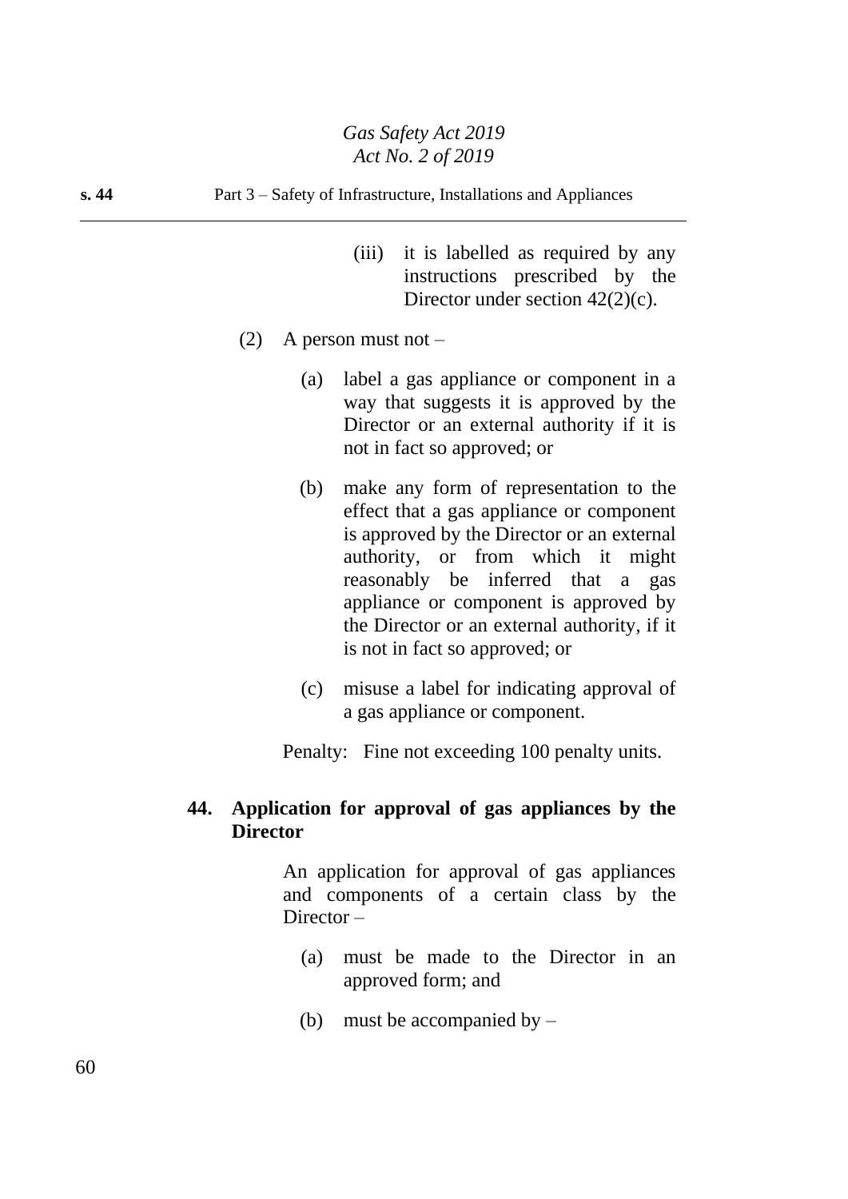(iii) it is labelled as required by any instructions prescribed by the Director under section 42(2)(c).

(2) A person must not –

(a) label a gas appliance or component in a way that suggests it is approved by the Director or an external authority if it is not in fact so approved; or

(b) make any form of representation to the effect that a gas appliance or component is approved by the Director or an external authority, or from which it might reasonably be inferred that a gas appliance or component is approved by the Director or an external authority, if it is not in fact so approved; or

(c) misuse a label for indicating approval of a gas appliance or component.

Penalty: Fine not exceeding 100 penalty units.

**44. Application for approval of gas appliances by the Director**

An application for approval of gas appliances and components of a certain class by the Director –

(a) must be made to the Director in an approved form; and

(b) must be accompanied by –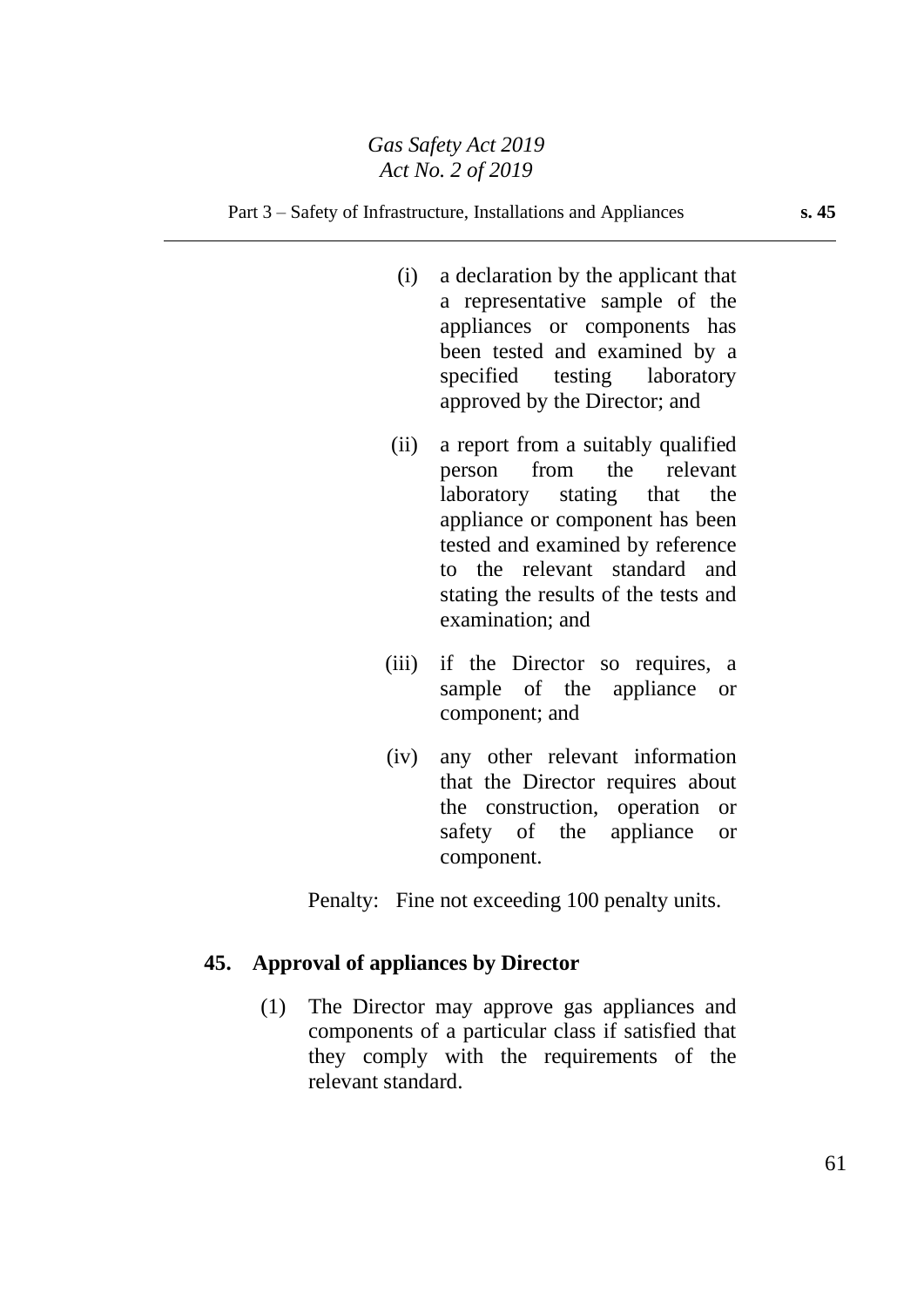(i) a declaration by the applicant that a representative sample of the appliances or components has been tested and examined by a specified testing laboratory approved by the Director; and

(ii) a report from a suitably qualified person from the relevant laboratory stating that the appliance or component has been tested and examined by reference to the relevant standard and stating the results of the tests and examination; and

(iii) if the Director so requires, a sample of the appliance or component; and

(iv) any other relevant information that the Director requires about the construction, operation or safety of the appliance or component.

Penalty: Fine not exceeding 100 penalty units.

## 45. Approval of appliances by Director

(1) The Director may approve gas appliances and components of a particular class if satisfied that they comply with the requirements of the relevant standard.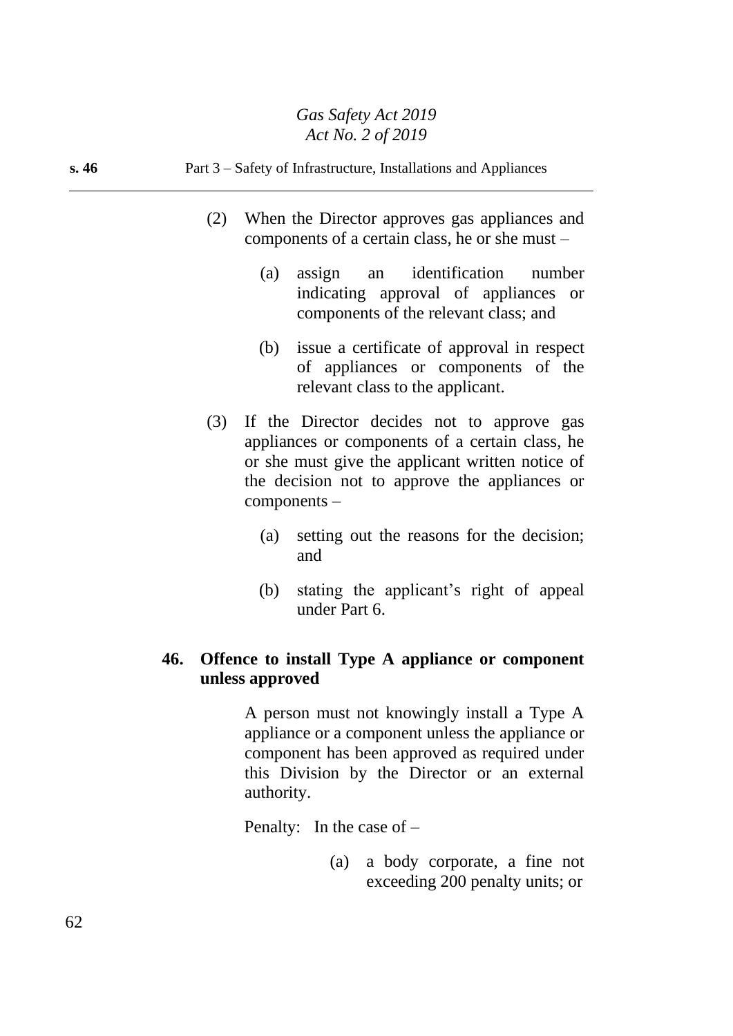(2) When the Director approves gas appliances and components of a certain class, he or she must –

(a) assign an identification number indicating approval of appliances or components of the relevant class; and

(b) issue a certificate of approval in respect of appliances or components of the relevant class to the applicant.

(3) If the Director decides not to approve gas appliances or components of a certain class, he or she must give the applicant written notice of the decision not to approve the appliances or components –

(a) setting out the reasons for the decision; and

(b) stating the applicant's right of appeal under Part 6.

## 46. Offence to install Type A appliance or component unless approved

A person must not knowingly install a Type A appliance or a component unless the appliance or component has been approved as required under this Division by the Director or an external authority.

Penalty: In the case of –

(a) a body corporate, a fine not exceeding 200 penalty units; or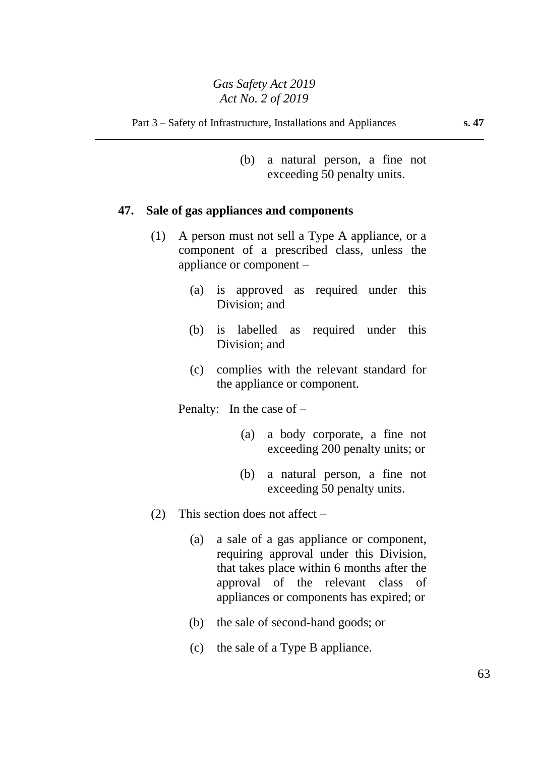(b) a natural person, a fine not exceeding 50 penalty units.

**47. Sale of gas appliances and components**

(1) A person must not sell a Type A appliance, or a component of a prescribed class, unless the appliance or component –

(a) is approved as required under this Division; and

(b) is labelled as required under this Division; and

(c) complies with the relevant standard for the appliance or component.

Penalty: In the case of –

(a) a body corporate, a fine not exceeding 200 penalty units; or

(b) a natural person, a fine not exceeding 50 penalty units.

(2) This section does not affect –

(a) a sale of a gas appliance or component, requiring approval under this Division, that takes place within 6 months after the approval of the relevant class of appliances or components has expired; or

(b) the sale of second-hand goods; or

(c) the sale of a Type B appliance.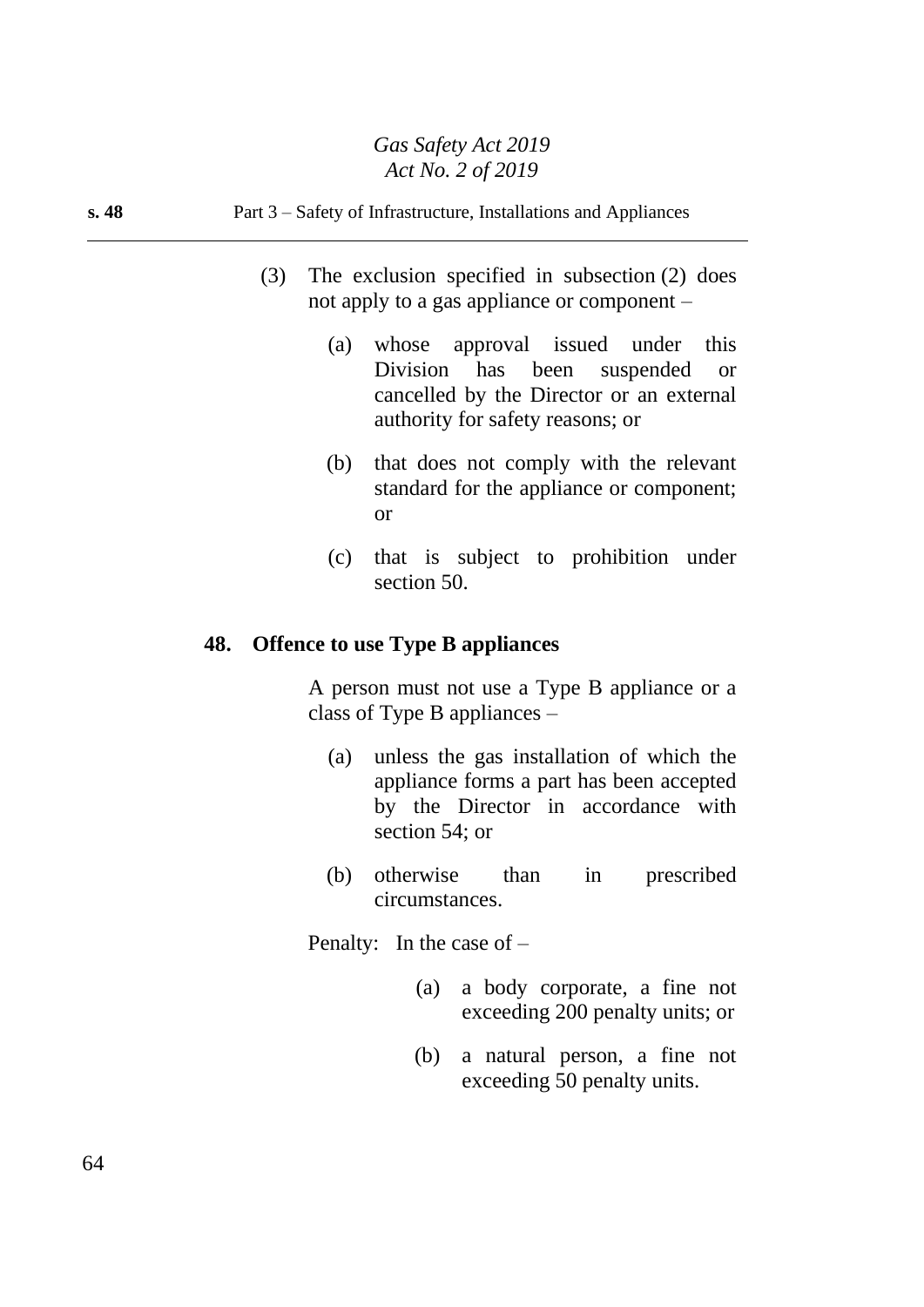(3) The exclusion specified in subsection (2) does not apply to a gas appliance or component –

(a) whose approval issued under this Division has been suspended or cancelled by the Director or an external authority for safety reasons; or

(b) that does not comply with the relevant standard for the appliance or component; or

(c) that is subject to prohibition under section 50.

### 48. Offence to use Type B appliances

A person must not use a Type B appliance or a class of Type B appliances –

(a) unless the gas installation of which the appliance forms a part has been accepted by the Director in accordance with section 54; or

(b) otherwise than in prescribed circumstances.

Penalty: In the case of –

(a) a body corporate, a fine not exceeding 200 penalty units; or

(b) a natural person, a fine not exceeding 50 penalty units.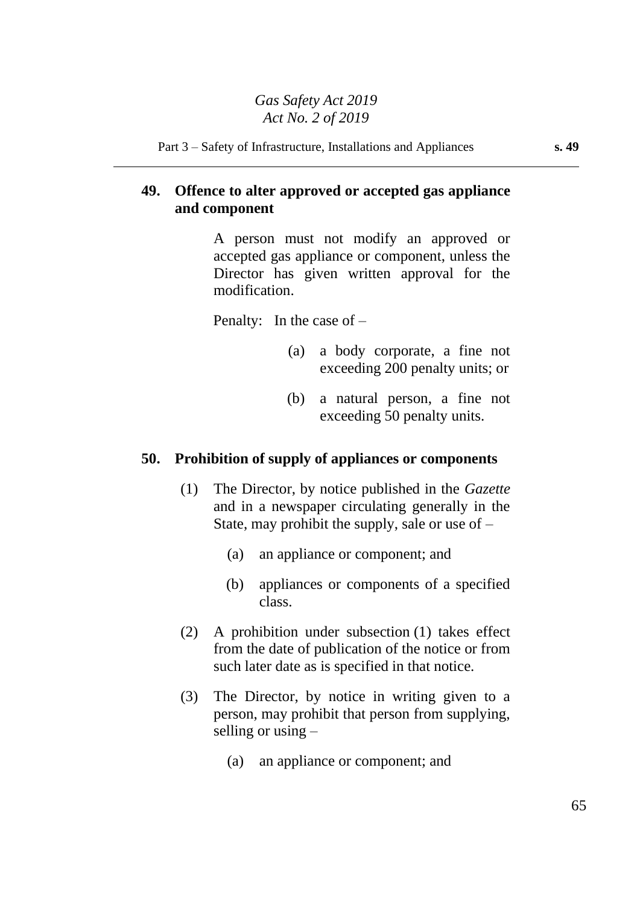## 49. Offence to alter approved or accepted gas appliance and component

A person must not modify an approved or accepted gas appliance or component, unless the Director has given written approval for the modification.

Penalty: In the case of –

(a) a body corporate, a fine not exceeding 200 penalty units; or

(b) a natural person, a fine not exceeding 50 penalty units.

## 50. Prohibition of supply of appliances or components

(1) The Director, by notice published in the *Gazette* and in a newspaper circulating generally in the State, may prohibit the supply, sale or use of –

(a) an appliance or component; and

(b) appliances or components of a specified class.

(2) A prohibition under subsection (1) takes effect from the date of publication of the notice or from such later date as is specified in that notice.

(3) The Director, by notice in writing given to a person, may prohibit that person from supplying, selling or using –

(a) an appliance or component; and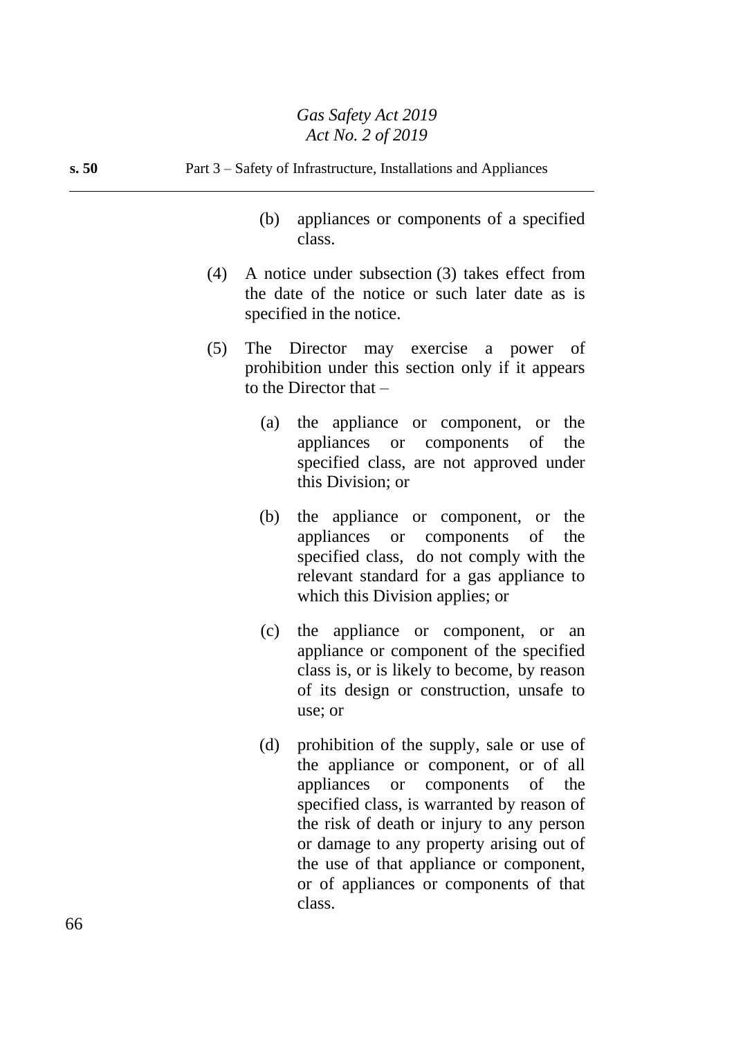(b) appliances or components of a specified class.

(4) A notice under subsection (3) takes effect from the date of the notice or such later date as is specified in the notice.

(5) The Director may exercise a power of prohibition under this section only if it appears to the Director that –

(a) the appliance or component, or the appliances or components of the specified class, are not approved under this Division; or

(b) the appliance or component, or the appliances or components of the specified class, do not comply with the relevant standard for a gas appliance to which this Division applies; or

(c) the appliance or component, or an appliance or component of the specified class is, or is likely to become, by reason of its design or construction, unsafe to use; or

(d) prohibition of the supply, sale or use of the appliance or component, or of all appliances or components of the specified class, is warranted by reason of the risk of death or injury to any person or damage to any property arising out of the use of that appliance or component, or of appliances or components of that class.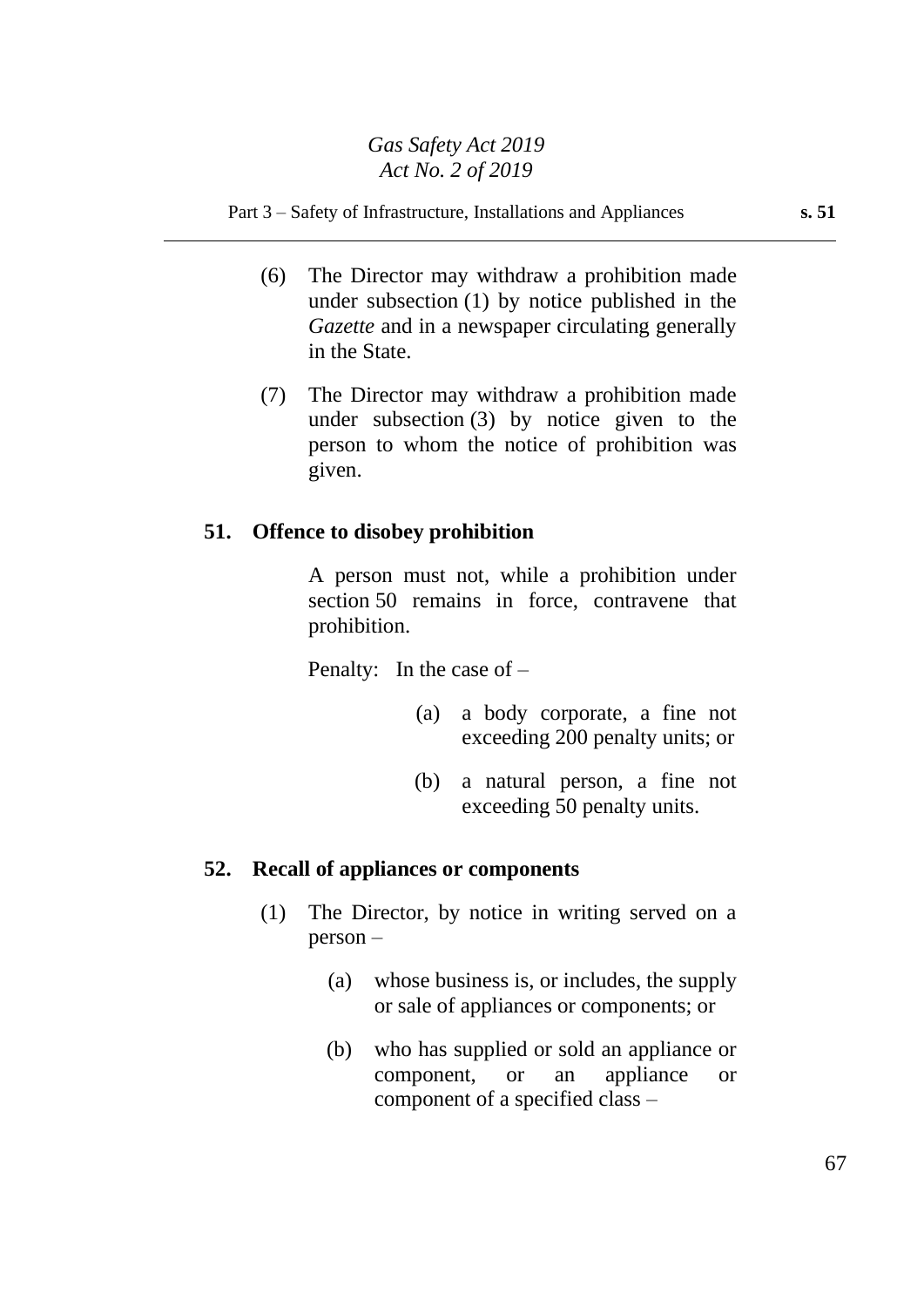(6) The Director may withdraw a prohibition made under subsection (1) by notice published in the *Gazette* and in a newspaper circulating generally in the State.

(7) The Director may withdraw a prohibition made under subsection (3) by notice given to the person to whom the notice of prohibition was given.

### 51. Offence to disobey prohibition

A person must not, while a prohibition under section 50 remains in force, contravene that prohibition.

Penalty: In the case of –

(a) a body corporate, a fine not exceeding 200 penalty units; or

(b) a natural person, a fine not exceeding 50 penalty units.

### 52. Recall of appliances or components

(1) The Director, by notice in writing served on a person –

(a) whose business is, or includes, the supply or sale of appliances or components; or

(b) who has supplied or sold an appliance or component, or an appliance or component of a specified class –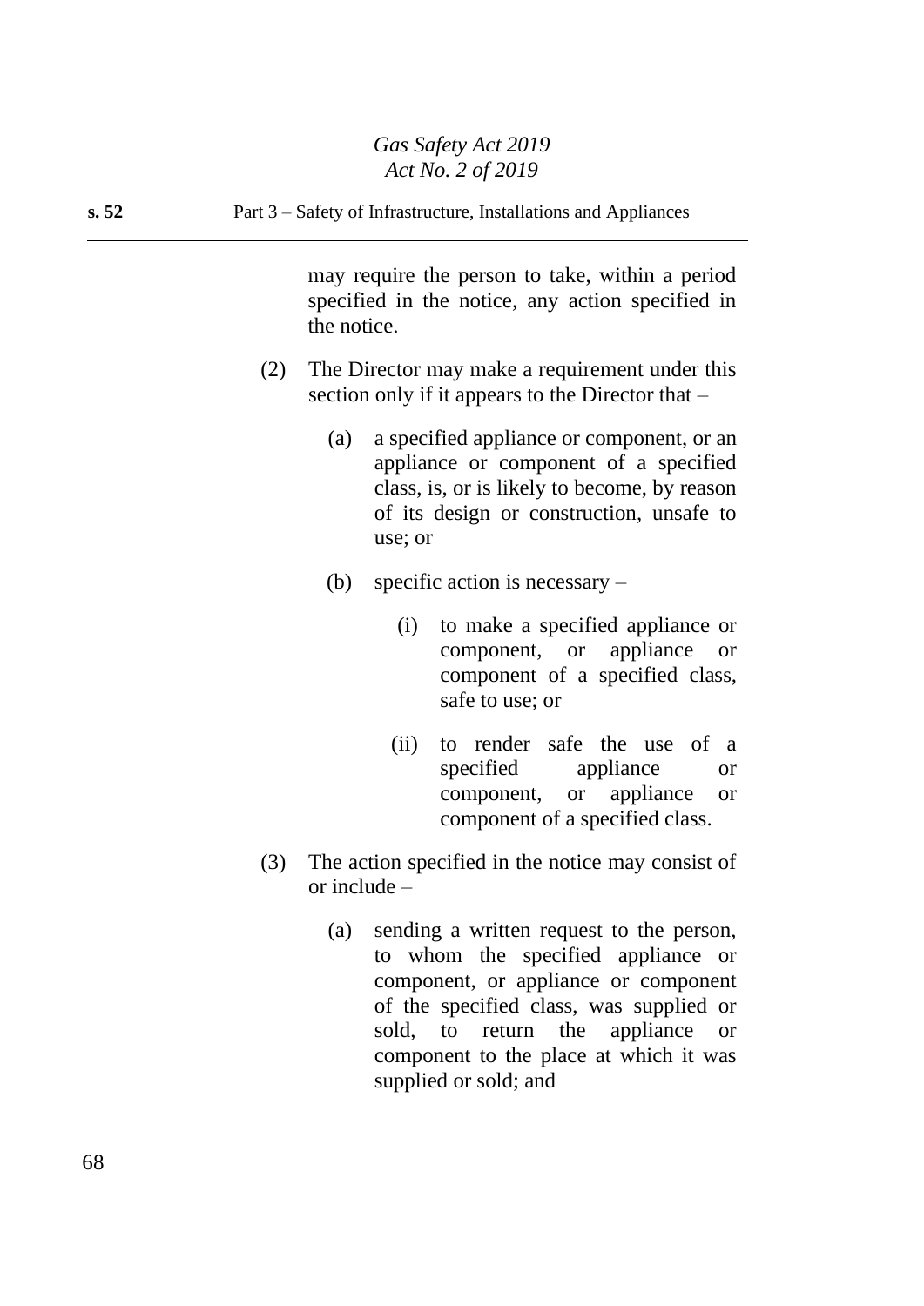may require the person to take, within a period specified in the notice, any action specified in the notice.

(2) The Director may make a requirement under this section only if it appears to the Director that –

(a) a specified appliance or component, or an appliance or component of a specified class, is, or is likely to become, by reason of its design or construction, unsafe to use; or

(b) specific action is necessary –

(i) to make a specified appliance or component, or appliance or component of a specified class, safe to use; or

(ii) to render safe the use of a specified appliance or component, or appliance or component of a specified class.

(3) The action specified in the notice may consist of or include –

(a) sending a written request to the person, to whom the specified appliance or component, or appliance or component of the specified class, was supplied or sold, to return the appliance or component to the place at which it was supplied or sold; and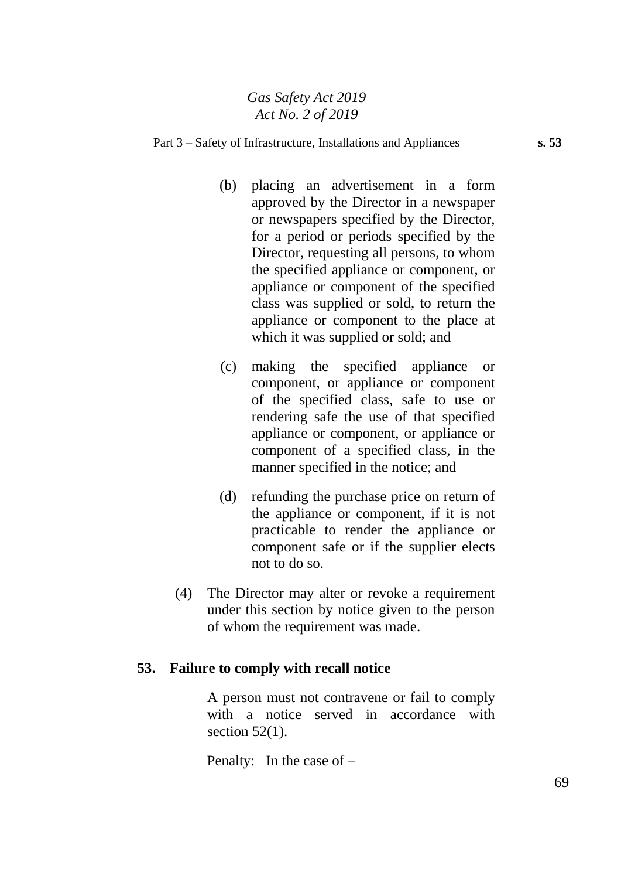(b) placing an advertisement in a form approved by the Director in a newspaper or newspapers specified by the Director, for a period or periods specified by the Director, requesting all persons, to whom the specified appliance or component, or appliance or component of the specified class was supplied or sold, to return the appliance or component to the place at which it was supplied or sold; and

(c) making the specified appliance or component, or appliance or component of the specified class, safe to use or rendering safe the use of that specified appliance or component, or appliance or component of a specified class, in the manner specified in the notice; and

(d) refunding the purchase price on return of the appliance or component, if it is not practicable to render the appliance or component safe or if the supplier elects not to do so.

(4) The Director may alter or revoke a requirement under this section by notice given to the person of whom the requirement was made.

**53. Failure to comply with recall notice**

A person must not contravene or fail to comply with a notice served in accordance with section 52(1).

Penalty: In the case of –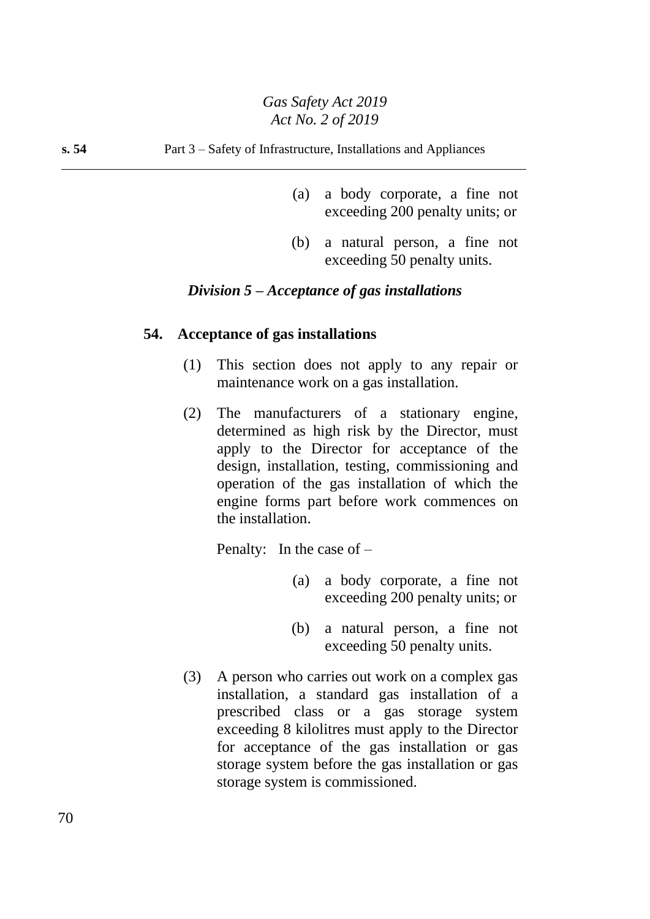(a) a body corporate, a fine not exceeding 200 penalty units; or

(b) a natural person, a fine not exceeding 50 penalty units.

### *Division 5 – Acceptance of gas installations*

**54. Acceptance of gas installations**

(1) This section does not apply to any repair or maintenance work on a gas installation.

(2) The manufacturers of a stationary engine, determined as high risk by the Director, must apply to the Director for acceptance of the design, installation, testing, commissioning and operation of the gas installation of which the engine forms part before work commences on the installation.

Penalty: In the case of –

(a) a body corporate, a fine not exceeding 200 penalty units; or

(b) a natural person, a fine not exceeding 50 penalty units.

(3) A person who carries out work on a complex gas installation, a standard gas installation of a prescribed class or a gas storage system exceeding 8 kilolitres must apply to the Director for acceptance of the gas installation or gas storage system before the gas installation or gas storage system is commissioned.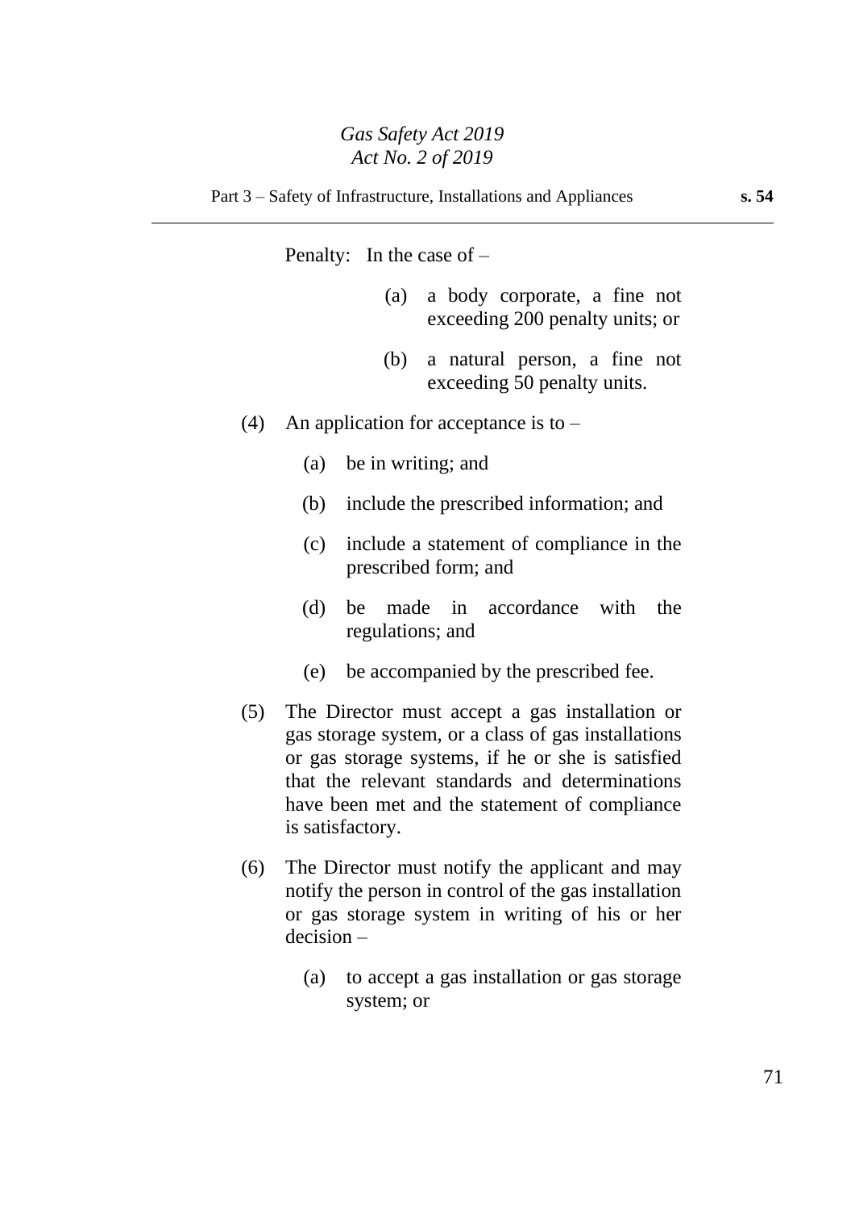Penalty: In the case of –

(a) a body corporate, a fine not exceeding 200 penalty units; or

(b) a natural person, a fine not exceeding 50 penalty units.

(4) An application for acceptance is to –

(a) be in writing; and

(b) include the prescribed information; and

(c) include a statement of compliance in the prescribed form; and

(d) be made in accordance with the regulations; and

(e) be accompanied by the prescribed fee.

(5) The Director must accept a gas installation or gas storage system, or a class of gas installations or gas storage systems, if he or she is satisfied that the relevant standards and determinations have been met and the statement of compliance is satisfactory.

(6) The Director must notify the applicant and may notify the person in control of the gas installation or gas storage system in writing of his or her decision –

(a) to accept a gas installation or gas storage system; or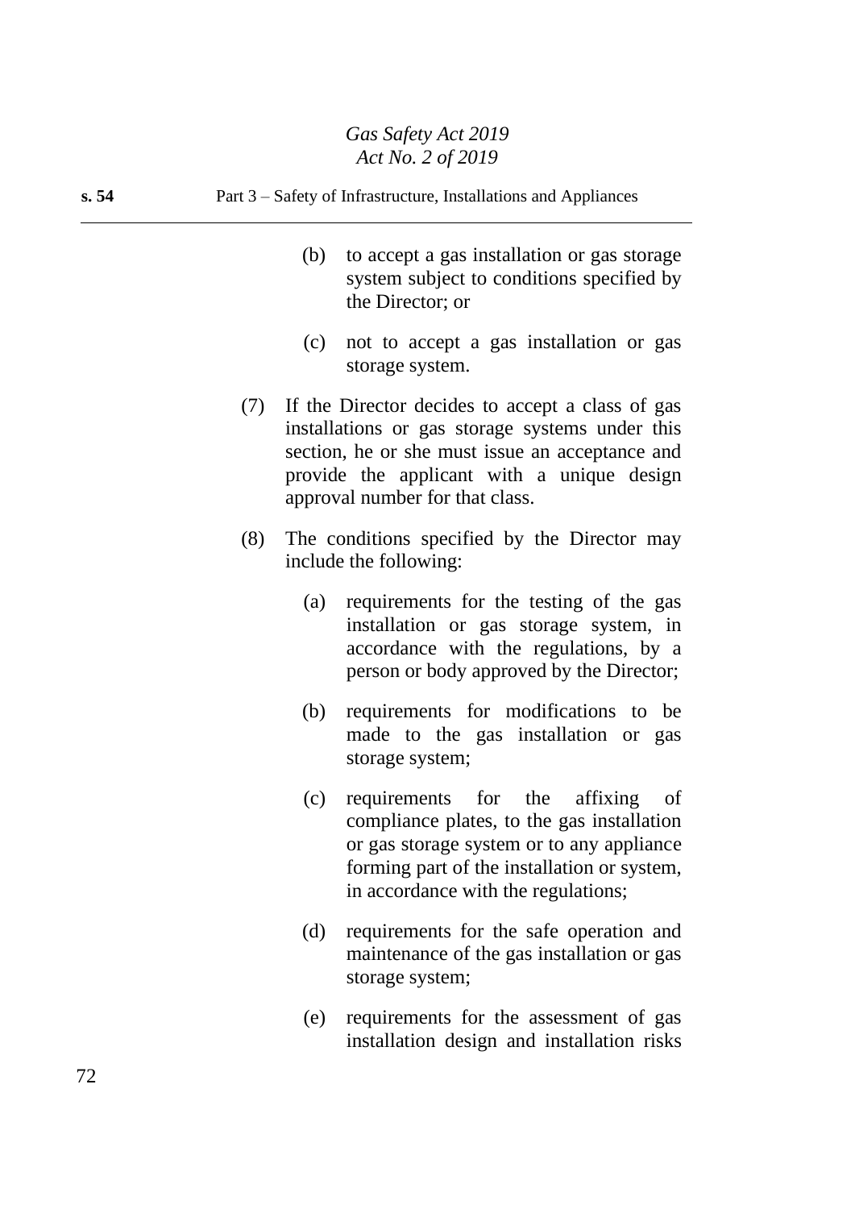(b) to accept a gas installation or gas storage system subject to conditions specified by the Director; or

(c) not to accept a gas installation or gas storage system.

(7) If the Director decides to accept a class of gas installations or gas storage systems under this section, he or she must issue an acceptance and provide the applicant with a unique design approval number for that class.

(8) The conditions specified by the Director may include the following:

(a) requirements for the testing of the gas installation or gas storage system, in accordance with the regulations, by a person or body approved by the Director;

(b) requirements for modifications to be made to the gas installation or gas storage system;

(c) requirements for the affixing of compliance plates, to the gas installation or gas storage system or to any appliance forming part of the installation or system, in accordance with the regulations;

(d) requirements for the safe operation and maintenance of the gas installation or gas storage system;

(e) requirements for the assessment of gas installation design and installation risks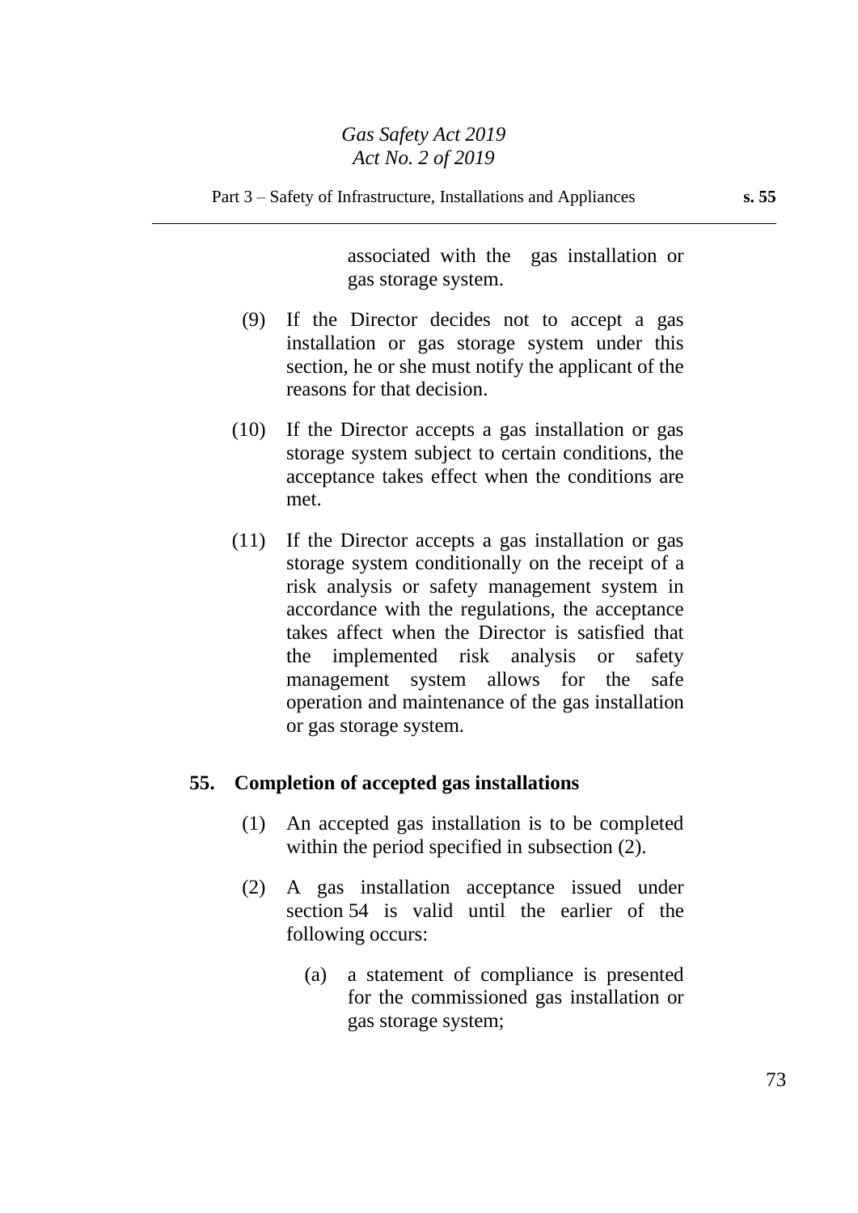associated with the gas installation or gas storage system.

(9) If the Director decides not to accept a gas installation or gas storage system under this section, he or she must notify the applicant of the reasons for that decision.

(10) If the Director accepts a gas installation or gas storage system subject to certain conditions, the acceptance takes effect when the conditions are met.

(11) If the Director accepts a gas installation or gas storage system conditionally on the receipt of a risk analysis or safety management system in accordance with the regulations, the acceptance takes affect when the Director is satisfied that the implemented risk analysis or safety management system allows for the safe operation and maintenance of the gas installation or gas storage system.

## 55. Completion of accepted gas installations

(1) An accepted gas installation is to be completed within the period specified in subsection (2).

(2) A gas installation acceptance issued under section 54 is valid until the earlier of the following occurs:

(a) a statement of compliance is presented for the commissioned gas installation or gas storage system;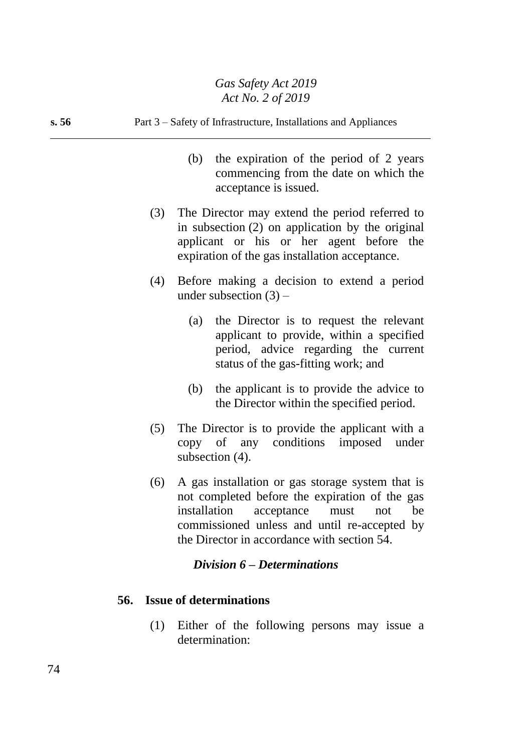(b) the expiration of the period of 2 years commencing from the date on which the acceptance is issued.

(3) The Director may extend the period referred to in subsection (2) on application by the original applicant or his or her agent before the expiration of the gas installation acceptance.

(4) Before making a decision to extend a period under subsection (3) –

(a) the Director is to request the relevant applicant to provide, within a specified period, advice regarding the current status of the gas-fitting work; and

(b) the applicant is to provide the advice to the Director within the specified period.

(5) The Director is to provide the applicant with a copy of any conditions imposed under subsection (4).

(6) A gas installation or gas storage system that is not completed before the expiration of the gas installation acceptance must not be commissioned unless and until re-accepted by the Director in accordance with section 54.

### *Division 6 – Determinations*

#### 56. Issue of determinations

(1) Either of the following persons may issue a determination: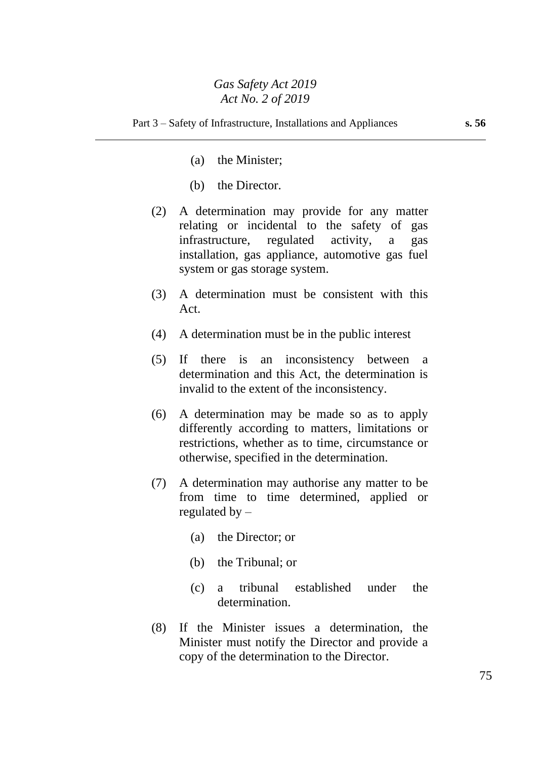(a) the Minister;

(b) the Director.

(2) A determination may provide for any matter relating or incidental to the safety of gas infrastructure, regulated activity, a gas installation, gas appliance, automotive gas fuel system or gas storage system.

(3) A determination must be consistent with this Act.

(4) A determination must be in the public interest

(5) If there is an inconsistency between a determination and this Act, the determination is invalid to the extent of the inconsistency.

(6) A determination may be made so as to apply differently according to matters, limitations or restrictions, whether as to time, circumstance or otherwise, specified in the determination.

(7) A determination may authorise any matter to be from time to time determined, applied or regulated by –

(a) the Director; or

(b) the Tribunal; or

(c) a tribunal established under the determination.

(8) If the Minister issues a determination, the Minister must notify the Director and provide a copy of the determination to the Director.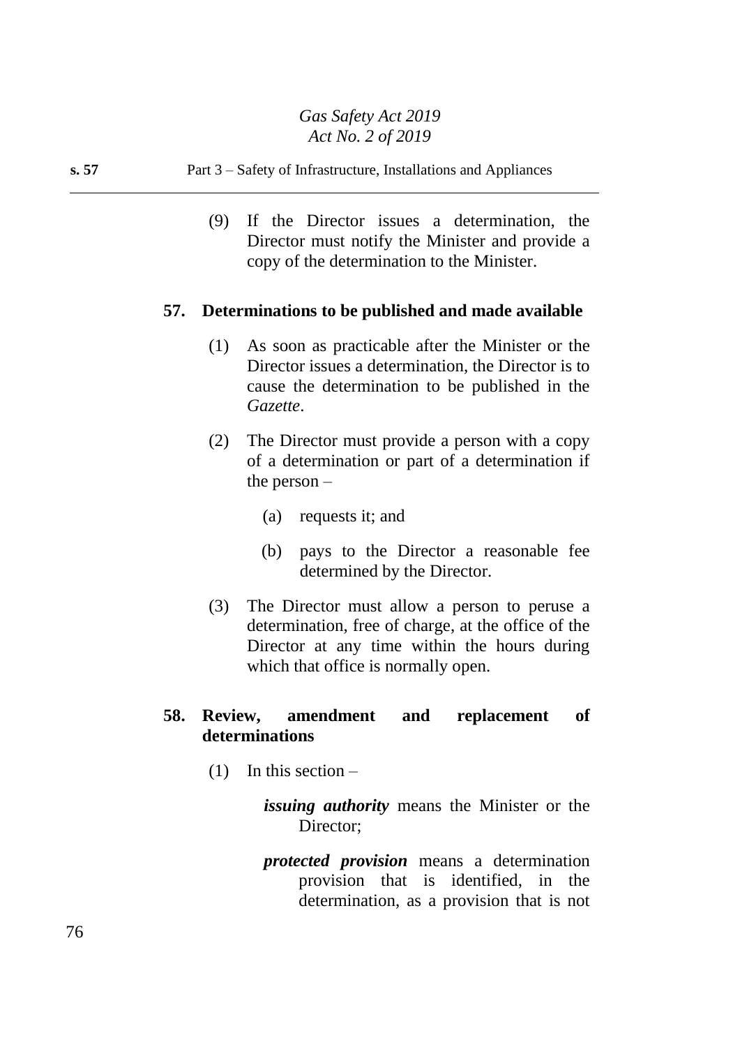(9) If the Director issues a determination, the Director must notify the Minister and provide a copy of the determination to the Minister.

### 57. Determinations to be published and made available

(1) As soon as practicable after the Minister or the Director issues a determination, the Director is to cause the determination to be published in the *Gazette*.

(2) The Director must provide a person with a copy of a determination or part of a determination if the person –

(a) requests it; and

(b) pays to the Director a reasonable fee determined by the Director.

(3) The Director must allow a person to peruse a determination, free of charge, at the office of the Director at any time within the hours during which that office is normally open.

### 58. Review, amendment and replacement of determinations

(1) In this section –

***issuing authority*** means the Minister or the Director;

***protected provision*** means a determination provision that is identified, in the determination, as a provision that is not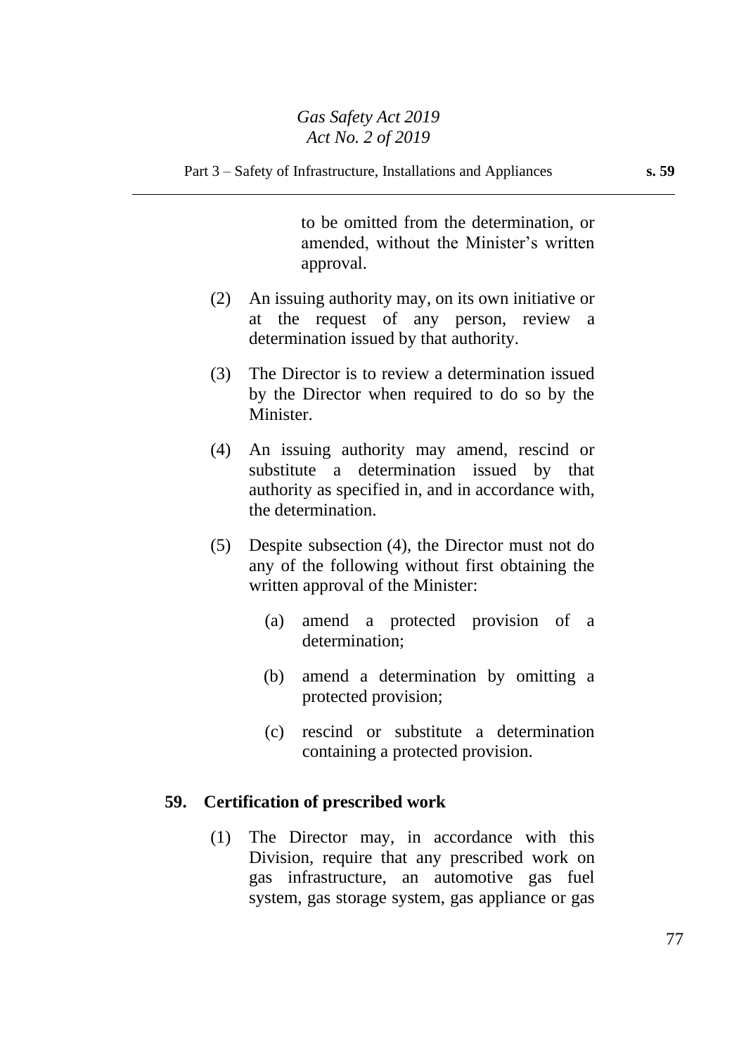to be omitted from the determination, or amended, without the Minister's written approval.

(2) An issuing authority may, on its own initiative or at the request of any person, review a determination issued by that authority.

(3) The Director is to review a determination issued by the Director when required to do so by the Minister.

(4) An issuing authority may amend, rescind or substitute a determination issued by that authority as specified in, and in accordance with, the determination.

(5) Despite subsection (4), the Director must not do any of the following without first obtaining the written approval of the Minister:

(a) amend a protected provision of a determination;

(b) amend a determination by omitting a protected provision;

(c) rescind or substitute a determination containing a protected provision.

**59. Certification of prescribed work**

(1) The Director may, in accordance with this Division, require that any prescribed work on gas infrastructure, an automotive gas fuel system, gas storage system, gas appliance or gas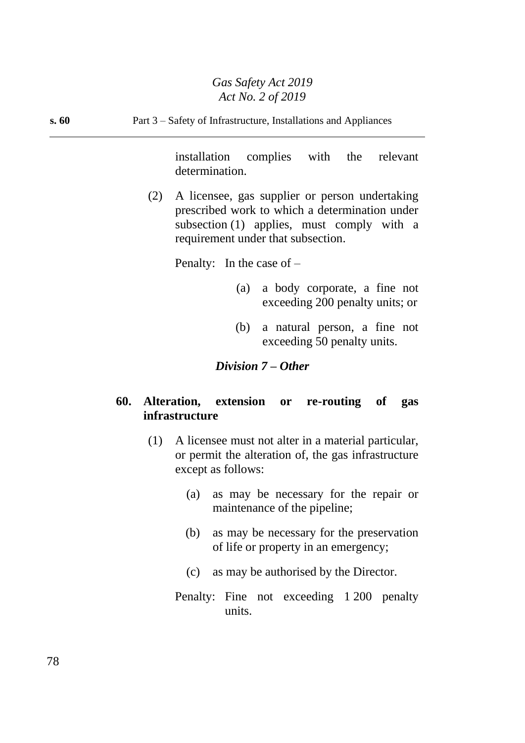installation complies with the relevant determination.

(2) A licensee, gas supplier or person undertaking prescribed work to which a determination under subsection (1) applies, must comply with a requirement under that subsection.

Penalty: In the case of –

(a) a body corporate, a fine not exceeding 200 penalty units; or

(b) a natural person, a fine not exceeding 50 penalty units.

### *Division 7 – Other*

#### 60. Alteration, extension or re-routing of gas infrastructure

(1) A licensee must not alter in a material particular, or permit the alteration of, the gas infrastructure except as follows:

(a) as may be necessary for the repair or maintenance of the pipeline;

(b) as may be necessary for the preservation of life or property in an emergency;

(c) as may be authorised by the Director.

Penalty: Fine not exceeding 1 200 penalty units.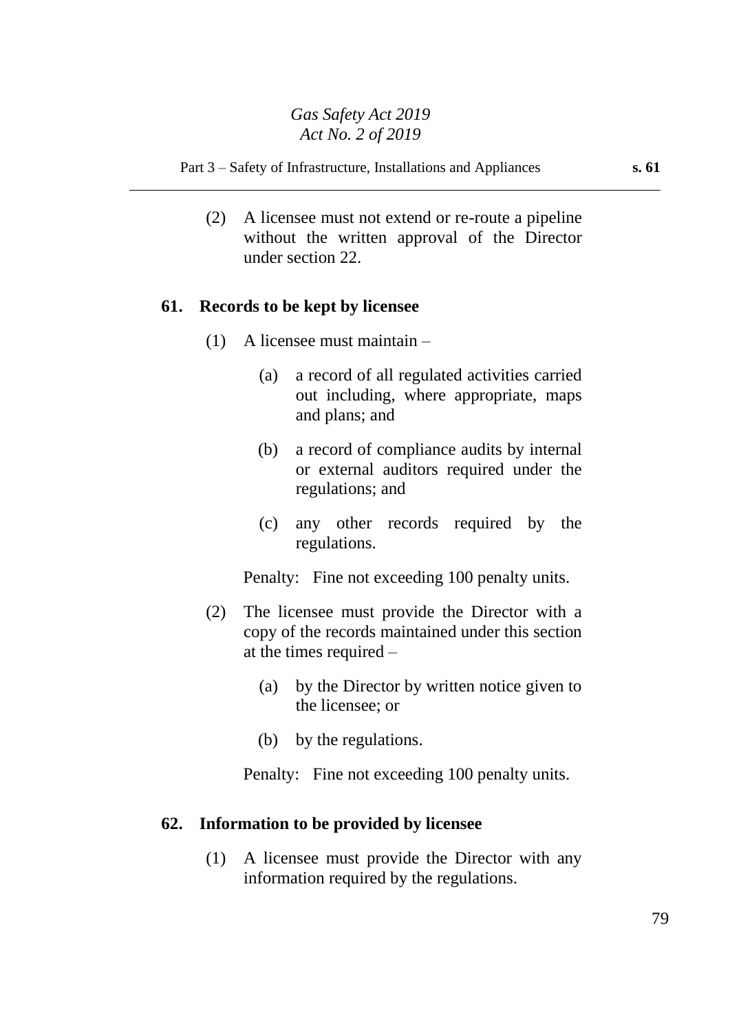(2) A licensee must not extend or re-route a pipeline without the written approval of the Director under section 22.

### 61. Records to be kept by licensee

(1) A licensee must maintain –

(a) a record of all regulated activities carried out including, where appropriate, maps and plans; and

(b) a record of compliance audits by internal or external auditors required under the regulations; and

(c) any other records required by the regulations.

Penalty: Fine not exceeding 100 penalty units.

(2) The licensee must provide the Director with a copy of the records maintained under this section at the times required –

(a) by the Director by written notice given to the licensee; or

(b) by the regulations.

Penalty: Fine not exceeding 100 penalty units.

### 62. Information to be provided by licensee

(1) A licensee must provide the Director with any information required by the regulations.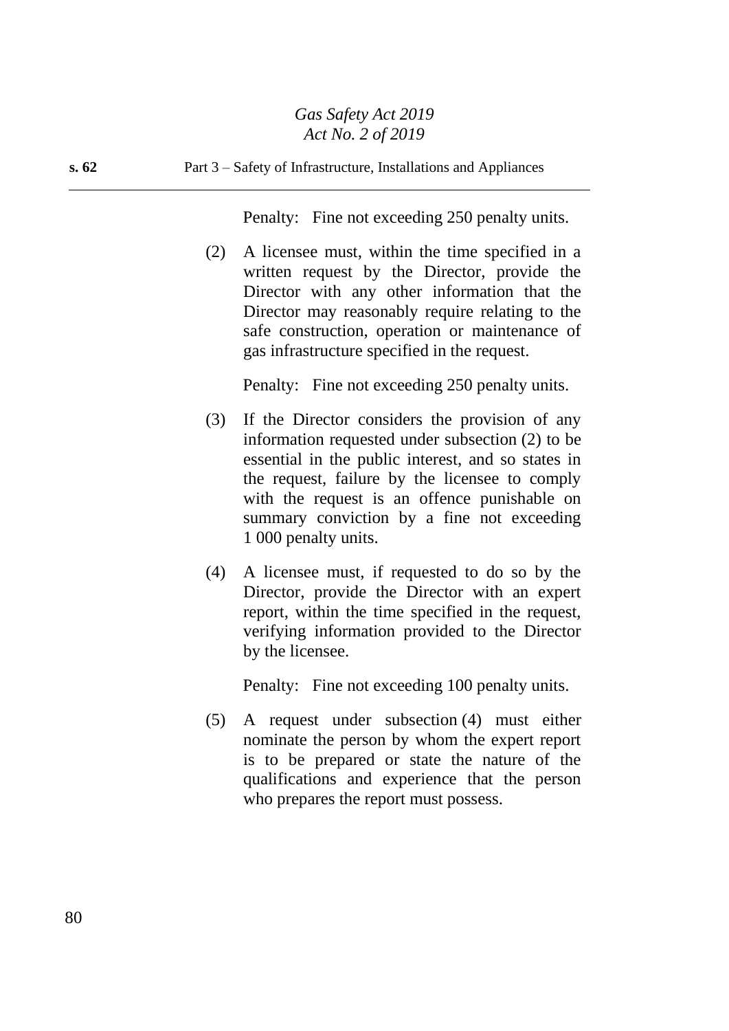Penalty: Fine not exceeding 250 penalty units.

(2) A licensee must, within the time specified in a written request by the Director, provide the Director with any other information that the Director may reasonably require relating to the safe construction, operation or maintenance of gas infrastructure specified in the request.

Penalty: Fine not exceeding 250 penalty units.

(3) If the Director considers the provision of any information requested under subsection (2) to be essential in the public interest, and so states in the request, failure by the licensee to comply with the request is an offence punishable on summary conviction by a fine not exceeding 1 000 penalty units.

(4) A licensee must, if requested to do so by the Director, provide the Director with an expert report, within the time specified in the request, verifying information provided to the Director by the licensee.

Penalty: Fine not exceeding 100 penalty units.

(5) A request under subsection (4) must either nominate the person by whom the expert report is to be prepared or state the nature of the qualifications and experience that the person who prepares the report must possess.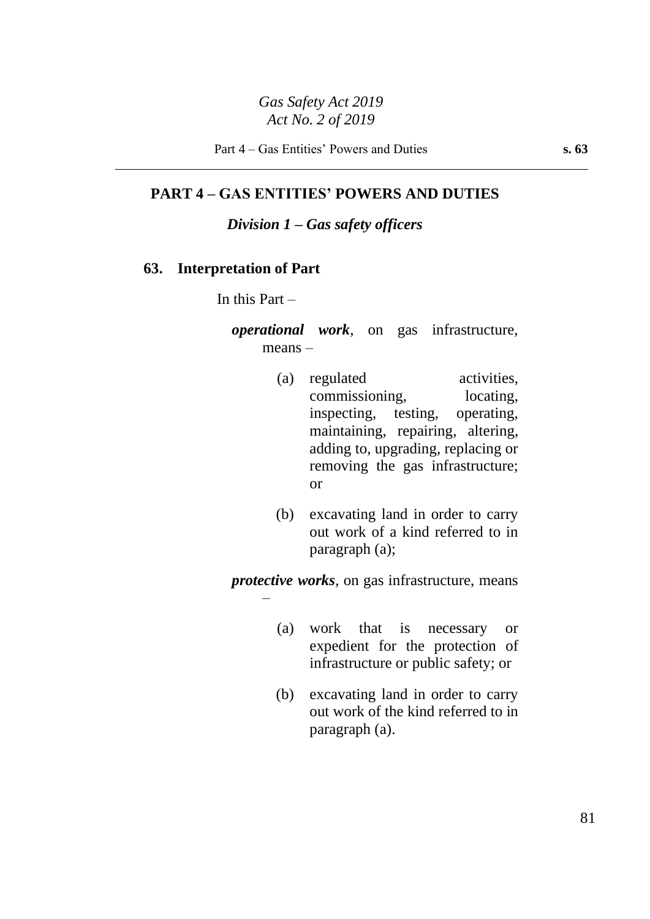## PART 4 – GAS ENTITIES' POWERS AND DUTIES

### *Division 1 – Gas safety officers*

#### 63. Interpretation of Part

In this Part –

***operational work***, on gas infrastructure, means –

(a) regulated activities, commissioning, locating, inspecting, testing, operating, maintaining, repairing, altering, adding to, upgrading, replacing or removing the gas infrastructure; or

(b) excavating land in order to carry out work of a kind referred to in paragraph (a);

***protective works***, on gas infrastructure, means –

(a) work that is necessary or expedient for the protection of infrastructure or public safety; or

(b) excavating land in order to carry out work of the kind referred to in paragraph (a).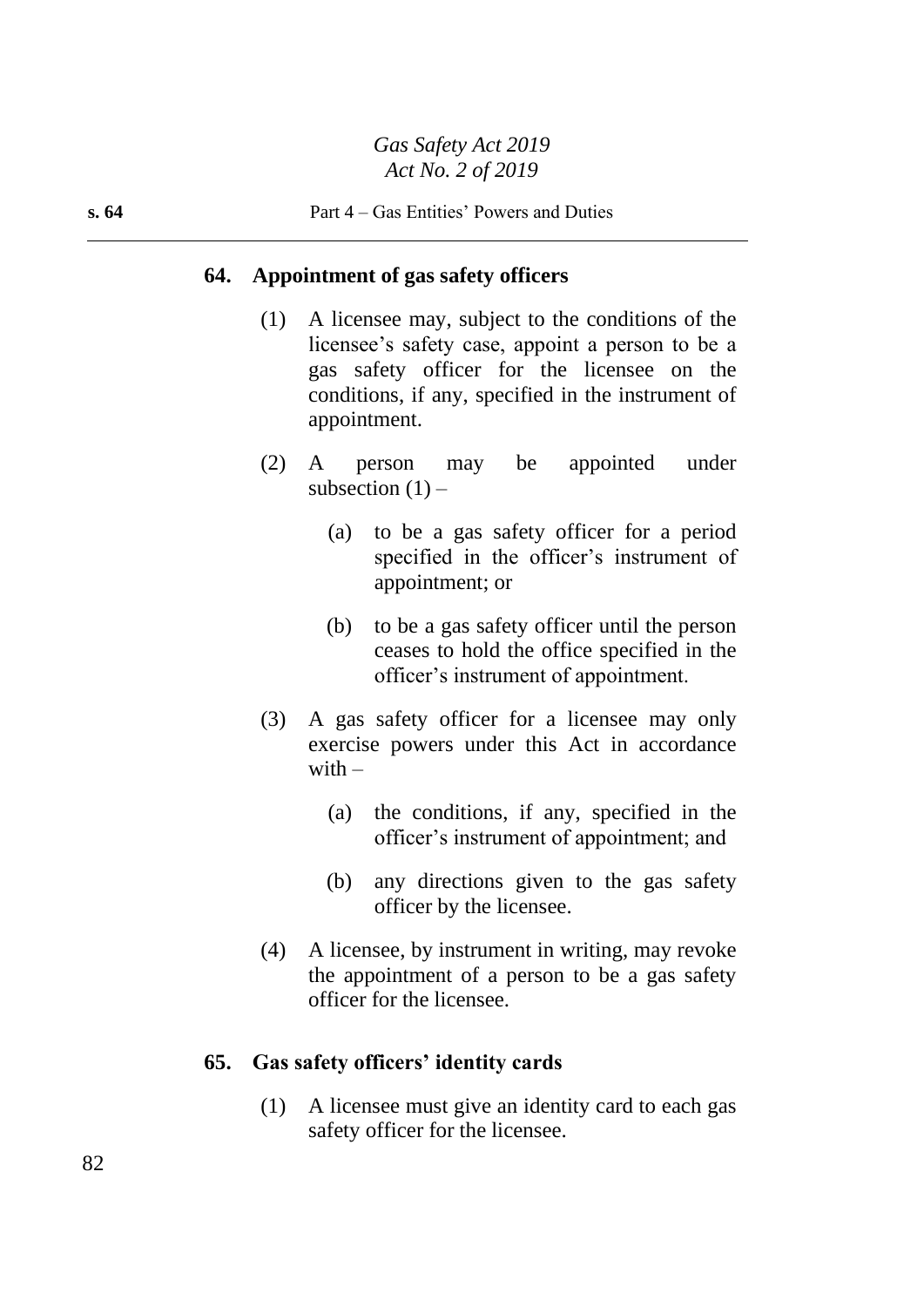## 64. Appointment of gas safety officers

(1) A licensee may, subject to the conditions of the licensee's safety case, appoint a person to be a gas safety officer for the licensee on the conditions, if any, specified in the instrument of appointment.

(2) A person may be appointed under subsection (1) –

(a) to be a gas safety officer for a period specified in the officer's instrument of appointment; or

(b) to be a gas safety officer until the person ceases to hold the office specified in the officer's instrument of appointment.

(3) A gas safety officer for a licensee may only exercise powers under this Act in accordance with –

(a) the conditions, if any, specified in the officer's instrument of appointment; and

(b) any directions given to the gas safety officer by the licensee.

(4) A licensee, by instrument in writing, may revoke the appointment of a person to be a gas safety officer for the licensee.

## 65. Gas safety officers' identity cards

(1) A licensee must give an identity card to each gas safety officer for the licensee.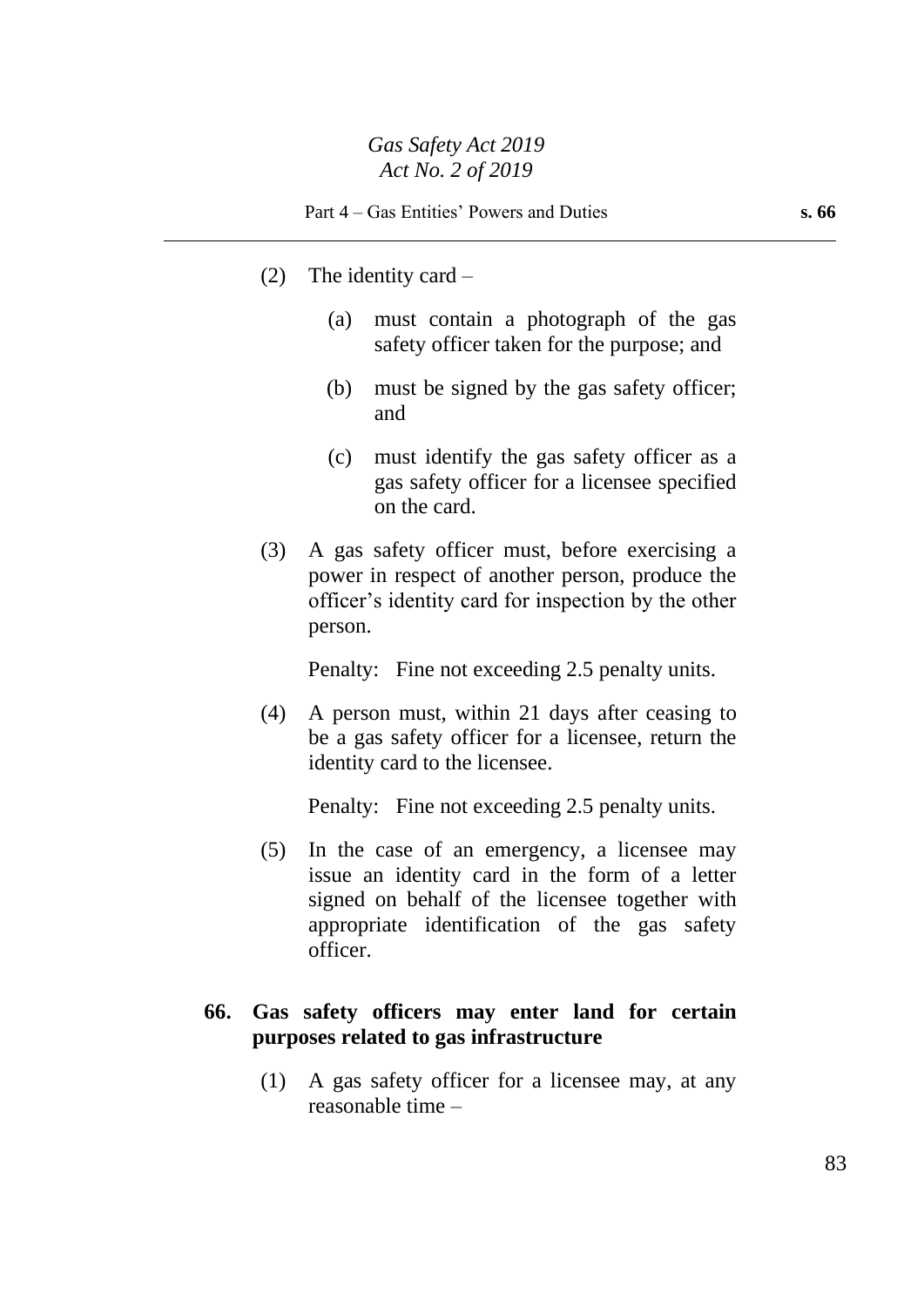(2) The identity card –

(a) must contain a photograph of the gas safety officer taken for the purpose; and

(b) must be signed by the gas safety officer; and

(c) must identify the gas safety officer as a gas safety officer for a licensee specified on the card.

(3) A gas safety officer must, before exercising a power in respect of another person, produce the officer's identity card for inspection by the other person.

Penalty: Fine not exceeding 2.5 penalty units.

(4) A person must, within 21 days after ceasing to be a gas safety officer for a licensee, return the identity card to the licensee.

Penalty: Fine not exceeding 2.5 penalty units.

(5) In the case of an emergency, a licensee may issue an identity card in the form of a letter signed on behalf of the licensee together with appropriate identification of the gas safety officer.

**66. Gas safety officers may enter land for certain purposes related to gas infrastructure**

(1) A gas safety officer for a licensee may, at any reasonable time –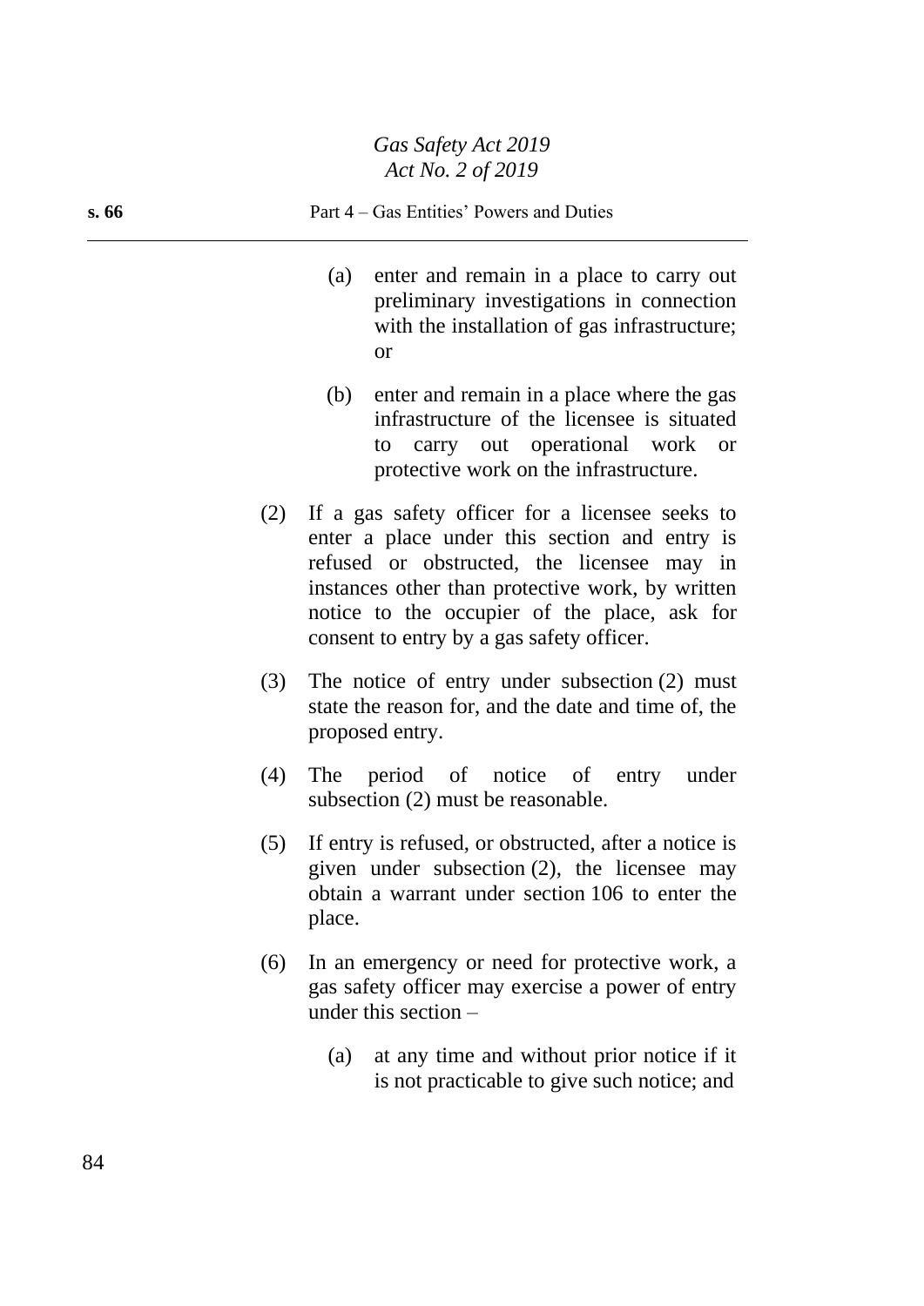(a) enter and remain in a place to carry out preliminary investigations in connection with the installation of gas infrastructure; or

(b) enter and remain in a place where the gas infrastructure of the licensee is situated to carry out operational work or protective work on the infrastructure.

(2) If a gas safety officer for a licensee seeks to enter a place under this section and entry is refused or obstructed, the licensee may in instances other than protective work, by written notice to the occupier of the place, ask for consent to entry by a gas safety officer.

(3) The notice of entry under subsection (2) must state the reason for, and the date and time of, the proposed entry.

(4) The period of notice of entry under subsection (2) must be reasonable.

(5) If entry is refused, or obstructed, after a notice is given under subsection (2), the licensee may obtain a warrant under section 106 to enter the place.

(6) In an emergency or need for protective work, a gas safety officer may exercise a power of entry under this section –

(a) at any time and without prior notice if it is not practicable to give such notice; and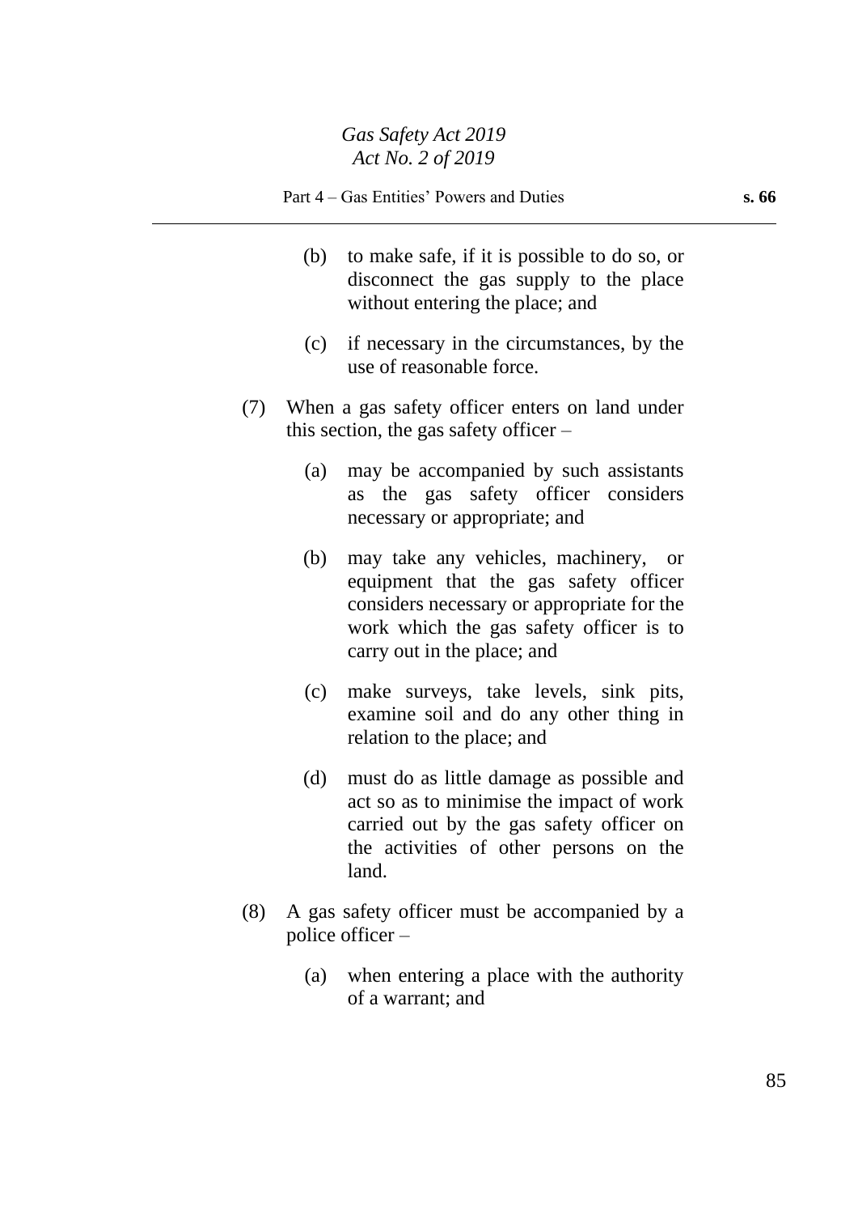(b) to make safe, if it is possible to do so, or disconnect the gas supply to the place without entering the place; and

(c) if necessary in the circumstances, by the use of reasonable force.

(7) When a gas safety officer enters on land under this section, the gas safety officer –

(a) may be accompanied by such assistants as the gas safety officer considers necessary or appropriate; and

(b) may take any vehicles, machinery, or equipment that the gas safety officer considers necessary or appropriate for the work which the gas safety officer is to carry out in the place; and

(c) make surveys, take levels, sink pits, examine soil and do any other thing in relation to the place; and

(d) must do as little damage as possible and act so as to minimise the impact of work carried out by the gas safety officer on the activities of other persons on the land.

(8) A gas safety officer must be accompanied by a police officer –

(a) when entering a place with the authority of a warrant; and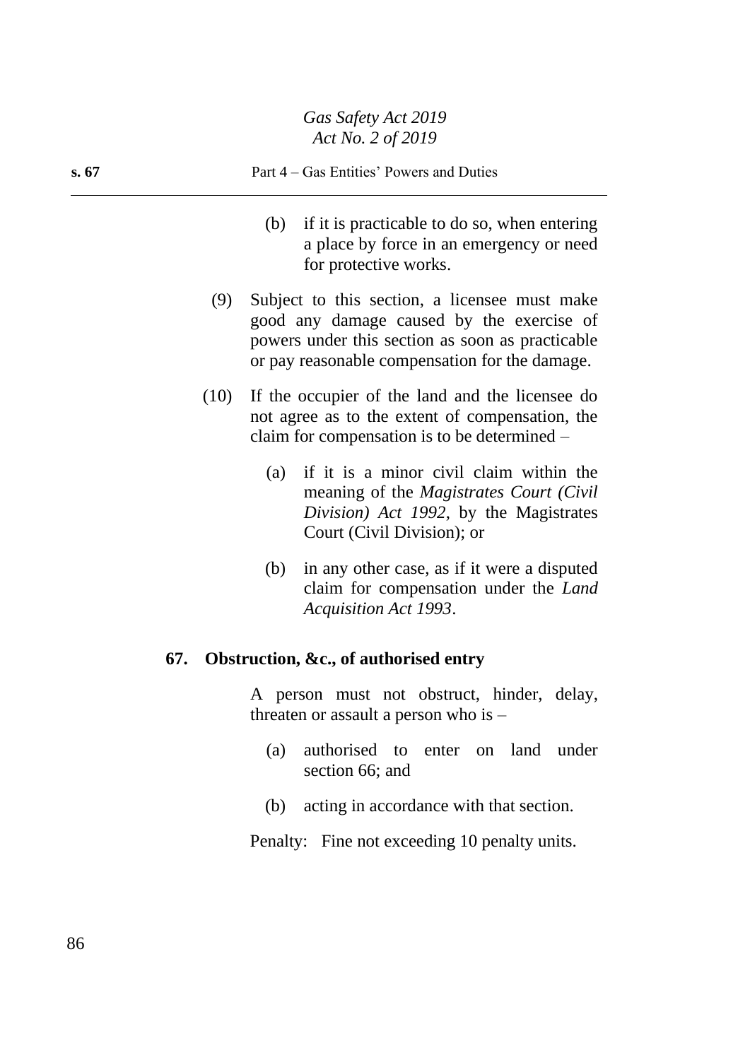(b) if it is practicable to do so, when entering a place by force in an emergency or need for protective works.

(9) Subject to this section, a licensee must make good any damage caused by the exercise of powers under this section as soon as practicable or pay reasonable compensation for the damage.

(10) If the occupier of the land and the licensee do not agree as to the extent of compensation, the claim for compensation is to be determined –

(a) if it is a minor civil claim within the meaning of the *Magistrates Court (Civil Division) Act 1992*, by the Magistrates Court (Civil Division); or

(b) in any other case, as if it were a disputed claim for compensation under the *Land Acquisition Act 1993*.

### 67. Obstruction, &c., of authorised entry

A person must not obstruct, hinder, delay, threaten or assault a person who is –

(a) authorised to enter on land under section 66; and

(b) acting in accordance with that section.

Penalty: Fine not exceeding 10 penalty units.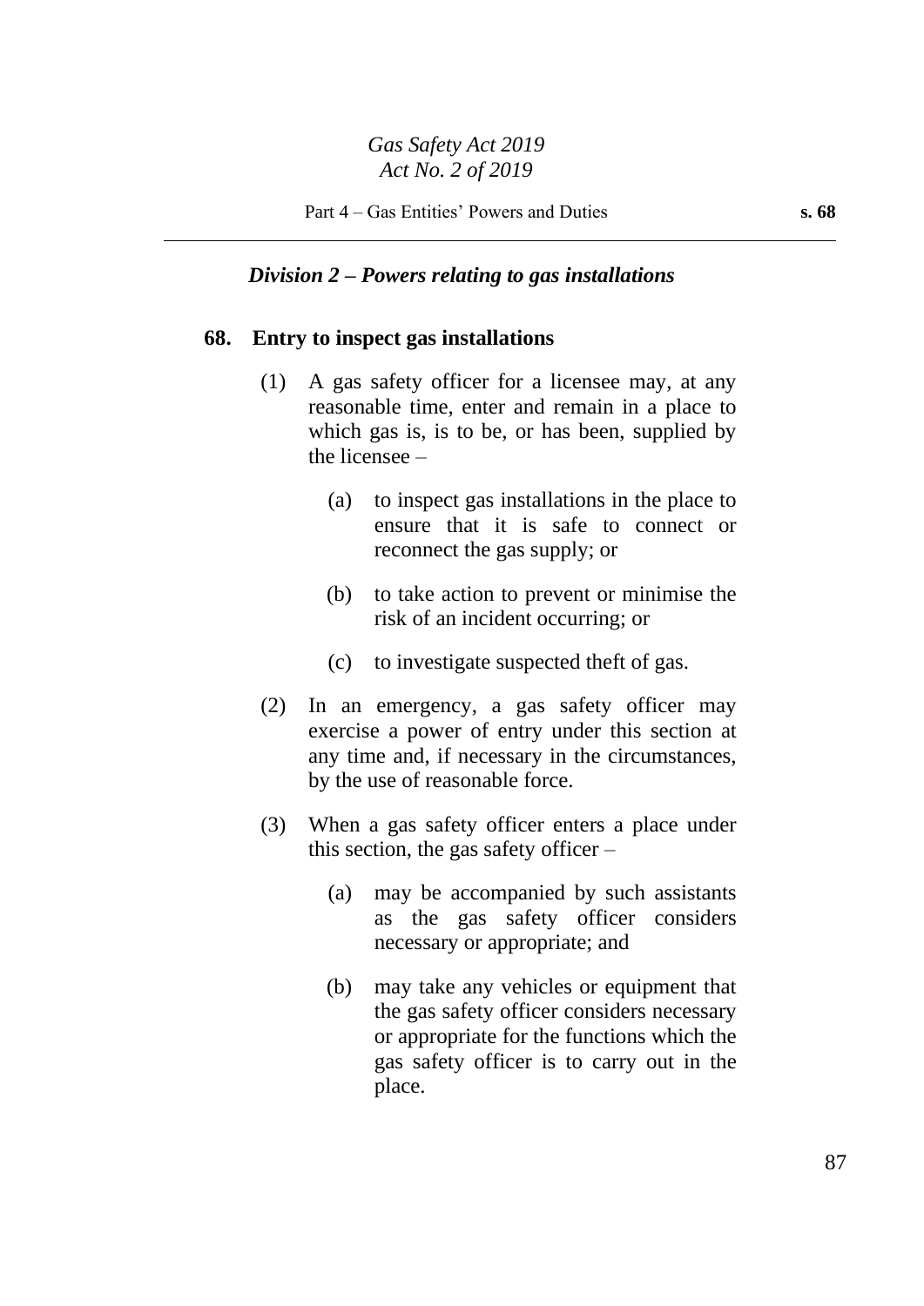*Division 2 – Powers relating to gas installations*

**68. Entry to inspect gas installations**

(1) A gas safety officer for a licensee may, at any reasonable time, enter and remain in a place to which gas is, is to be, or has been, supplied by the licensee –

(a) to inspect gas installations in the place to ensure that it is safe to connect or reconnect the gas supply; or

(b) to take action to prevent or minimise the risk of an incident occurring; or

(c) to investigate suspected theft of gas.

(2) In an emergency, a gas safety officer may exercise a power of entry under this section at any time and, if necessary in the circumstances, by the use of reasonable force.

(3) When a gas safety officer enters a place under this section, the gas safety officer –

(a) may be accompanied by such assistants as the gas safety officer considers necessary or appropriate; and

(b) may take any vehicles or equipment that the gas safety officer considers necessary or appropriate for the functions which the gas safety officer is to carry out in the place.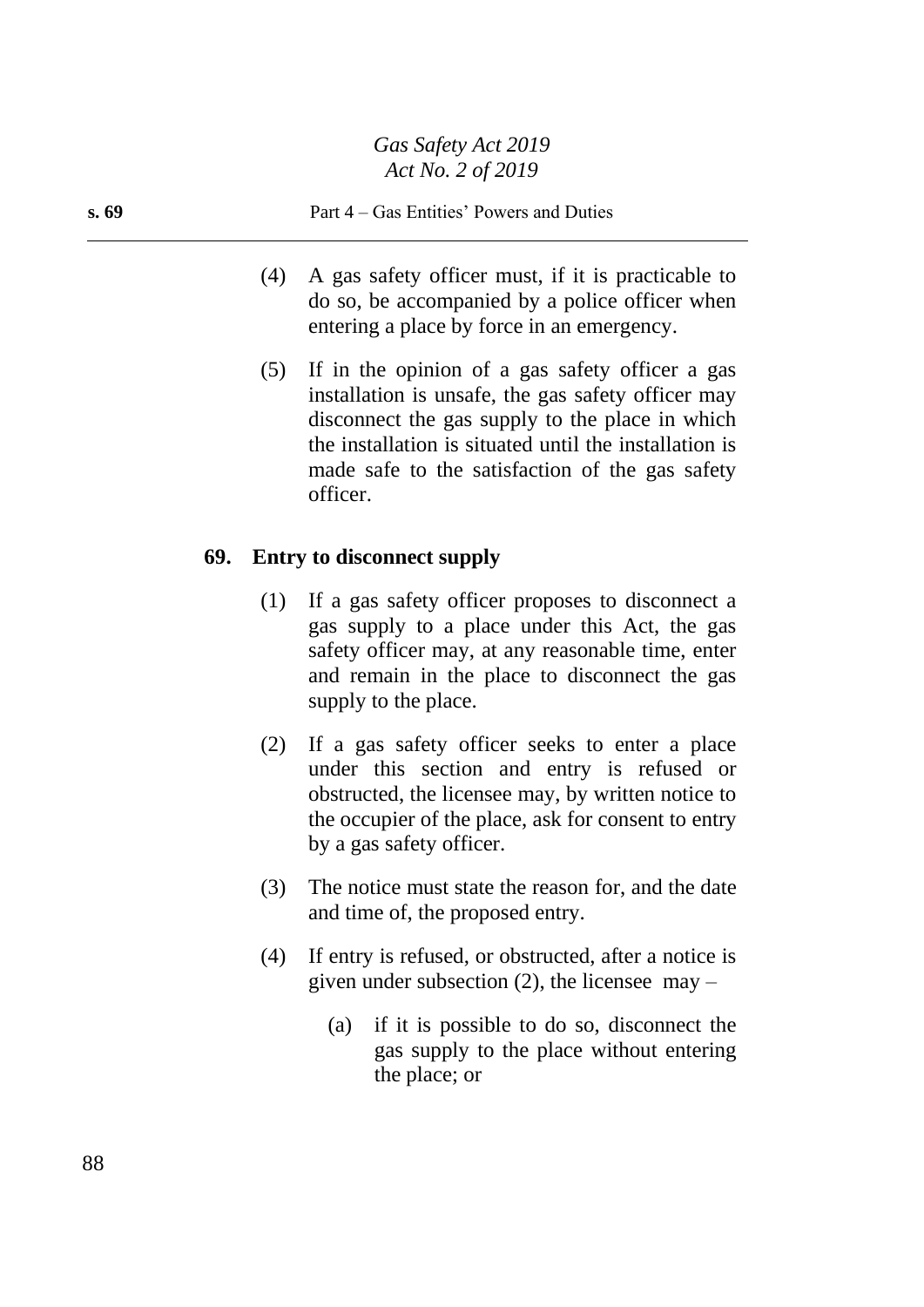(4) A gas safety officer must, if it is practicable to do so, be accompanied by a police officer when entering a place by force in an emergency.

(5) If in the opinion of a gas safety officer a gas installation is unsafe, the gas safety officer may disconnect the gas supply to the place in which the installation is situated until the installation is made safe to the satisfaction of the gas safety officer.

## 69. Entry to disconnect supply

(1) If a gas safety officer proposes to disconnect a gas supply to a place under this Act, the gas safety officer may, at any reasonable time, enter and remain in the place to disconnect the gas supply to the place.

(2) If a gas safety officer seeks to enter a place under this section and entry is refused or obstructed, the licensee may, by written notice to the occupier of the place, ask for consent to entry by a gas safety officer.

(3) The notice must state the reason for, and the date and time of, the proposed entry.

(4) If entry is refused, or obstructed, after a notice is given under subsection (2), the licensee may –

(a) if it is possible to do so, disconnect the gas supply to the place without entering the place; or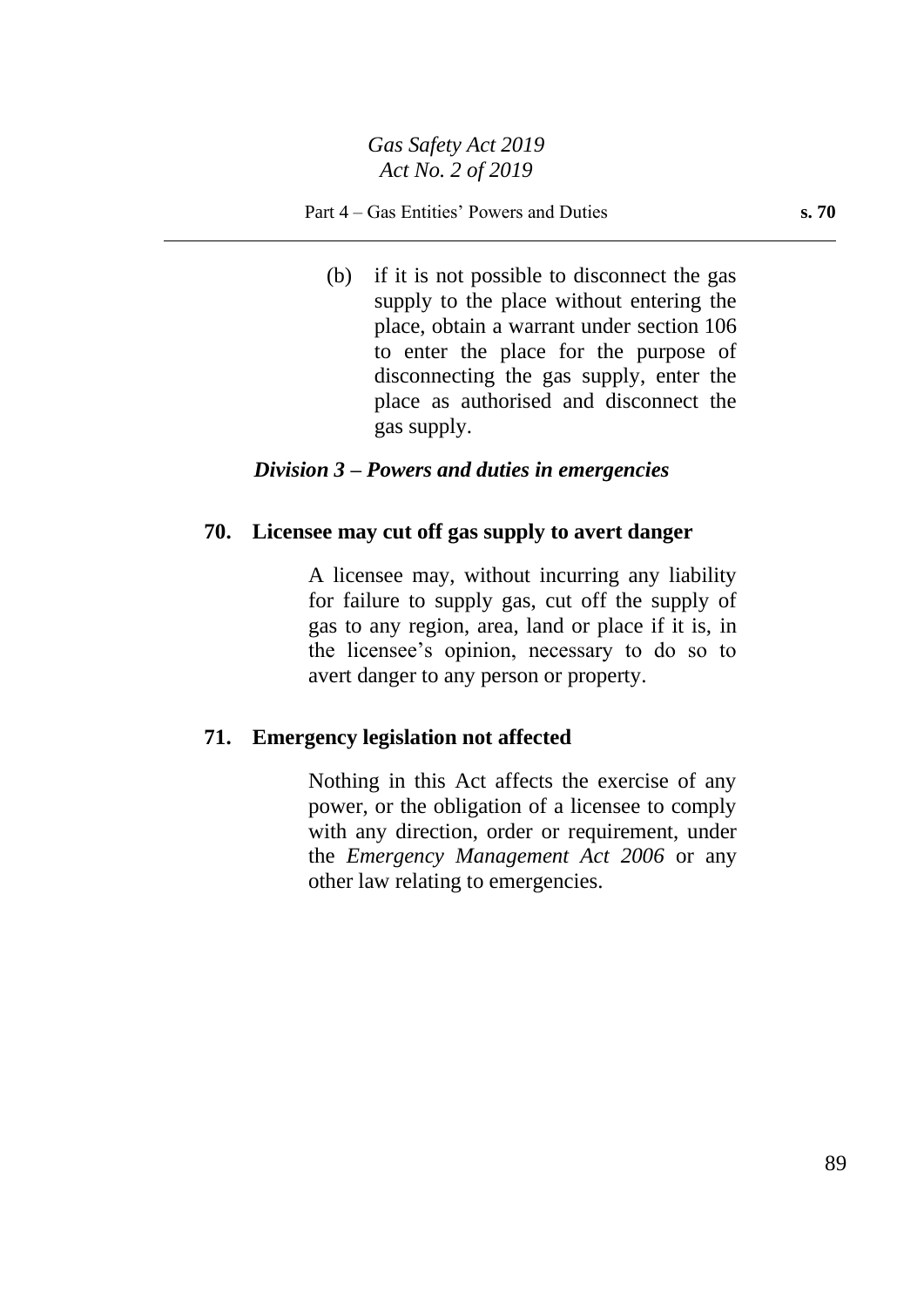(b) if it is not possible to disconnect the gas supply to the place without entering the place, obtain a warrant under section 106 to enter the place for the purpose of disconnecting the gas supply, enter the place as authorised and disconnect the gas supply.

### *Division 3 – Powers and duties in emergencies*

#### 70. Licensee may cut off gas supply to avert danger

A licensee may, without incurring any liability for failure to supply gas, cut off the supply of gas to any region, area, land or place if it is, in the licensee's opinion, necessary to do so to avert danger to any person or property.

#### 71. Emergency legislation not affected

Nothing in this Act affects the exercise of any power, or the obligation of a licensee to comply with any direction, order or requirement, under the *Emergency Management Act 2006* or any other law relating to emergencies.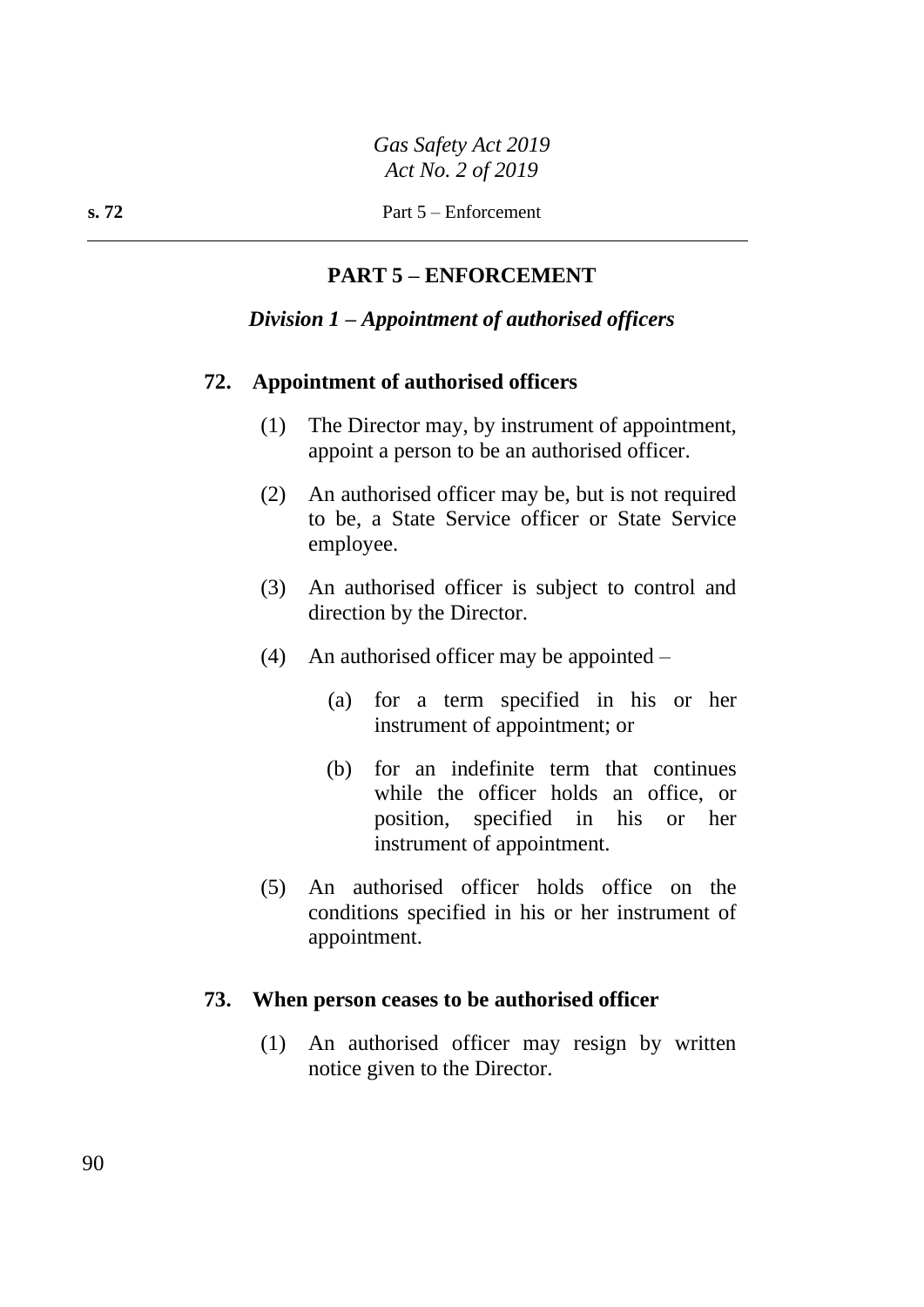## PART 5 – ENFORCEMENT

### *Division 1 – Appointment of authorised officers*

**72. Appointment of authorised officers**

(1) The Director may, by instrument of appointment, appoint a person to be an authorised officer.

(2) An authorised officer may be, but is not required to be, a State Service officer or State Service employee.

(3) An authorised officer is subject to control and direction by the Director.

(4) An authorised officer may be appointed –

(a) for a term specified in his or her instrument of appointment; or

(b) for an indefinite term that continues while the officer holds an office, or position, specified in his or her instrument of appointment.

(5) An authorised officer holds office on the conditions specified in his or her instrument of appointment.

**73. When person ceases to be authorised officer**

(1) An authorised officer may resign by written notice given to the Director.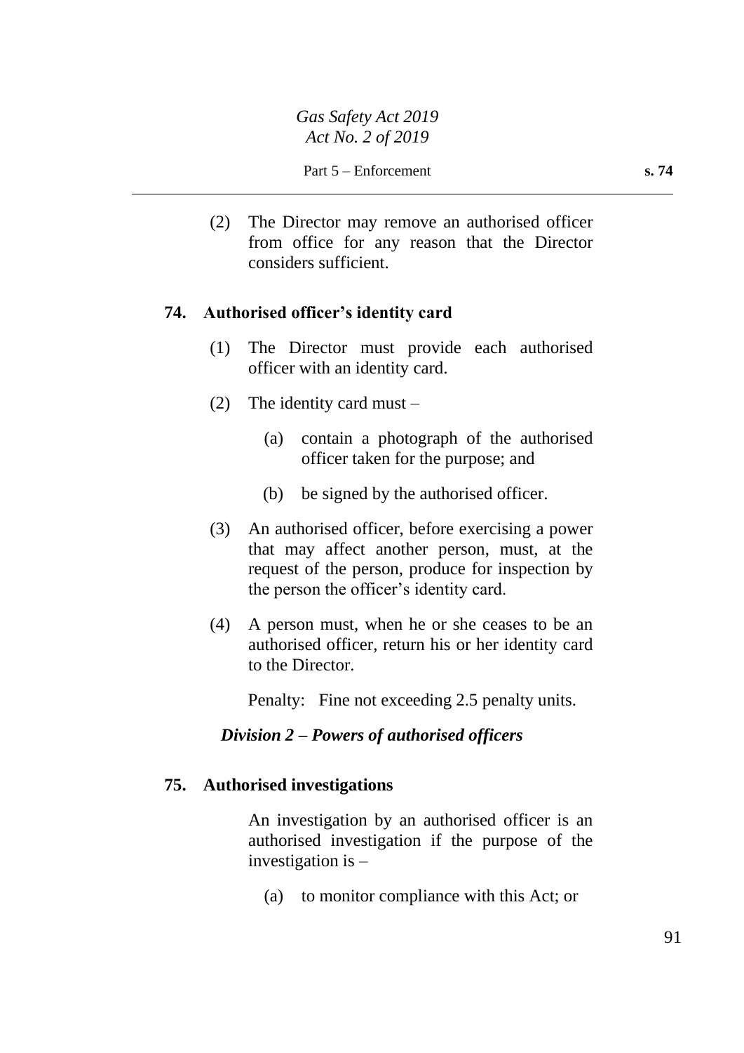(2) The Director may remove an authorised officer from office for any reason that the Director considers sufficient.

### 74. Authorised officer's identity card

(1) The Director must provide each authorised officer with an identity card.

(2) The identity card must –

(a) contain a photograph of the authorised officer taken for the purpose; and

(b) be signed by the authorised officer.

(3) An authorised officer, before exercising a power that may affect another person, must, at the request of the person, produce for inspection by the person the officer's identity card.

(4) A person must, when he or she ceases to be an authorised officer, return his or her identity card to the Director.

Penalty: Fine not exceeding 2.5 penalty units.

## *Division 2 – Powers of authorised officers*

### 75. Authorised investigations

An investigation by an authorised officer is an authorised investigation if the purpose of the investigation is –

(a) to monitor compliance with this Act; or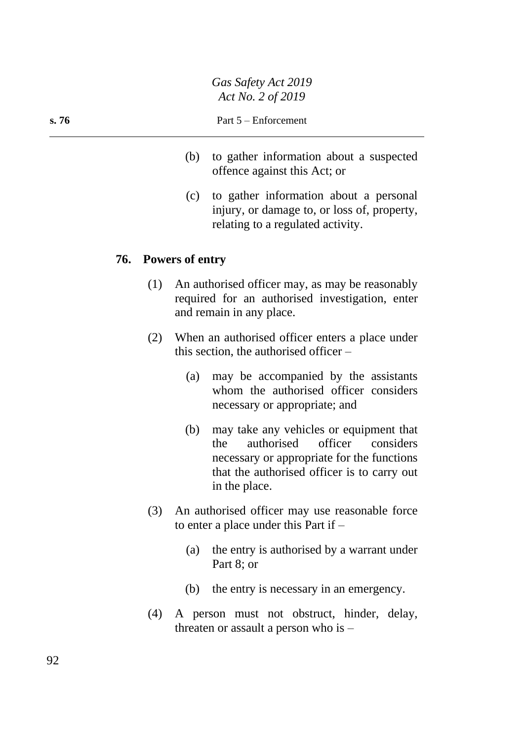(b) to gather information about a suspected offence against this Act; or

(c) to gather information about a personal injury, or damage to, or loss of, property, relating to a regulated activity.

### 76. Powers of entry

(1) An authorised officer may, as may be reasonably required for an authorised investigation, enter and remain in any place.

(2) When an authorised officer enters a place under this section, the authorised officer –

(a) may be accompanied by the assistants whom the authorised officer considers necessary or appropriate; and

(b) may take any vehicles or equipment that the authorised officer considers necessary or appropriate for the functions that the authorised officer is to carry out in the place.

(3) An authorised officer may use reasonable force to enter a place under this Part if –

(a) the entry is authorised by a warrant under Part 8; or

(b) the entry is necessary in an emergency.

(4) A person must not obstruct, hinder, delay, threaten or assault a person who is –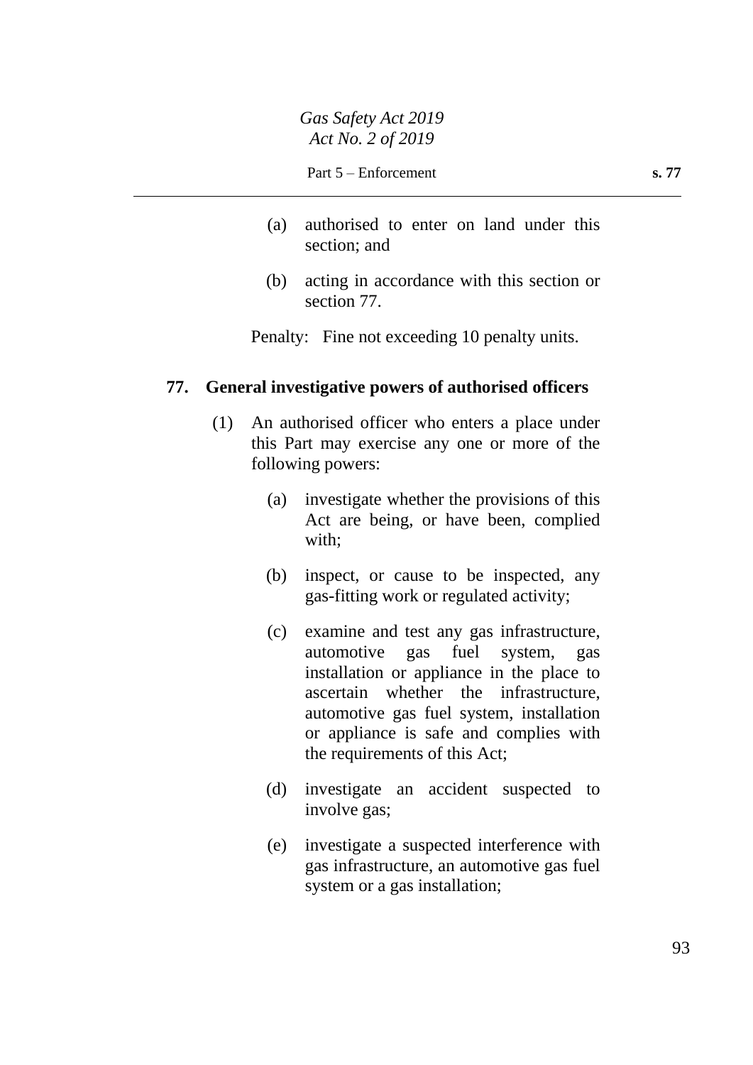(a) authorised to enter on land under this section; and

(b) acting in accordance with this section or section 77.

Penalty: Fine not exceeding 10 penalty units.

**77. General investigative powers of authorised officers**

(1) An authorised officer who enters a place under this Part may exercise any one or more of the following powers:

(a) investigate whether the provisions of this Act are being, or have been, complied with;

(b) inspect, or cause to be inspected, any gas-fitting work or regulated activity;

(c) examine and test any gas infrastructure, automotive gas fuel system, gas installation or appliance in the place to ascertain whether the infrastructure, automotive gas fuel system, installation or appliance is safe and complies with the requirements of this Act;

(d) investigate an accident suspected to involve gas;

(e) investigate a suspected interference with gas infrastructure, an automotive gas fuel system or a gas installation;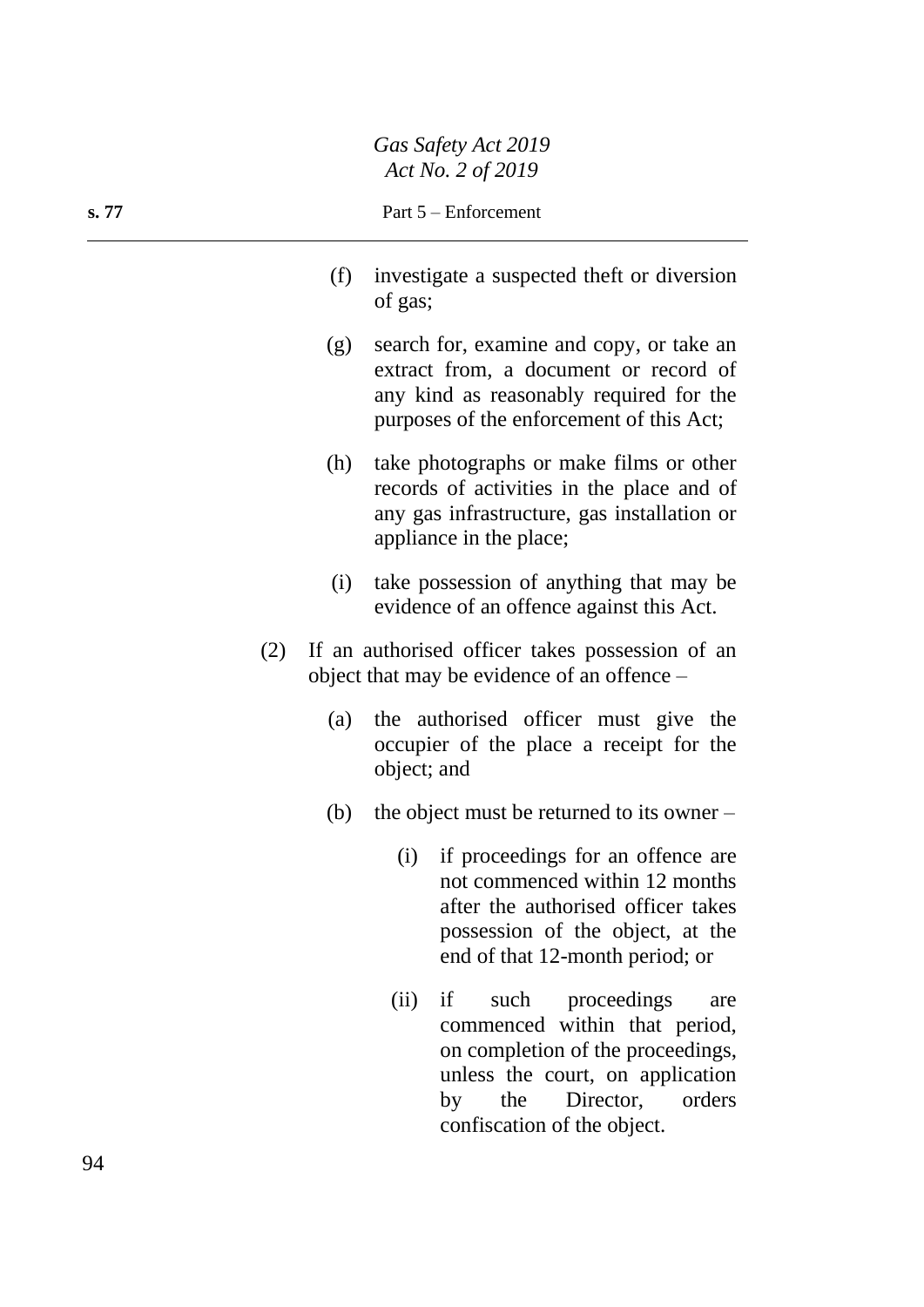(f) investigate a suspected theft or diversion of gas;

(g) search for, examine and copy, or take an extract from, a document or record of any kind as reasonably required for the purposes of the enforcement of this Act;

(h) take photographs or make films or other records of activities in the place and of any gas infrastructure, gas installation or appliance in the place;

(i) take possession of anything that may be evidence of an offence against this Act.

(2) If an authorised officer takes possession of an object that may be evidence of an offence –

(a) the authorised officer must give the occupier of the place a receipt for the object; and

(b) the object must be returned to its owner –

(i) if proceedings for an offence are not commenced within 12 months after the authorised officer takes possession of the object, at the end of that 12-month period; or

(ii) if such proceedings are commenced within that period, on completion of the proceedings, unless the court, on application by the Director, orders confiscation of the object.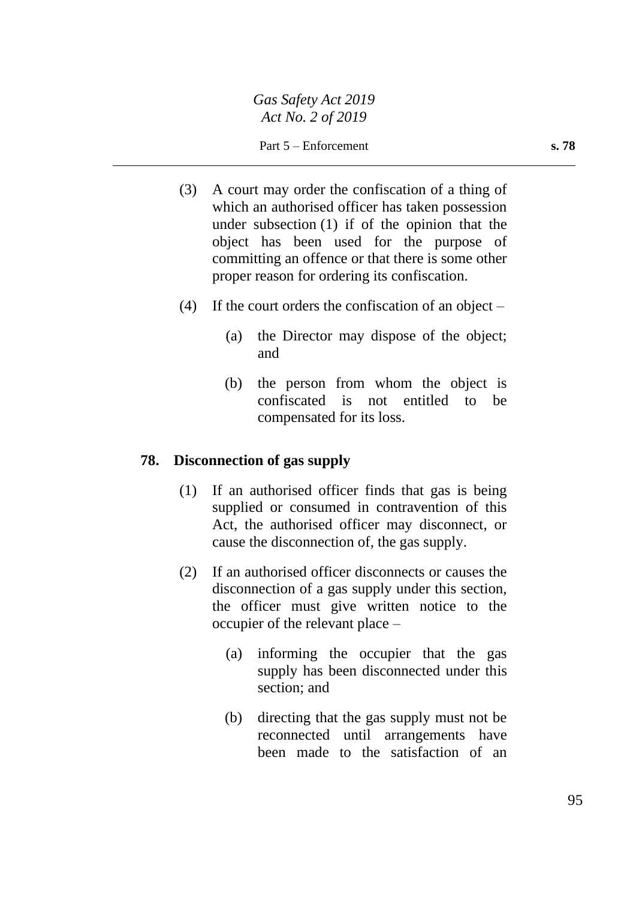(3) A court may order the confiscation of a thing of which an authorised officer has taken possession under subsection (1) if of the opinion that the object has been used for the purpose of committing an offence or that there is some other proper reason for ordering its confiscation.

(4) If the court orders the confiscation of an object –

(a) the Director may dispose of the object; and

(b) the person from whom the object is confiscated is not entitled to be compensated for its loss.

**78. Disconnection of gas supply**

(1) If an authorised officer finds that gas is being supplied or consumed in contravention of this Act, the authorised officer may disconnect, or cause the disconnection of, the gas supply.

(2) If an authorised officer disconnects or causes the disconnection of a gas supply under this section, the officer must give written notice to the occupier of the relevant place –

(a) informing the occupier that the gas supply has been disconnected under this section; and

(b) directing that the gas supply must not be reconnected until arrangements have been made to the satisfaction of an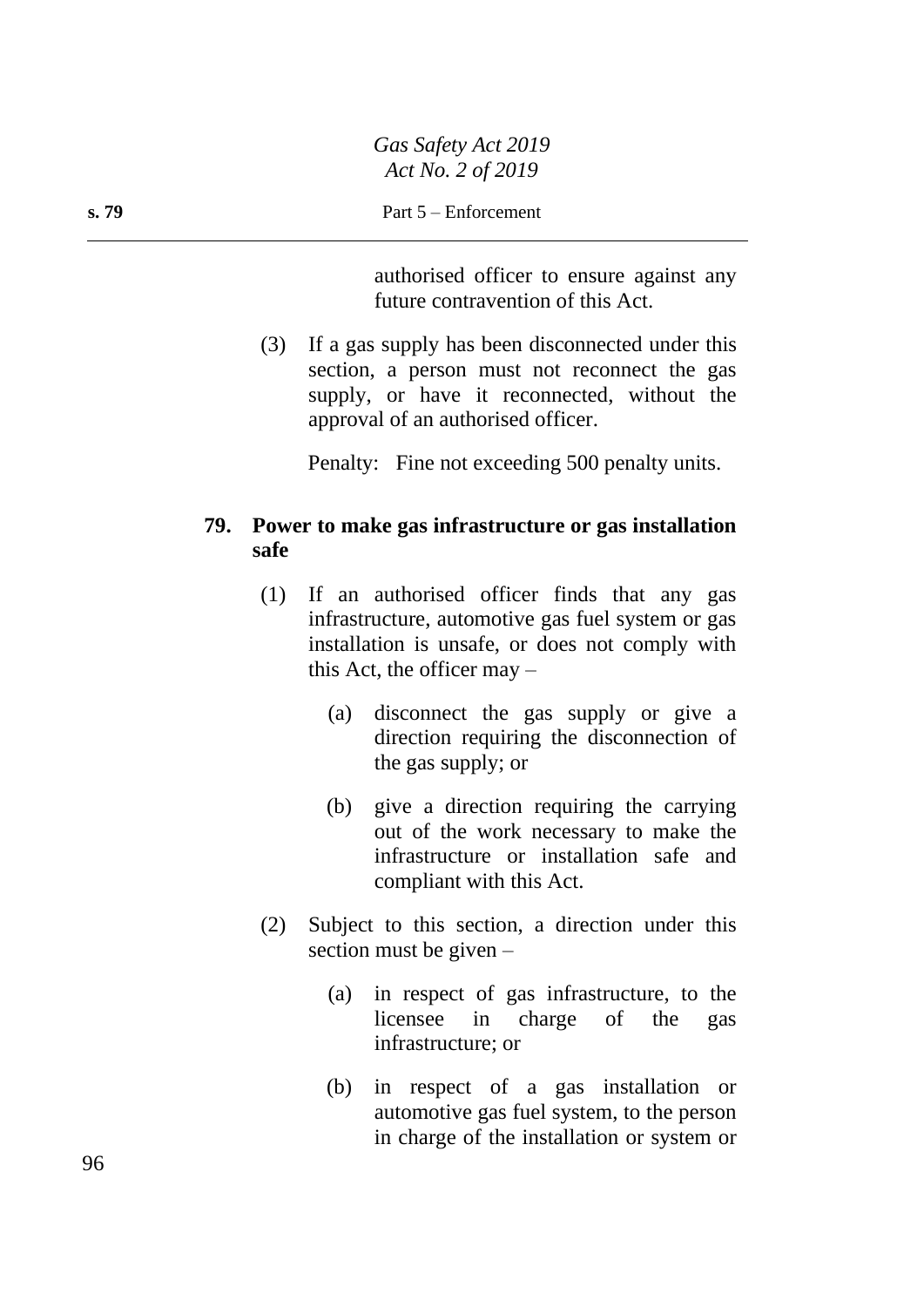authorised officer to ensure against any future contravention of this Act.

(3) If a gas supply has been disconnected under this section, a person must not reconnect the gas supply, or have it reconnected, without the approval of an authorised officer.

Penalty: Fine not exceeding 500 penalty units.

**79. Power to make gas infrastructure or gas installation safe**

(1) If an authorised officer finds that any gas infrastructure, automotive gas fuel system or gas installation is unsafe, or does not comply with this Act, the officer may –

(a) disconnect the gas supply or give a direction requiring the disconnection of the gas supply; or

(b) give a direction requiring the carrying out of the work necessary to make the infrastructure or installation safe and compliant with this Act.

(2) Subject to this section, a direction under this section must be given –

(a) in respect of gas infrastructure, to the licensee in charge of the gas infrastructure; or

(b) in respect of a gas installation or automotive gas fuel system, to the person in charge of the installation or system or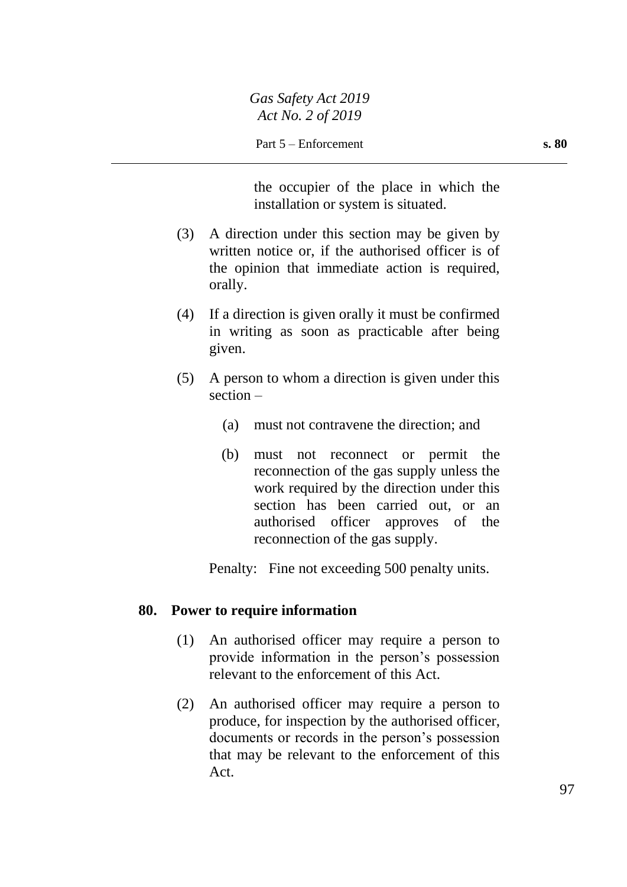the occupier of the place in which the installation or system is situated.

(3) A direction under this section may be given by written notice or, if the authorised officer is of the opinion that immediate action is required, orally.

(4) If a direction is given orally it must be confirmed in writing as soon as practicable after being given.

(5) A person to whom a direction is given under this section –

(a) must not contravene the direction; and

(b) must not reconnect or permit the reconnection of the gas supply unless the work required by the direction under this section has been carried out, or an authorised officer approves of the reconnection of the gas supply.

Penalty: Fine not exceeding 500 penalty units.

### 80. Power to require information

(1) An authorised officer may require a person to provide information in the person's possession relevant to the enforcement of this Act.

(2) An authorised officer may require a person to produce, for inspection by the authorised officer, documents or records in the person's possession that may be relevant to the enforcement of this Act.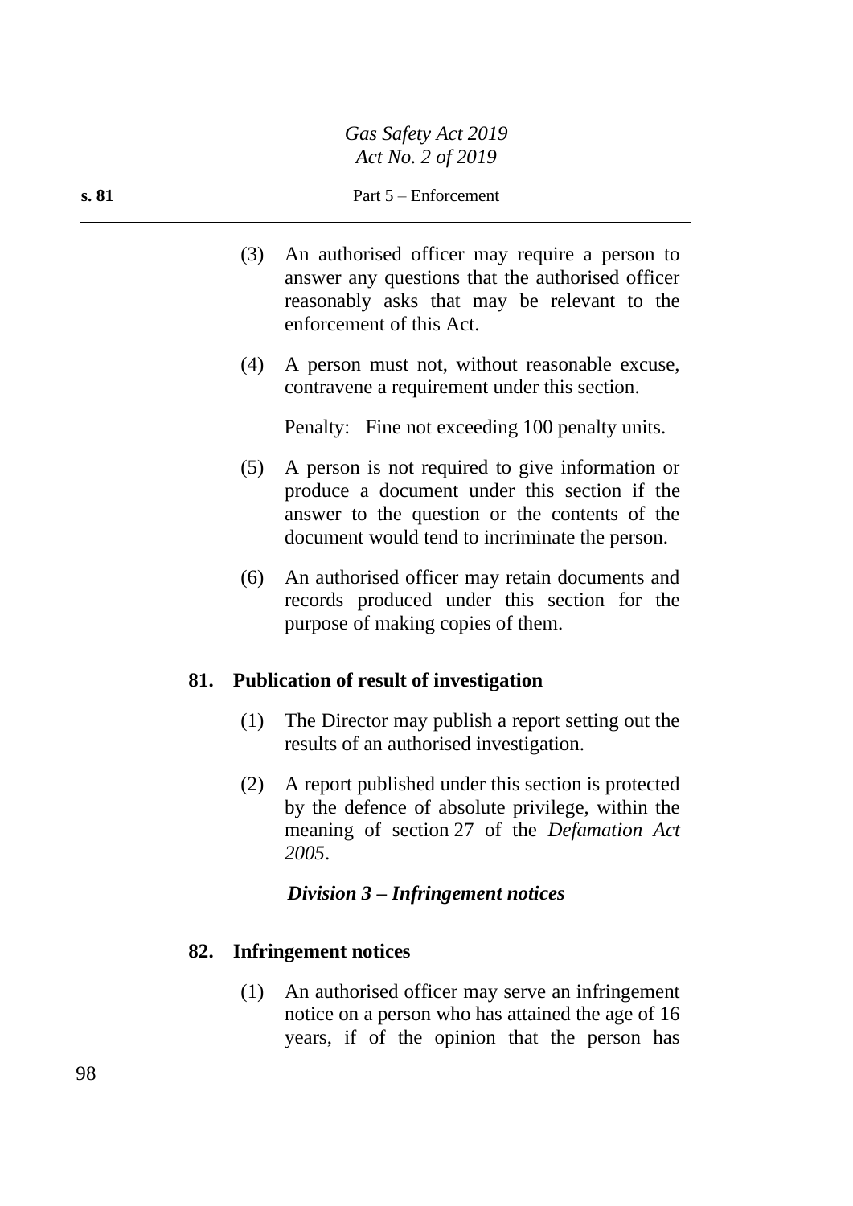(3) An authorised officer may require a person to answer any questions that the authorised officer reasonably asks that may be relevant to the enforcement of this Act.

(4) A person must not, without reasonable excuse, contravene a requirement under this section.

Penalty: Fine not exceeding 100 penalty units.

(5) A person is not required to give information or produce a document under this section if the answer to the question or the contents of the document would tend to incriminate the person.

(6) An authorised officer may retain documents and records produced under this section for the purpose of making copies of them.

**81. Publication of result of investigation**

(1) The Director may publish a report setting out the results of an authorised investigation.

(2) A report published under this section is protected by the defence of absolute privilege, within the meaning of section 27 of the *Defamation Act 2005*.

### *Division 3 – Infringement notices*

**82. Infringement notices**

(1) An authorised officer may serve an infringement notice on a person who has attained the age of 16 years, if of the opinion that the person has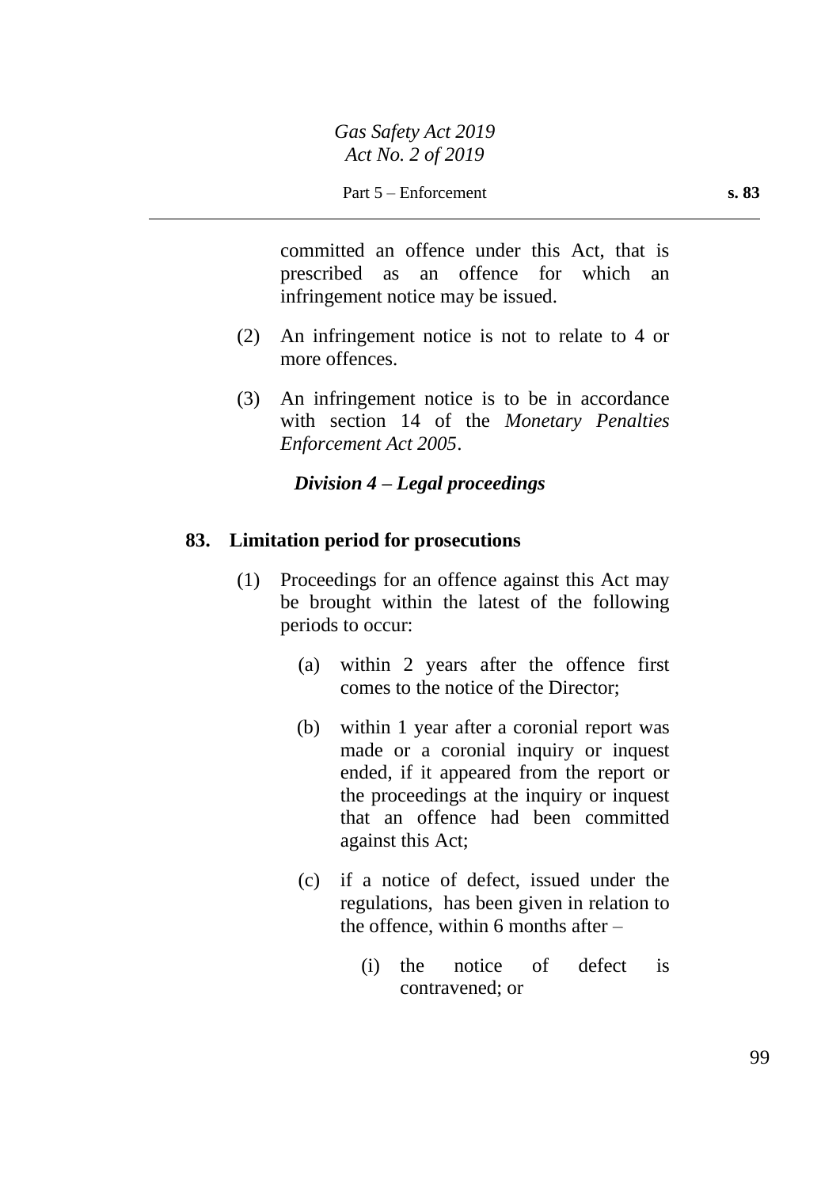committed an offence under this Act, that is prescribed as an offence for which an infringement notice may be issued.

(2) An infringement notice is not to relate to 4 or more offences.

(3) An infringement notice is to be in accordance with section 14 of the *Monetary Penalties Enforcement Act 2005*.

### *Division 4 – Legal proceedings*

#### **83. Limitation period for prosecutions**

(1) Proceedings for an offence against this Act may be brought within the latest of the following periods to occur:

(a) within 2 years after the offence first comes to the notice of the Director;

(b) within 1 year after a coronial report was made or a coronial inquiry or inquest ended, if it appeared from the report or the proceedings at the inquiry or inquest that an offence had been committed against this Act;

(c) if a notice of defect, issued under the regulations, has been given in relation to the offence, within 6 months after –

(i) the notice of defect is contravened; or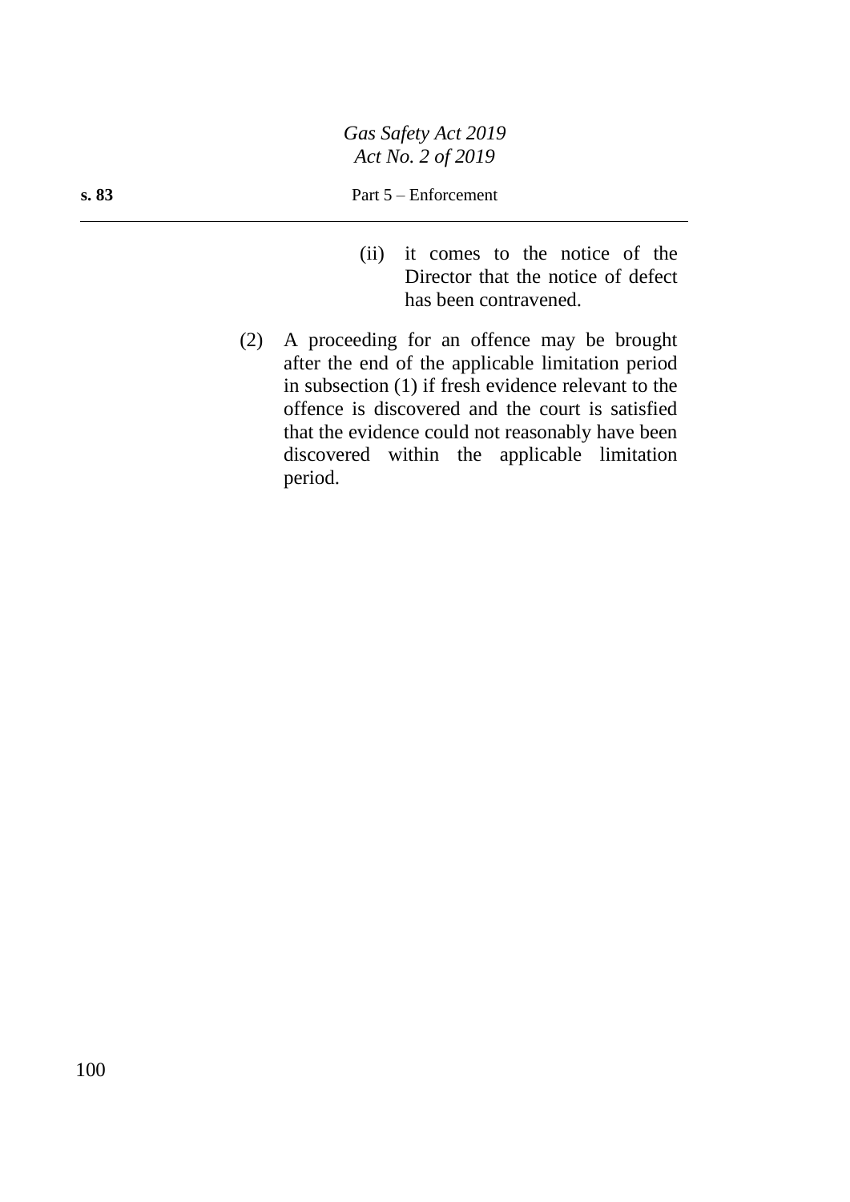(ii) it comes to the notice of the Director that the notice of defect has been contravened.

(2) A proceeding for an offence may be brought after the end of the applicable limitation period in subsection (1) if fresh evidence relevant to the offence is discovered and the court is satisfied that the evidence could not reasonably have been discovered within the applicable limitation period.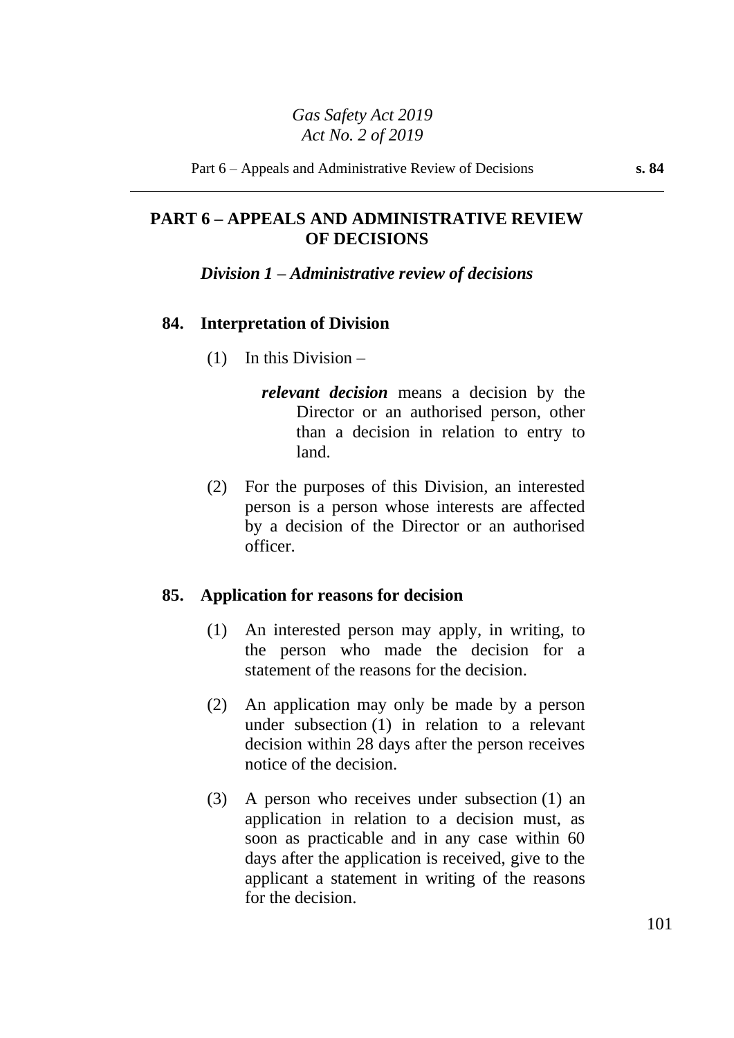# PART 6 – APPEALS AND ADMINISTRATIVE REVIEW OF DECISIONS

## *Division 1 – Administrative review of decisions*

### 84. Interpretation of Division

(1) In this Division –

***relevant decision*** means a decision by the Director or an authorised person, other than a decision in relation to entry to land.

(2) For the purposes of this Division, an interested person is a person whose interests are affected by a decision of the Director or an authorised officer.

### 85. Application for reasons for decision

(1) An interested person may apply, in writing, to the person who made the decision for a statement of the reasons for the decision.

(2) An application may only be made by a person under subsection (1) in relation to a relevant decision within 28 days after the person receives notice of the decision.

(3) A person who receives under subsection (1) an application in relation to a decision must, as soon as practicable and in any case within 60 days after the application is received, give to the applicant a statement in writing of the reasons for the decision.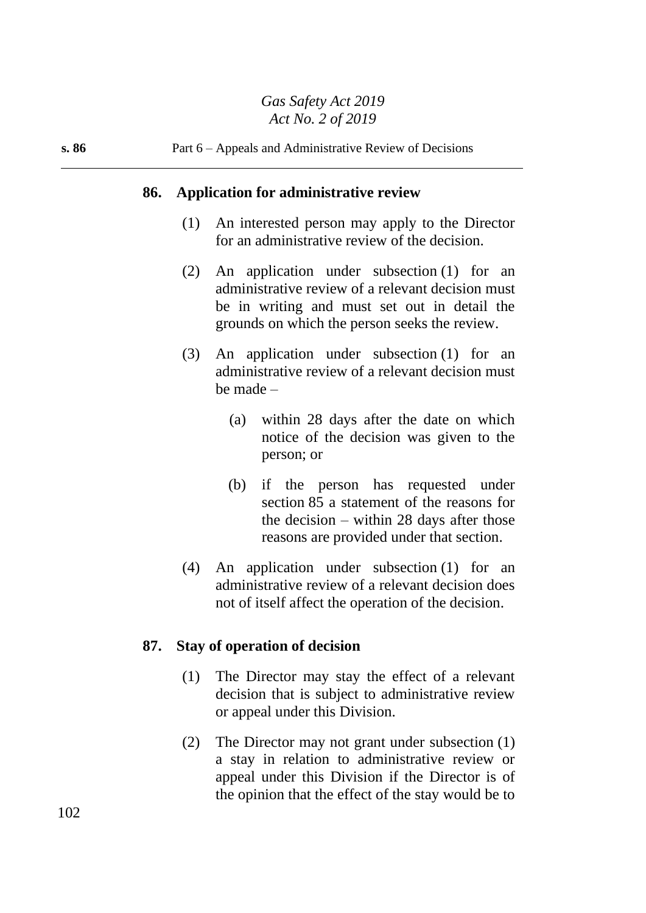## 86. Application for administrative review

(1) An interested person may apply to the Director for an administrative review of the decision.

(2) An application under subsection (1) for an administrative review of a relevant decision must be in writing and must set out in detail the grounds on which the person seeks the review.

(3) An application under subsection (1) for an administrative review of a relevant decision must be made –

(a) within 28 days after the date on which notice of the decision was given to the person; or

(b) if the person has requested under section 85 a statement of the reasons for the decision – within 28 days after those reasons are provided under that section.

(4) An application under subsection (1) for an administrative review of a relevant decision does not of itself affect the operation of the decision.

## 87. Stay of operation of decision

(1) The Director may stay the effect of a relevant decision that is subject to administrative review or appeal under this Division.

(2) The Director may not grant under subsection (1) a stay in relation to administrative review or appeal under this Division if the Director is of the opinion that the effect of the stay would be to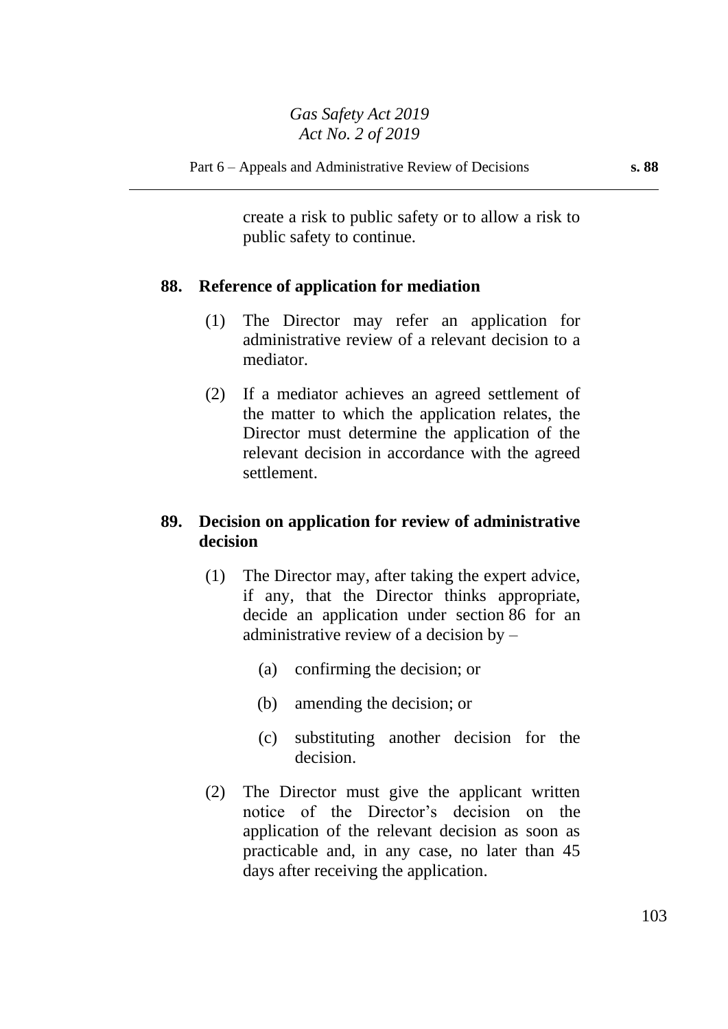create a risk to public safety or to allow a risk to public safety to continue.

## 88. Reference of application for mediation

(1) The Director may refer an application for administrative review of a relevant decision to a mediator.

(2) If a mediator achieves an agreed settlement of the matter to which the application relates, the Director must determine the application of the relevant decision in accordance with the agreed settlement.

## 89. Decision on application for review of administrative decision

(1) The Director may, after taking the expert advice, if any, that the Director thinks appropriate, decide an application under section 86 for an administrative review of a decision by –

(a) confirming the decision; or

(b) amending the decision; or

(c) substituting another decision for the decision.

(2) The Director must give the applicant written notice of the Director's decision on the application of the relevant decision as soon as practicable and, in any case, no later than 45 days after receiving the application.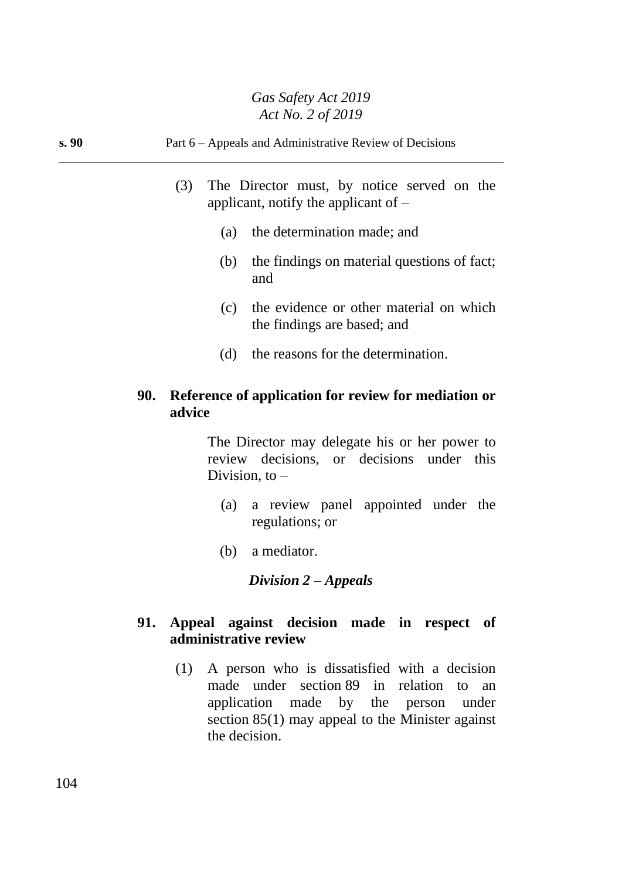(3) The Director must, by notice served on the applicant, notify the applicant of –

(a) the determination made; and

(b) the findings on material questions of fact; and

(c) the evidence or other material on which the findings are based; and

(d) the reasons for the determination.

**90. Reference of application for review for mediation or advice**

The Director may delegate his or her power to review decisions, or decisions under this Division, to –

(a) a review panel appointed under the regulations; or

(b) a mediator.

***Division 2 – Appeals***

**91. Appeal against decision made in respect of administrative review**

(1) A person who is dissatisfied with a decision made under section 89 in relation to an application made by the person under section 85(1) may appeal to the Minister against the decision.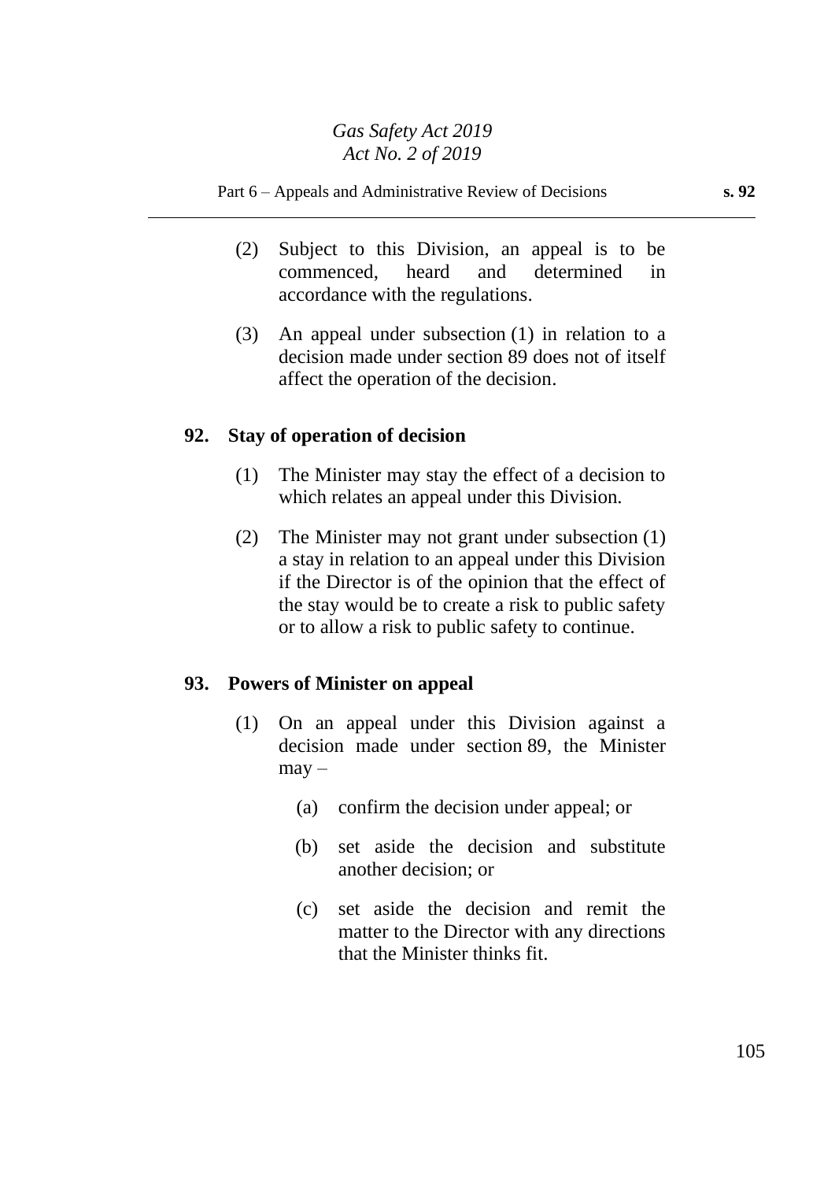(2) Subject to this Division, an appeal is to be commenced, heard and determined in accordance with the regulations.

(3) An appeal under subsection (1) in relation to a decision made under section 89 does not of itself affect the operation of the decision.

### 92. Stay of operation of decision

(1) The Minister may stay the effect of a decision to which relates an appeal under this Division.

(2) The Minister may not grant under subsection (1) a stay in relation to an appeal under this Division if the Director is of the opinion that the effect of the stay would be to create a risk to public safety or to allow a risk to public safety to continue.

### 93. Powers of Minister on appeal

(1) On an appeal under this Division against a decision made under section 89, the Minister may –

(a) confirm the decision under appeal; or

(b) set aside the decision and substitute another decision; or

(c) set aside the decision and remit the matter to the Director with any directions that the Minister thinks fit.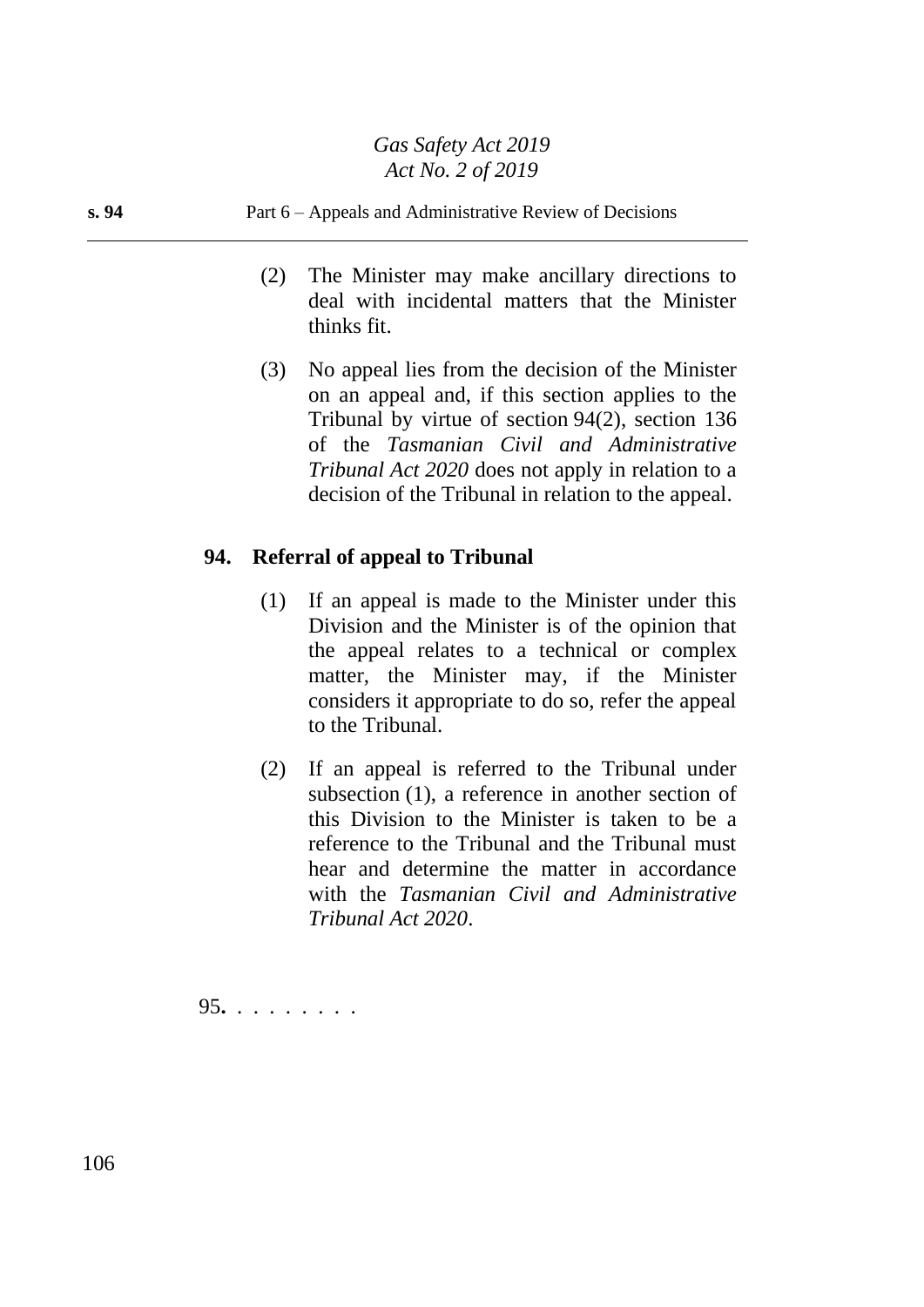(2) The Minister may make ancillary directions to deal with incidental matters that the Minister thinks fit.

(3) No appeal lies from the decision of the Minister on an appeal and, if this section applies to the Tribunal by virtue of section 94(2), section 136 of the *Tasmanian Civil and Administrative Tribunal Act 2020* does not apply in relation to a decision of the Tribunal in relation to the appeal.

### 94. Referral of appeal to Tribunal

(1) If an appeal is made to the Minister under this Division and the Minister is of the opinion that the appeal relates to a technical or complex matter, the Minister may, if the Minister considers it appropriate to do so, refer the appeal to the Tribunal.

(2) If an appeal is referred to the Tribunal under subsection (1), a reference in another section of this Division to the Minister is taken to be a reference to the Tribunal and the Tribunal must hear and determine the matter in accordance with the *Tasmanian Civil and Administrative Tribunal Act 2020*.

95. . . . . . . . .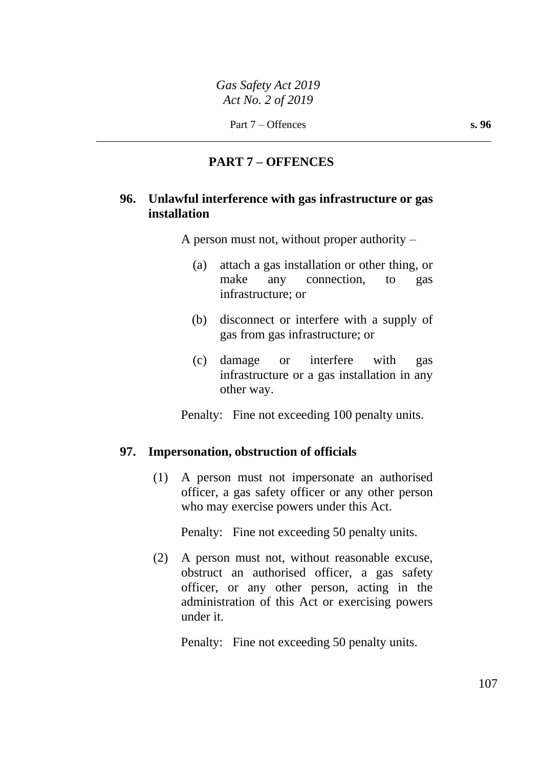## PART 7 – OFFENCES

### 96. Unlawful interference with gas infrastructure or gas installation

A person must not, without proper authority –

(a) attach a gas installation or other thing, or make any connection, to gas infrastructure; or

(b) disconnect or interfere with a supply of gas from gas infrastructure; or

(c) damage or interfere with gas infrastructure or a gas installation in any other way.

Penalty: Fine not exceeding 100 penalty units.

### 97. Impersonation, obstruction of officials

(1) A person must not impersonate an authorised officer, a gas safety officer or any other person who may exercise powers under this Act.

Penalty: Fine not exceeding 50 penalty units.

(2) A person must not, without reasonable excuse, obstruct an authorised officer, a gas safety officer, or any other person, acting in the administration of this Act or exercising powers under it.

Penalty: Fine not exceeding 50 penalty units.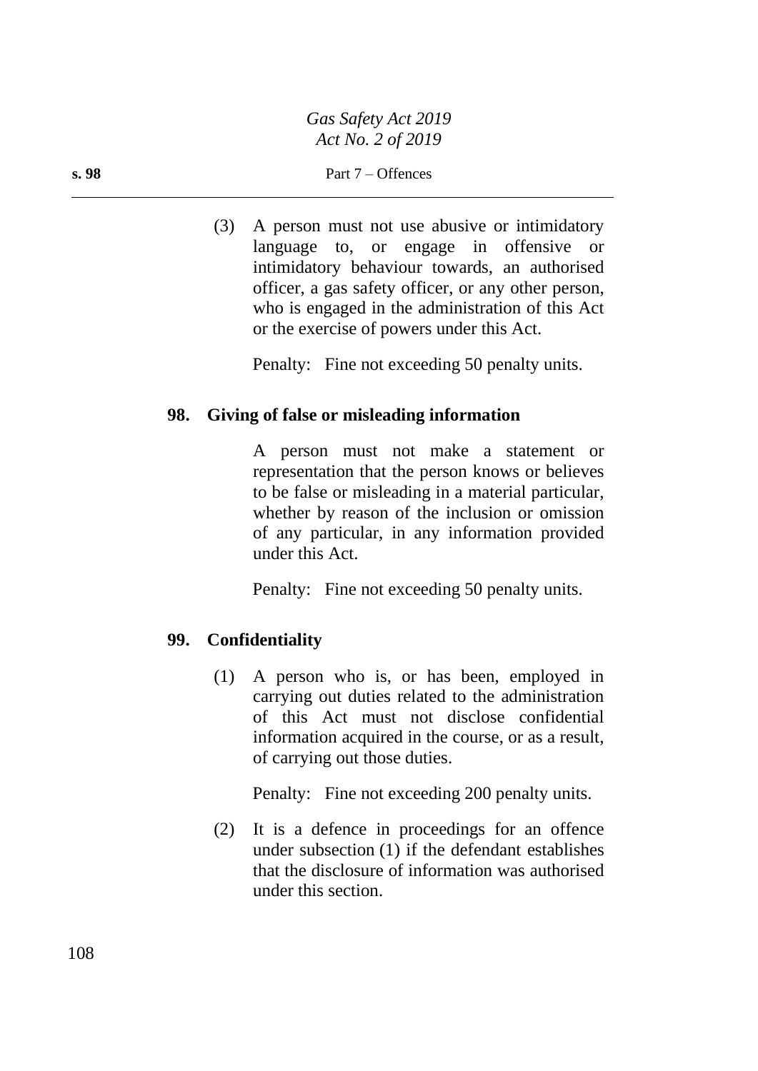(3) A person must not use abusive or intimidatory language to, or engage in offensive or intimidatory behaviour towards, an authorised officer, a gas safety officer, or any other person, who is engaged in the administration of this Act or the exercise of powers under this Act.

Penalty: Fine not exceeding 50 penalty units.

**98. Giving of false or misleading information**

A person must not make a statement or representation that the person knows or believes to be false or misleading in a material particular, whether by reason of the inclusion or omission of any particular, in any information provided under this Act.

Penalty: Fine not exceeding 50 penalty units.

**99. Confidentiality**

(1) A person who is, or has been, employed in carrying out duties related to the administration of this Act must not disclose confidential information acquired in the course, or as a result, of carrying out those duties.

Penalty: Fine not exceeding 200 penalty units.

(2) It is a defence in proceedings for an offence under subsection (1) if the defendant establishes that the disclosure of information was authorised under this section.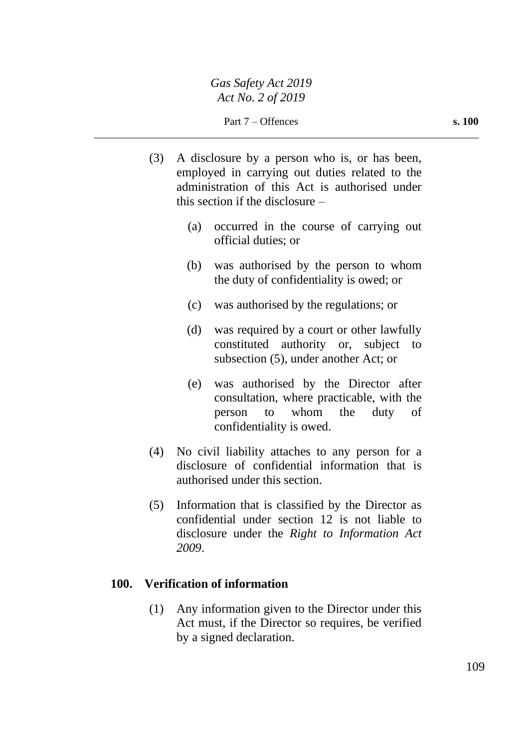(3) A disclosure by a person who is, or has been, employed in carrying out duties related to the administration of this Act is authorised under this section if the disclosure –

(a) occurred in the course of carrying out official duties; or

(b) was authorised by the person to whom the duty of confidentiality is owed; or

(c) was authorised by the regulations; or

(d) was required by a court or other lawfully constituted authority or, subject to subsection (5), under another Act; or

(e) was authorised by the Director after consultation, where practicable, with the person to whom the duty of confidentiality is owed.

(4) No civil liability attaches to any person for a disclosure of confidential information that is authorised under this section.

(5) Information that is classified by the Director as confidential under section 12 is not liable to disclosure under the *Right to Information Act 2009*.

## 100. Verification of information

(1) Any information given to the Director under this Act must, if the Director so requires, be verified by a signed declaration.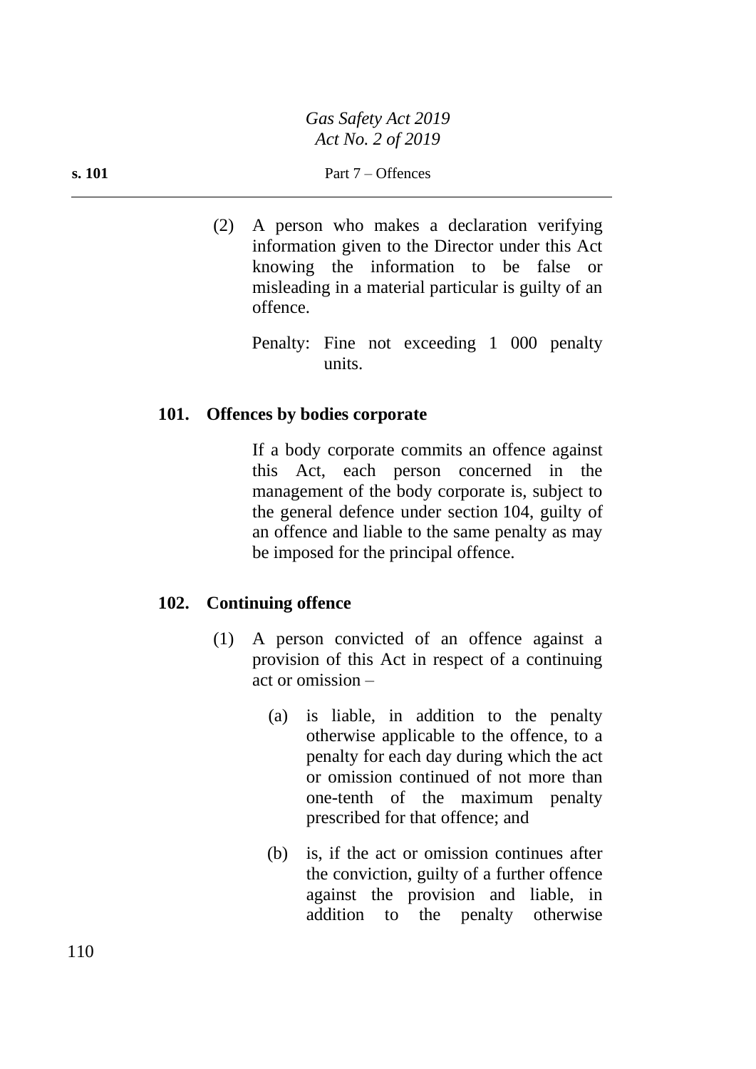(2) A person who makes a declaration verifying information given to the Director under this Act knowing the information to be false or misleading in a material particular is guilty of an offence.

Penalty: Fine not exceeding 1 000 penalty units.

**101. Offences by bodies corporate**

If a body corporate commits an offence against this Act, each person concerned in the management of the body corporate is, subject to the general defence under section 104, guilty of an offence and liable to the same penalty as may be imposed for the principal offence.

**102. Continuing offence**

(1) A person convicted of an offence against a provision of this Act in respect of a continuing act or omission –

(a) is liable, in addition to the penalty otherwise applicable to the offence, to a penalty for each day during which the act or omission continued of not more than one-tenth of the maximum penalty prescribed for that offence; and

(b) is, if the act or omission continues after the conviction, guilty of a further offence against the provision and liable, in addition to the penalty otherwise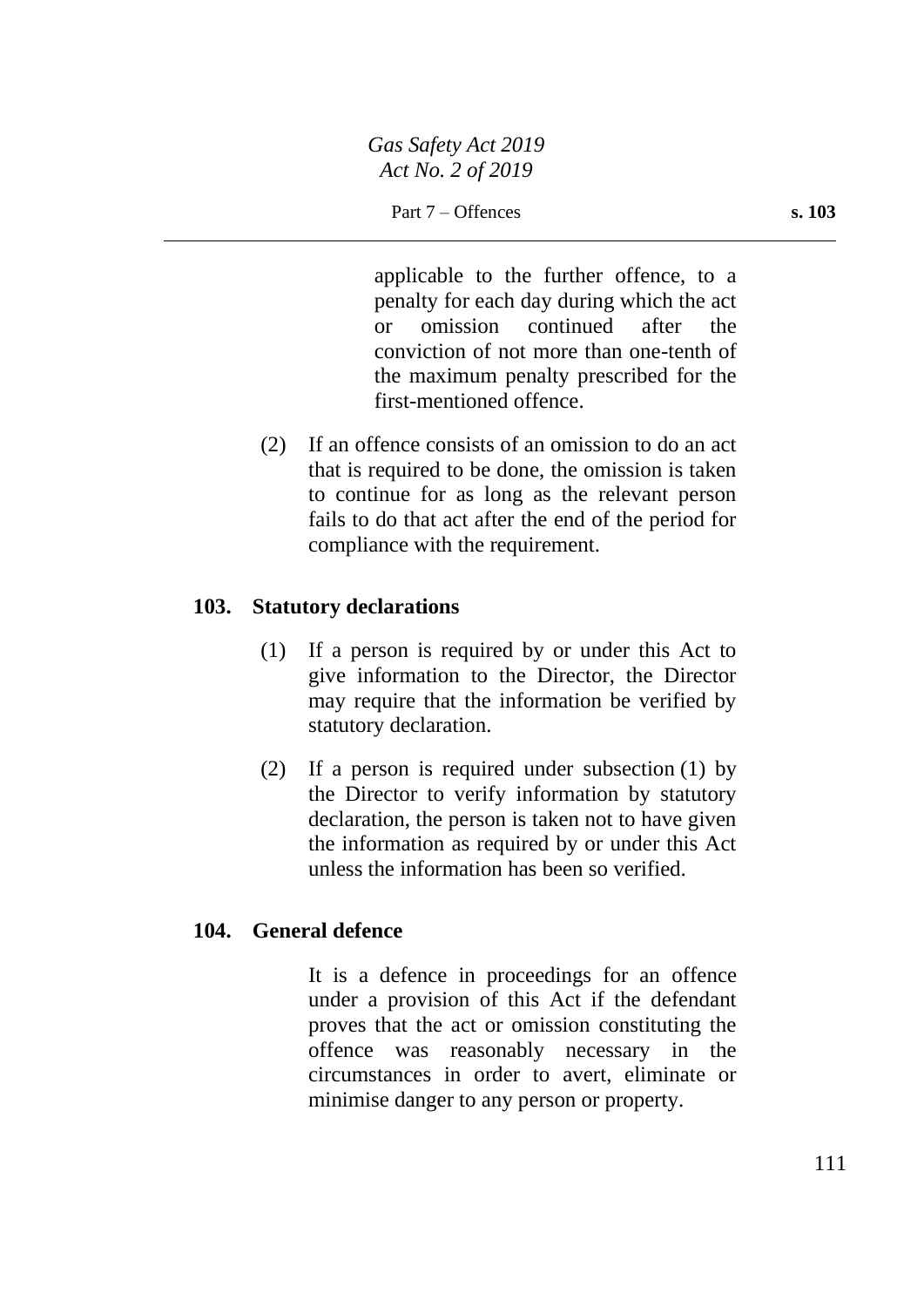applicable to the further offence, to a penalty for each day during which the act or omission continued after the conviction of not more than one-tenth of the maximum penalty prescribed for the first-mentioned offence.

(2) If an offence consists of an omission to do an act that is required to be done, the omission is taken to continue for as long as the relevant person fails to do that act after the end of the period for compliance with the requirement.

### 103. Statutory declarations

(1) If a person is required by or under this Act to give information to the Director, the Director may require that the information be verified by statutory declaration.

(2) If a person is required under subsection (1) by the Director to verify information by statutory declaration, the person is taken not to have given the information as required by or under this Act unless the information has been so verified.

### 104. General defence

It is a defence in proceedings for an offence under a provision of this Act if the defendant proves that the act or omission constituting the offence was reasonably necessary in the circumstances in order to avert, eliminate or minimise danger to any person or property.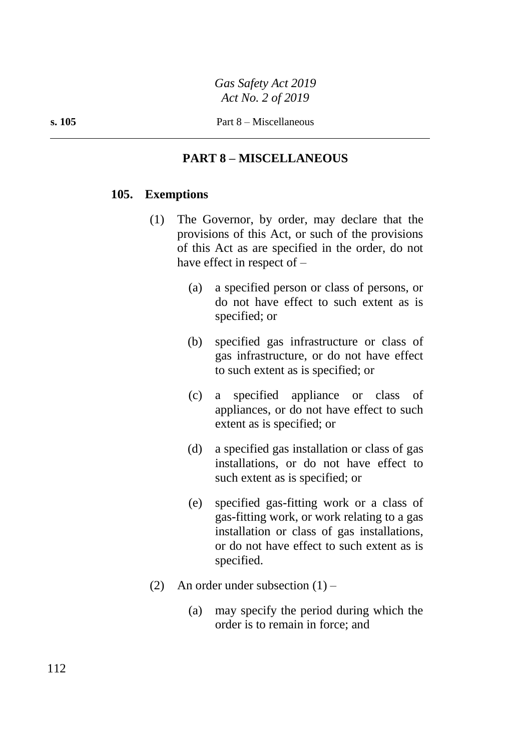## PART 8 – MISCELLANEOUS

### 105. Exemptions

(1) The Governor, by order, may declare that the provisions of this Act, or such of the provisions of this Act as are specified in the order, do not have effect in respect of –

- (a) a specified person or class of persons, or do not have effect to such extent as is specified; or
- (b) specified gas infrastructure or class of gas infrastructure, or do not have effect to such extent as is specified; or
- (c) a specified appliance or class of appliances, or do not have effect to such extent as is specified; or
- (d) a specified gas installation or class of gas installations, or do not have effect to such extent as is specified; or
- (e) specified gas-fitting work or a class of gas-fitting work, or work relating to a gas installation or class of gas installations, or do not have effect to such extent as is specified.

(2) An order under subsection (1) –

- (a) may specify the period during which the order is to remain in force; and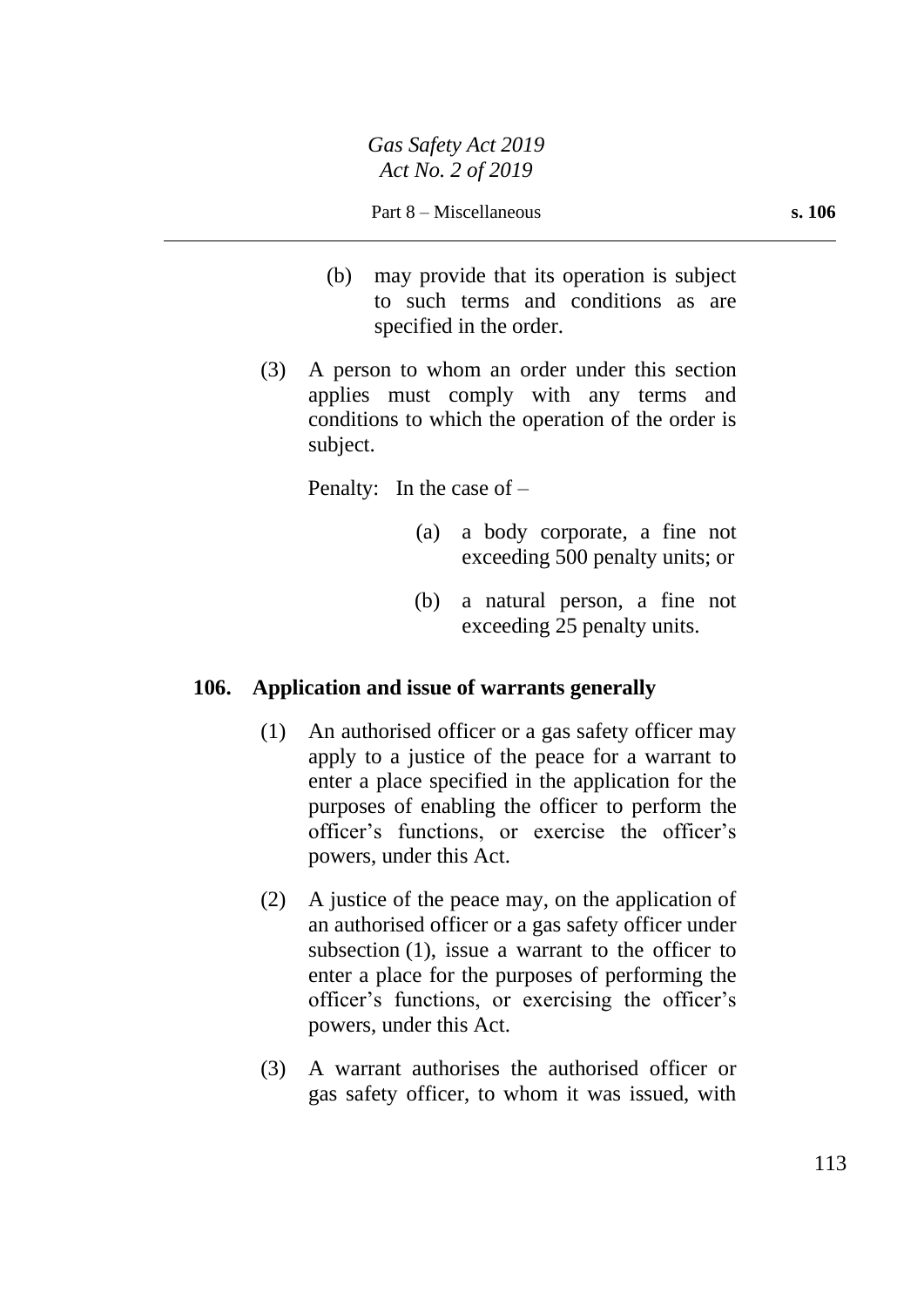(b) may provide that its operation is subject to such terms and conditions as are specified in the order.

(3) A person to whom an order under this section applies must comply with any terms and conditions to which the operation of the order is subject.

Penalty: In the case of –

(a) a body corporate, a fine not exceeding 500 penalty units; or

(b) a natural person, a fine not exceeding 25 penalty units.

### 106. Application and issue of warrants generally

(1) An authorised officer or a gas safety officer may apply to a justice of the peace for a warrant to enter a place specified in the application for the purposes of enabling the officer to perform the officer's functions, or exercise the officer's powers, under this Act.

(2) A justice of the peace may, on the application of an authorised officer or a gas safety officer under subsection (1), issue a warrant to the officer to enter a place for the purposes of performing the officer's functions, or exercising the officer's powers, under this Act.

(3) A warrant authorises the authorised officer or gas safety officer, to whom it was issued, with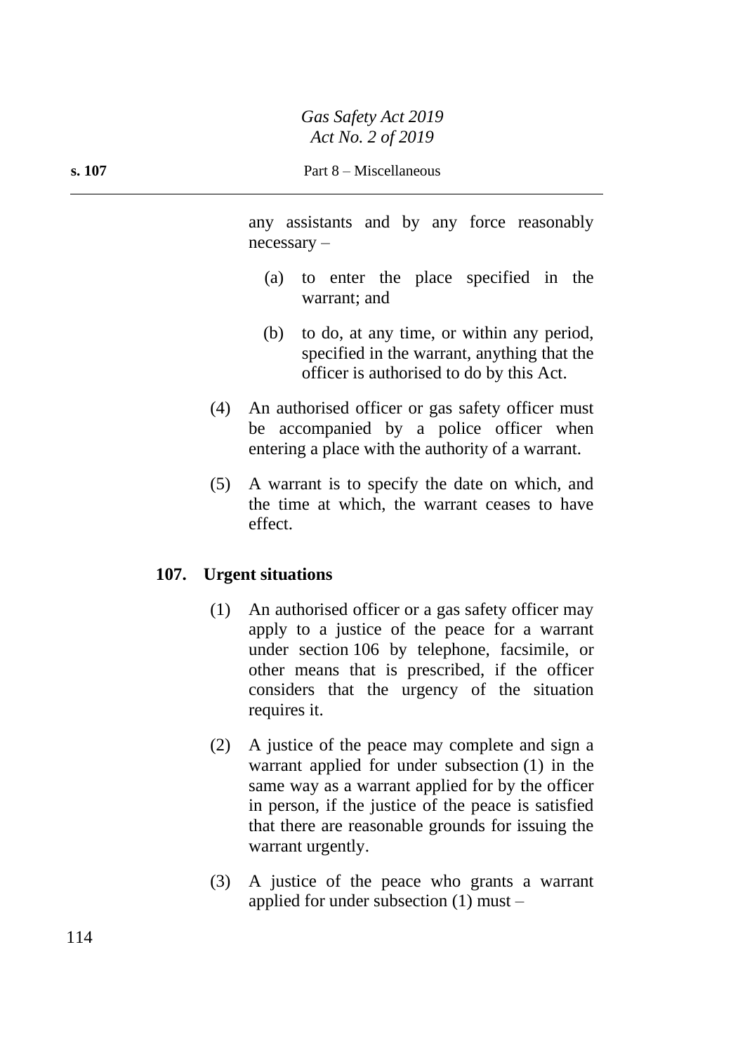any assistants and by any force reasonably necessary –

(a) to enter the place specified in the warrant; and

(b) to do, at any time, or within any period, specified in the warrant, anything that the officer is authorised to do by this Act.

(4) An authorised officer or gas safety officer must be accompanied by a police officer when entering a place with the authority of a warrant.

(5) A warrant is to specify the date on which, and the time at which, the warrant ceases to have effect.

## 107. Urgent situations

(1) An authorised officer or a gas safety officer may apply to a justice of the peace for a warrant under section 106 by telephone, facsimile, or other means that is prescribed, if the officer considers that the urgency of the situation requires it.

(2) A justice of the peace may complete and sign a warrant applied for under subsection (1) in the same way as a warrant applied for by the officer in person, if the justice of the peace is satisfied that there are reasonable grounds for issuing the warrant urgently.

(3) A justice of the peace who grants a warrant applied for under subsection (1) must –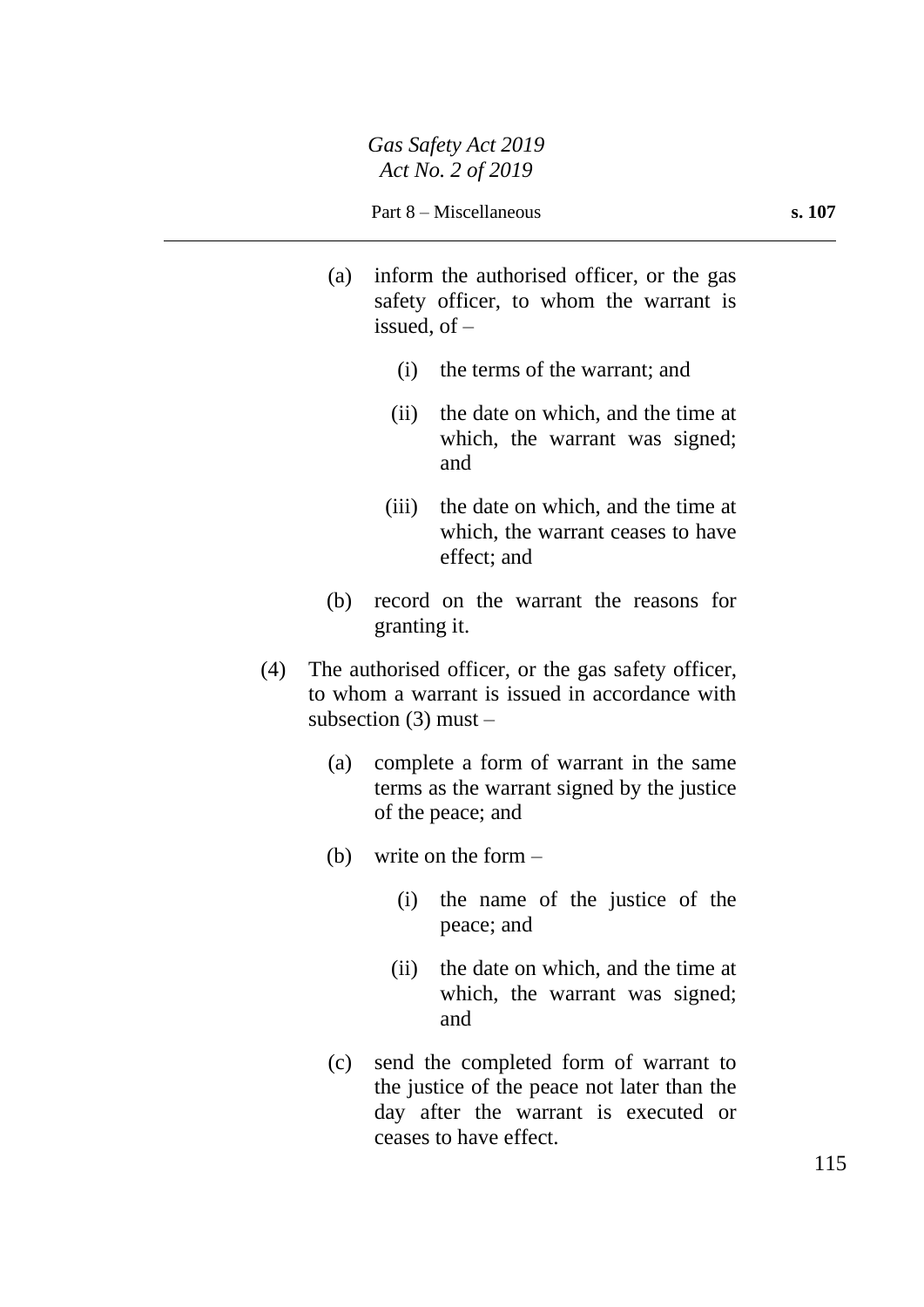(a) inform the authorised officer, or the gas safety officer, to whom the warrant is issued, of –

  (i) the terms of the warrant; and

  (ii) the date on which, and the time at which, the warrant was signed; and

  (iii) the date on which, and the time at which, the warrant ceases to have effect; and

(b) record on the warrant the reasons for granting it.

(4) The authorised officer, or the gas safety officer, to whom a warrant is issued in accordance with subsection (3) must –

(a) complete a form of warrant in the same terms as the warrant signed by the justice of the peace; and

(b) write on the form –

  (i) the name of the justice of the peace; and

  (ii) the date on which, and the time at which, the warrant was signed; and

(c) send the completed form of warrant to the justice of the peace not later than the day after the warrant is executed or ceases to have effect.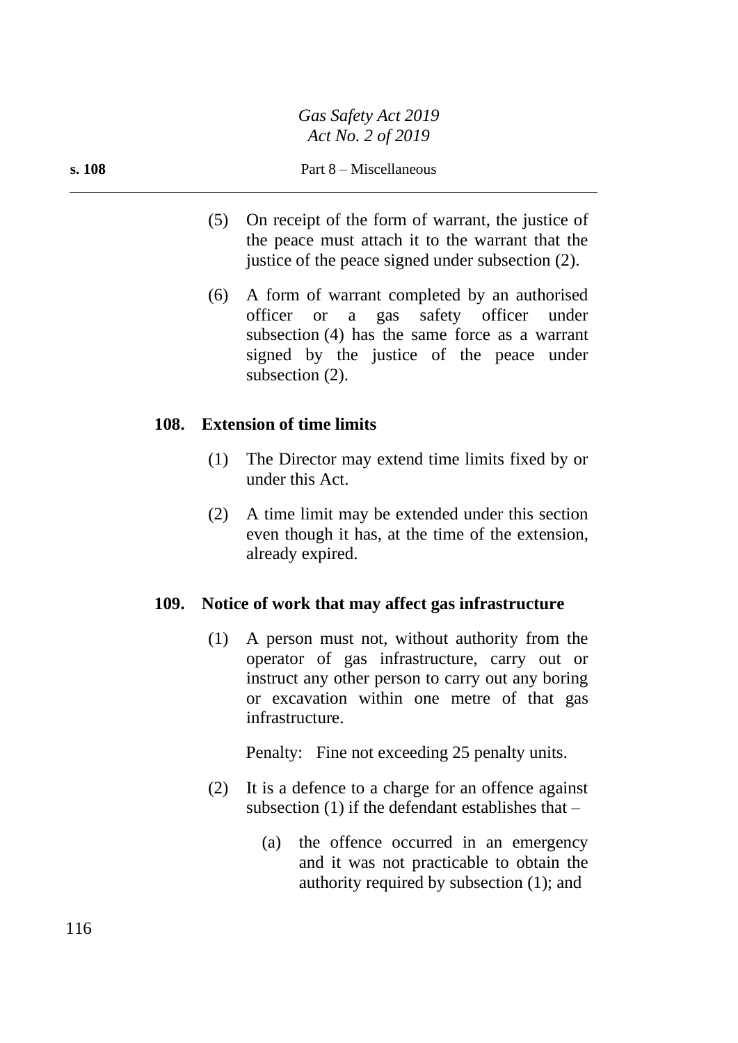(5) On receipt of the form of warrant, the justice of the peace must attach it to the warrant that the justice of the peace signed under subsection (2).

(6) A form of warrant completed by an authorised officer or a gas safety officer under subsection (4) has the same force as a warrant signed by the justice of the peace under subsection (2).

### 108. Extension of time limits

(1) The Director may extend time limits fixed by or under this Act.

(2) A time limit may be extended under this section even though it has, at the time of the extension, already expired.

### 109. Notice of work that may affect gas infrastructure

(1) A person must not, without authority from the operator of gas infrastructure, carry out or instruct any other person to carry out any boring or excavation within one metre of that gas infrastructure.

Penalty: Fine not exceeding 25 penalty units.

(2) It is a defence to a charge for an offence against subsection (1) if the defendant establishes that –

(a) the offence occurred in an emergency and it was not practicable to obtain the authority required by subsection (1); and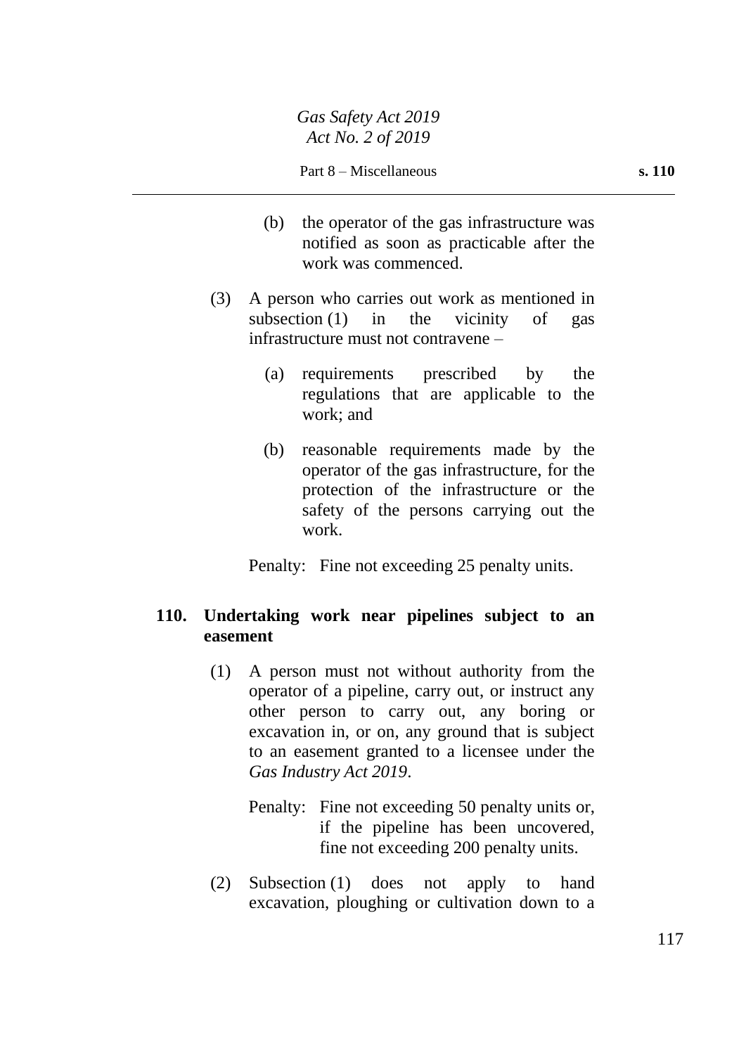(b) the operator of the gas infrastructure was notified as soon as practicable after the work was commenced.

(3) A person who carries out work as mentioned in subsection (1) in the vicinity of gas infrastructure must not contravene –

(a) requirements prescribed by the regulations that are applicable to the work; and

(b) reasonable requirements made by the operator of the gas infrastructure, for the protection of the infrastructure or the safety of the persons carrying out the work.

Penalty: Fine not exceeding 25 penalty units.

**110. Undertaking work near pipelines subject to an easement**

(1) A person must not without authority from the operator of a pipeline, carry out, or instruct any other person to carry out, any boring or excavation in, or on, any ground that is subject to an easement granted to a licensee under the *Gas Industry Act 2019*.

Penalty: Fine not exceeding 50 penalty units or, if the pipeline has been uncovered, fine not exceeding 200 penalty units.

(2) Subsection (1) does not apply to hand excavation, ploughing or cultivation down to a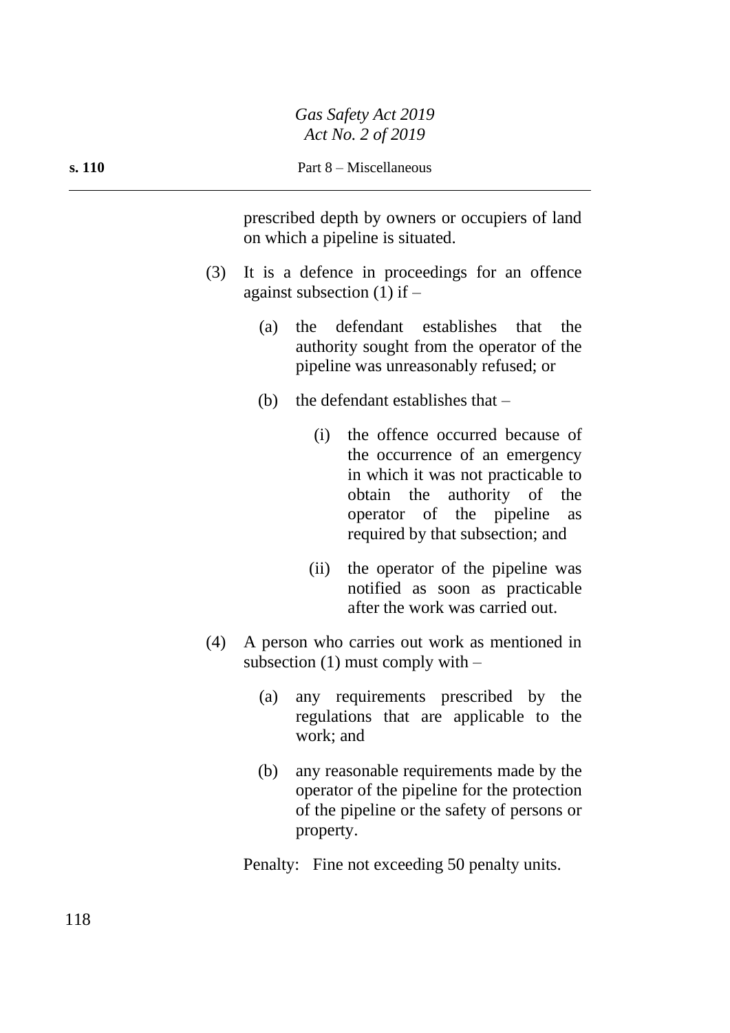prescribed depth by owners or occupiers of land on which a pipeline is situated.

(3) It is a defence in proceedings for an offence against subsection (1) if –

(a) the defendant establishes that the authority sought from the operator of the pipeline was unreasonably refused; or

(b) the defendant establishes that –

(i) the offence occurred because of the occurrence of an emergency in which it was not practicable to obtain the authority of the operator of the pipeline as required by that subsection; and

(ii) the operator of the pipeline was notified as soon as practicable after the work was carried out.

(4) A person who carries out work as mentioned in subsection (1) must comply with –

(a) any requirements prescribed by the regulations that are applicable to the work; and

(b) any reasonable requirements made by the operator of the pipeline for the protection of the pipeline or the safety of persons or property.

Penalty: Fine not exceeding 50 penalty units.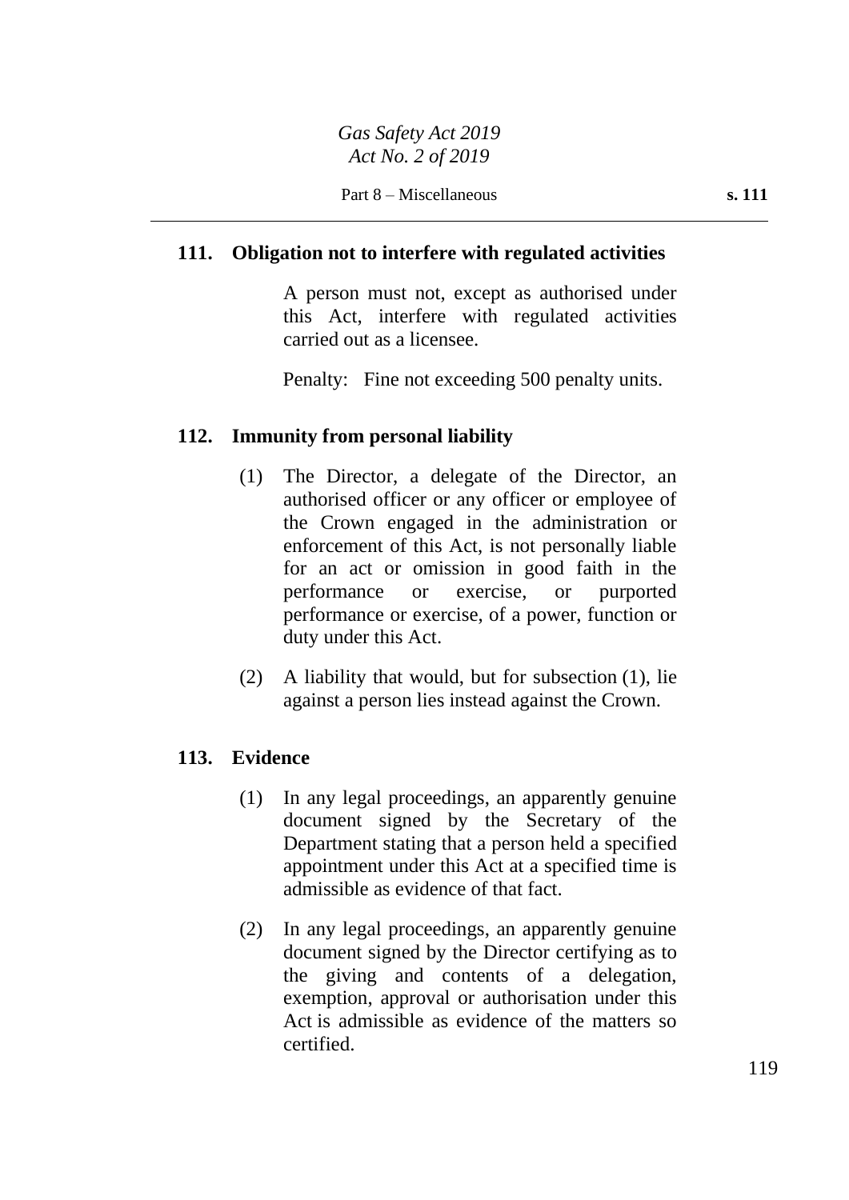### 111. Obligation not to interfere with regulated activities

A person must not, except as authorised under this Act, interfere with regulated activities carried out as a licensee.

Penalty: Fine not exceeding 500 penalty units.

### 112. Immunity from personal liability

(1) The Director, a delegate of the Director, an authorised officer or any officer or employee of the Crown engaged in the administration or enforcement of this Act, is not personally liable for an act or omission in good faith in the performance or exercise, or purported performance or exercise, of a power, function or duty under this Act.

(2) A liability that would, but for subsection (1), lie against a person lies instead against the Crown.

### 113. Evidence

(1) In any legal proceedings, an apparently genuine document signed by the Secretary of the Department stating that a person held a specified appointment under this Act at a specified time is admissible as evidence of that fact.

(2) In any legal proceedings, an apparently genuine document signed by the Director certifying as to the giving and contents of a delegation, exemption, approval or authorisation under this Act is admissible as evidence of the matters so certified.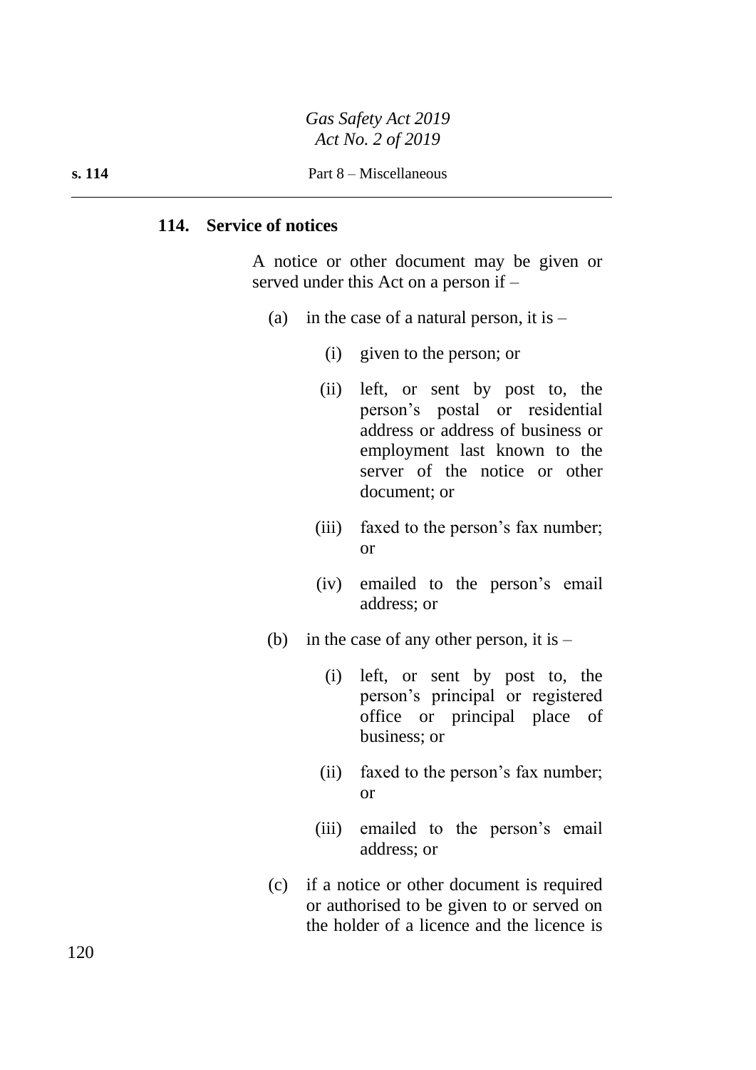## 114. Service of notices

A notice or other document may be given or served under this Act on a person if –

(a) in the case of a natural person, it is –

  (i) given to the person; or

  (ii) left, or sent by post to, the person's postal or residential address or address of business or employment last known to the server of the notice or other document; or

  (iii) faxed to the person's fax number; or

  (iv) emailed to the person's email address; or

(b) in the case of any other person, it is –

  (i) left, or sent by post to, the person's principal or registered office or principal place of business; or

  (ii) faxed to the person's fax number; or

  (iii) emailed to the person's email address; or

(c) if a notice or other document is required or authorised to be given to or served on the holder of a licence and the licence is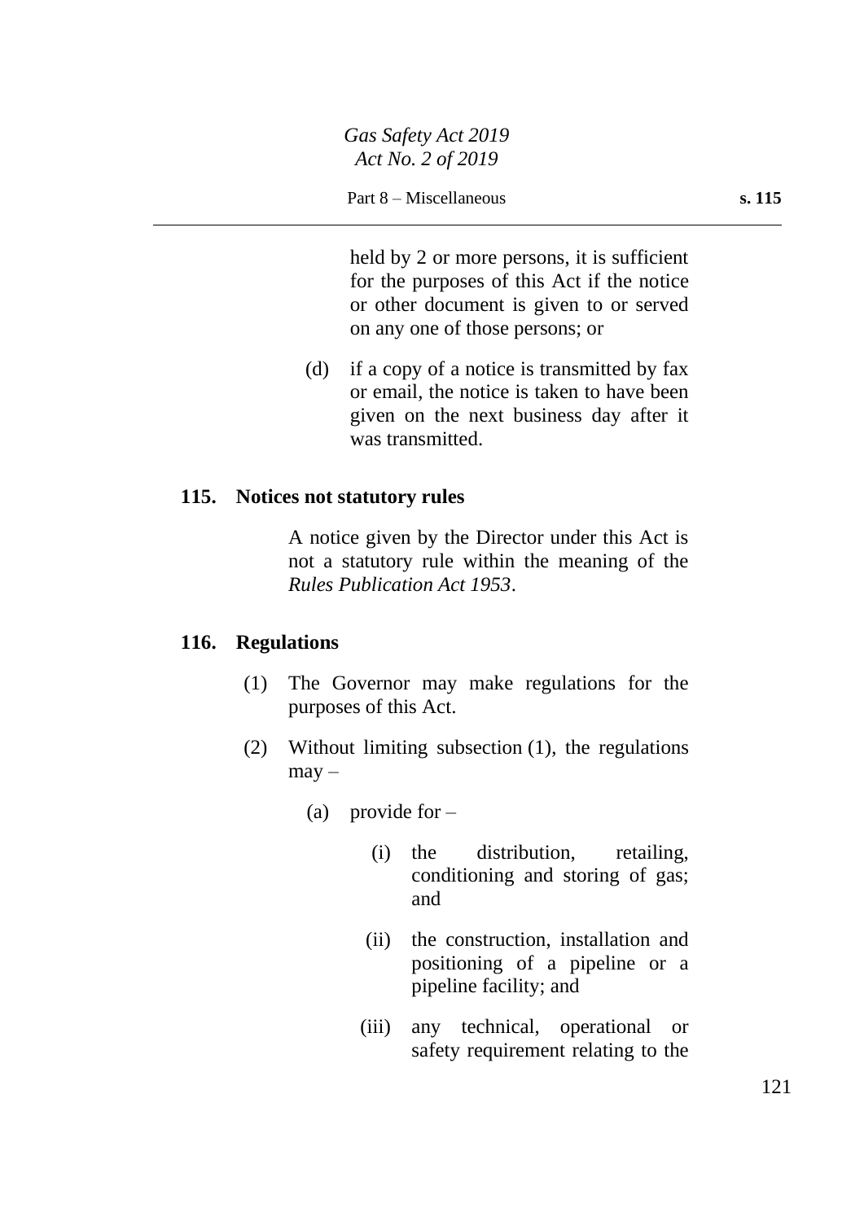held by 2 or more persons, it is sufficient for the purposes of this Act if the notice or other document is given to or served on any one of those persons; or

(d) if a copy of a notice is transmitted by fax or email, the notice is taken to have been given on the next business day after it was transmitted.

## 115. Notices not statutory rules

A notice given by the Director under this Act is not a statutory rule within the meaning of the *Rules Publication Act 1953*.

## 116. Regulations

(1) The Governor may make regulations for the purposes of this Act.

(2) Without limiting subsection (1), the regulations may –

- (a) provide for –
  - (i) the distribution, retailing, conditioning and storing of gas; and
  - (ii) the construction, installation and positioning of a pipeline or a pipeline facility; and
  - (iii) any technical, operational or safety requirement relating to the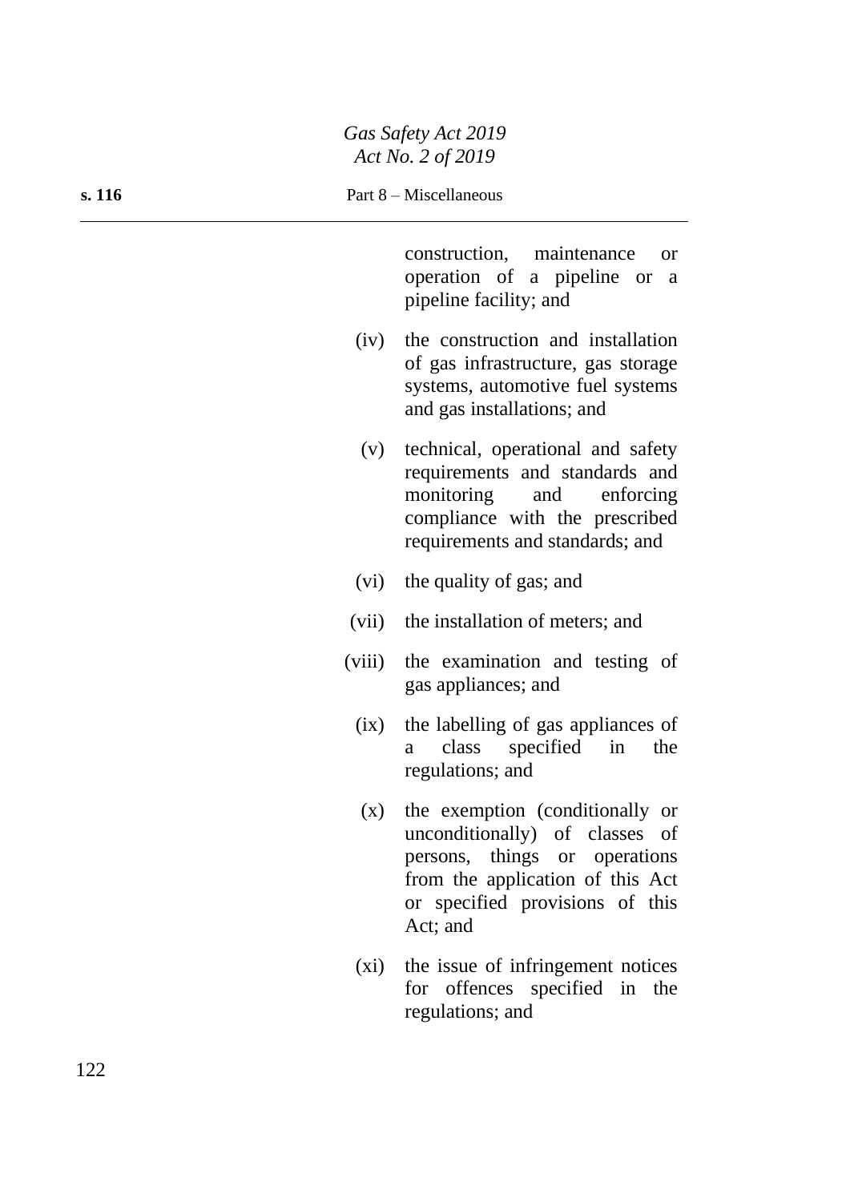construction, maintenance or operation of a pipeline or a pipeline facility; and

(iv) the construction and installation of gas infrastructure, gas storage systems, automotive fuel systems and gas installations; and

(v) technical, operational and safety requirements and standards and monitoring and enforcing compliance with the prescribed requirements and standards; and

(vi) the quality of gas; and

(vii) the installation of meters; and

(viii) the examination and testing of gas appliances; and

(ix) the labelling of gas appliances of a class specified in the regulations; and

(x) the exemption (conditionally or unconditionally) of classes of persons, things or operations from the application of this Act or specified provisions of this Act; and

(xi) the issue of infringement notices for offences specified in the regulations; and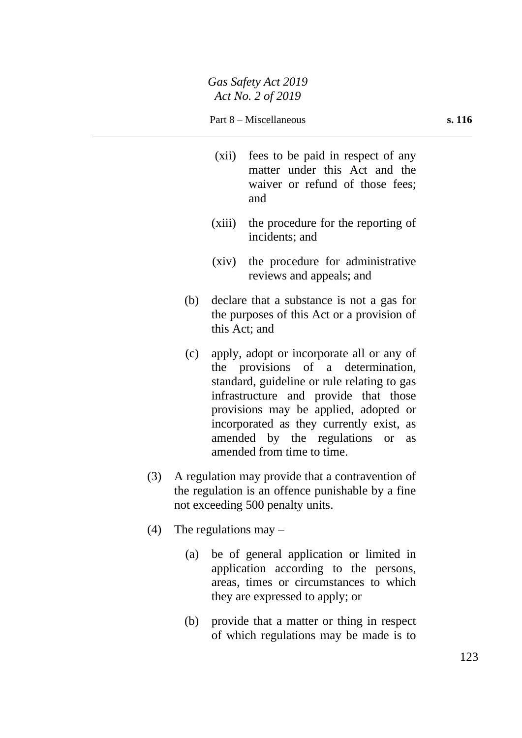(xii) fees to be paid in respect of any matter under this Act and the waiver or refund of those fees; and

(xiii) the procedure for the reporting of incidents; and

(xiv) the procedure for administrative reviews and appeals; and

(b) declare that a substance is not a gas for the purposes of this Act or a provision of this Act; and

(c) apply, adopt or incorporate all or any of the provisions of a determination, standard, guideline or rule relating to gas infrastructure and provide that those provisions may be applied, adopted or incorporated as they currently exist, as amended by the regulations or as amended from time to time.

(3) A regulation may provide that a contravention of the regulation is an offence punishable by a fine not exceeding 500 penalty units.

(4) The regulations may –

(a) be of general application or limited in application according to the persons, areas, times or circumstances to which they are expressed to apply; or

(b) provide that a matter or thing in respect of which regulations may be made is to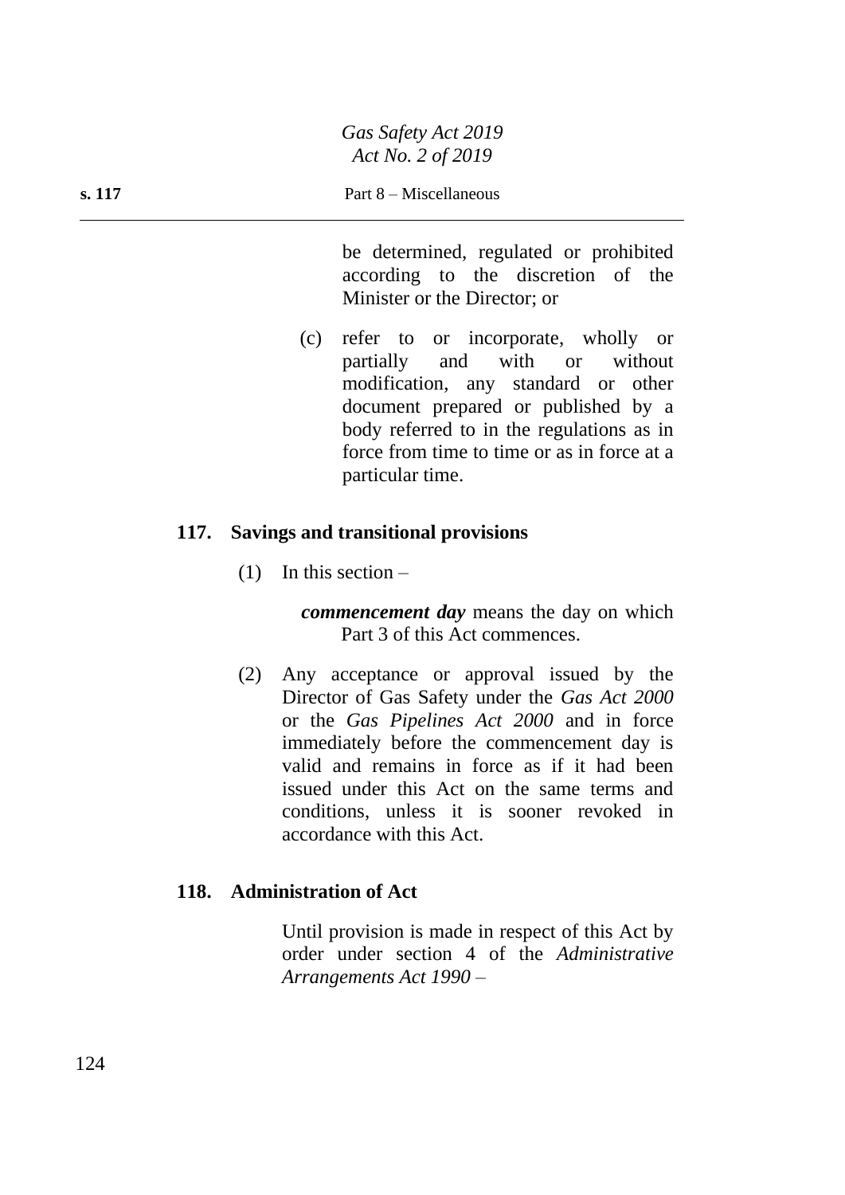be determined, regulated or prohibited according to the discretion of the Minister or the Director; or

(c) refer to or incorporate, wholly or partially and with or without modification, any standard or other document prepared or published by a body referred to in the regulations as in force from time to time or as in force at a particular time.

### 117. Savings and transitional provisions

(1) In this section –

***commencement day*** means the day on which Part 3 of this Act commences.

(2) Any acceptance or approval issued by the Director of Gas Safety under the *Gas Act 2000* or the *Gas Pipelines Act 2000* and in force immediately before the commencement day is valid and remains in force as if it had been issued under this Act on the same terms and conditions, unless it is sooner revoked in accordance with this Act.

### 118. Administration of Act

Until provision is made in respect of this Act by order under section 4 of the *Administrative Arrangements Act 1990* –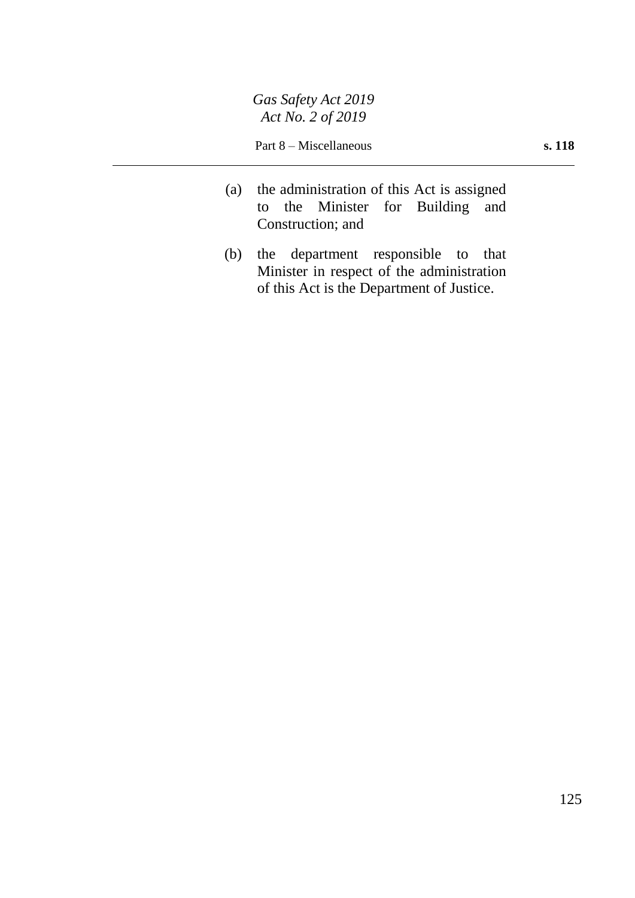(a) the administration of this Act is assigned to the Minister for Building and Construction; and

(b) the department responsible to that Minister in respect of the administration of this Act is the Department of Justice.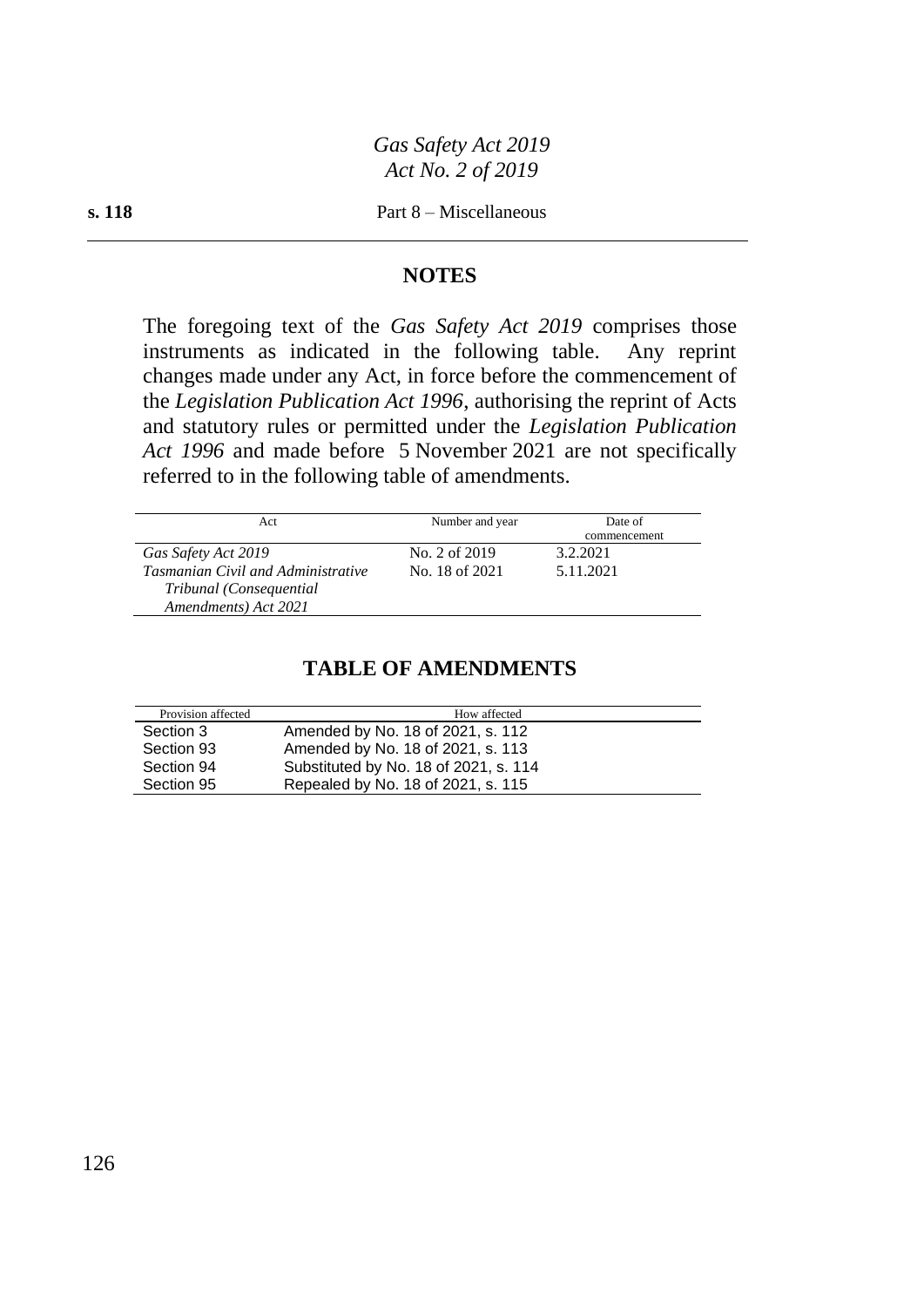## NOTES

The foregoing text of the *Gas Safety Act 2019* comprises those instruments as indicated in the following table. Any reprint changes made under any Act, in force before the commencement of the *Legislation Publication Act 1996*, authorising the reprint of Acts and statutory rules or permitted under the *Legislation Publication Act 1996* and made before 5 November 2021 are not specifically referred to in the following table of amendments.

| Act | Number and year | Date of commencement |
|---|---|---|
| *Gas Safety Act 2019* | No. 2 of 2019 | 3.2.2021 |
| *Tasmanian Civil and Administrative Tribunal (Consequential Amendments) Act 2021* | No. 18 of 2021 | 5.11.2021 |

## TABLE OF AMENDMENTS

| Provision affected | How affected |
|---|---|
| Section 3 | Amended by No. 18 of 2021, s. 112 |
| Section 93 | Amended by No. 18 of 2021, s. 113 |
| Section 94 | Substituted by No. 18 of 2021, s. 114 |
| Section 95 | Repealed by No. 18 of 2021, s. 115 |